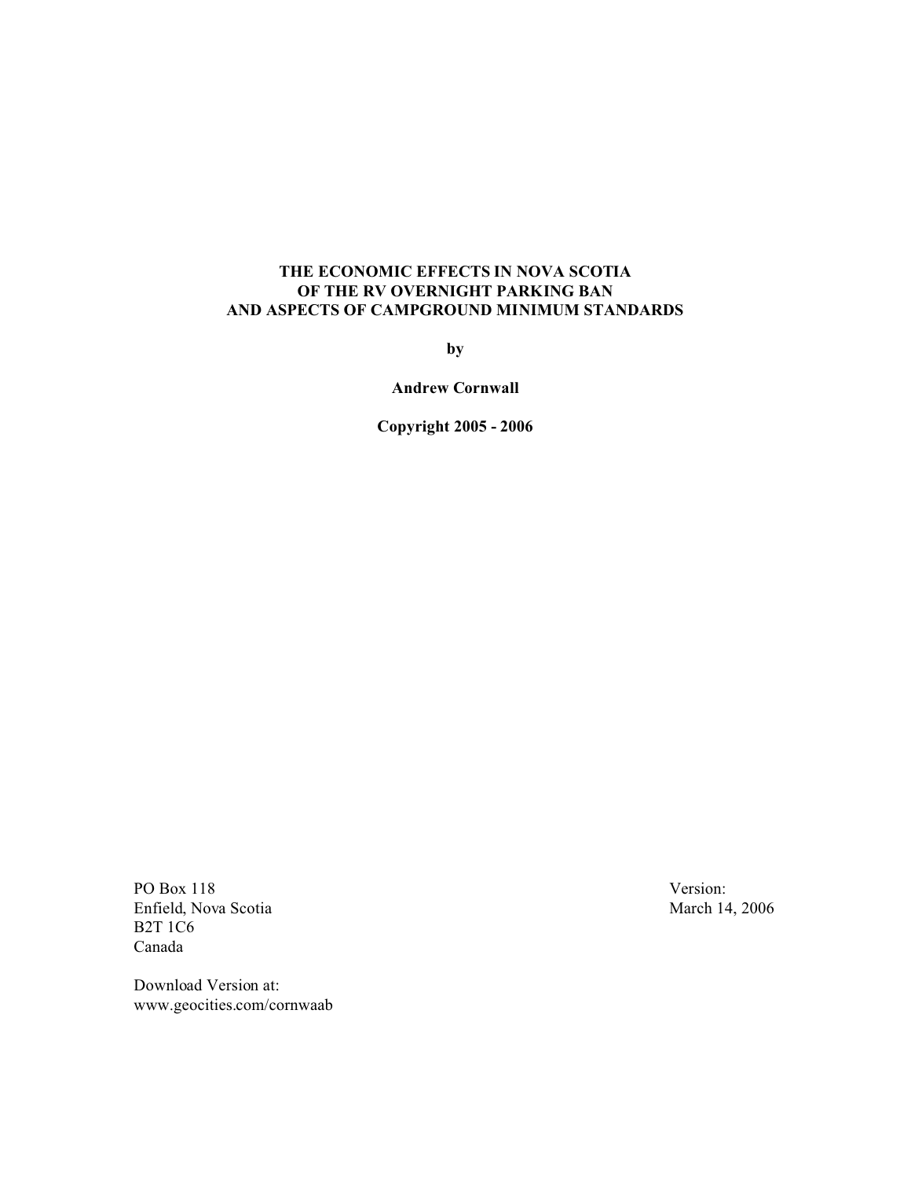# THE ECONOMIC EFFECTS IN NOVA SCOTIA OF THE RV OVERNIGHT PARKING BAN AND ASPECTS OF CAMPGROUND MINIMUM STANDARDS

**by**

**Andrew Cornwall**

**Copyright 2005 - 2006**

PO Box 118
Enfield, Nova Scotia
B2T 1C6
Canada

Version:
March 14, 2006

Download Version at:
www.geocities.com/cornwaab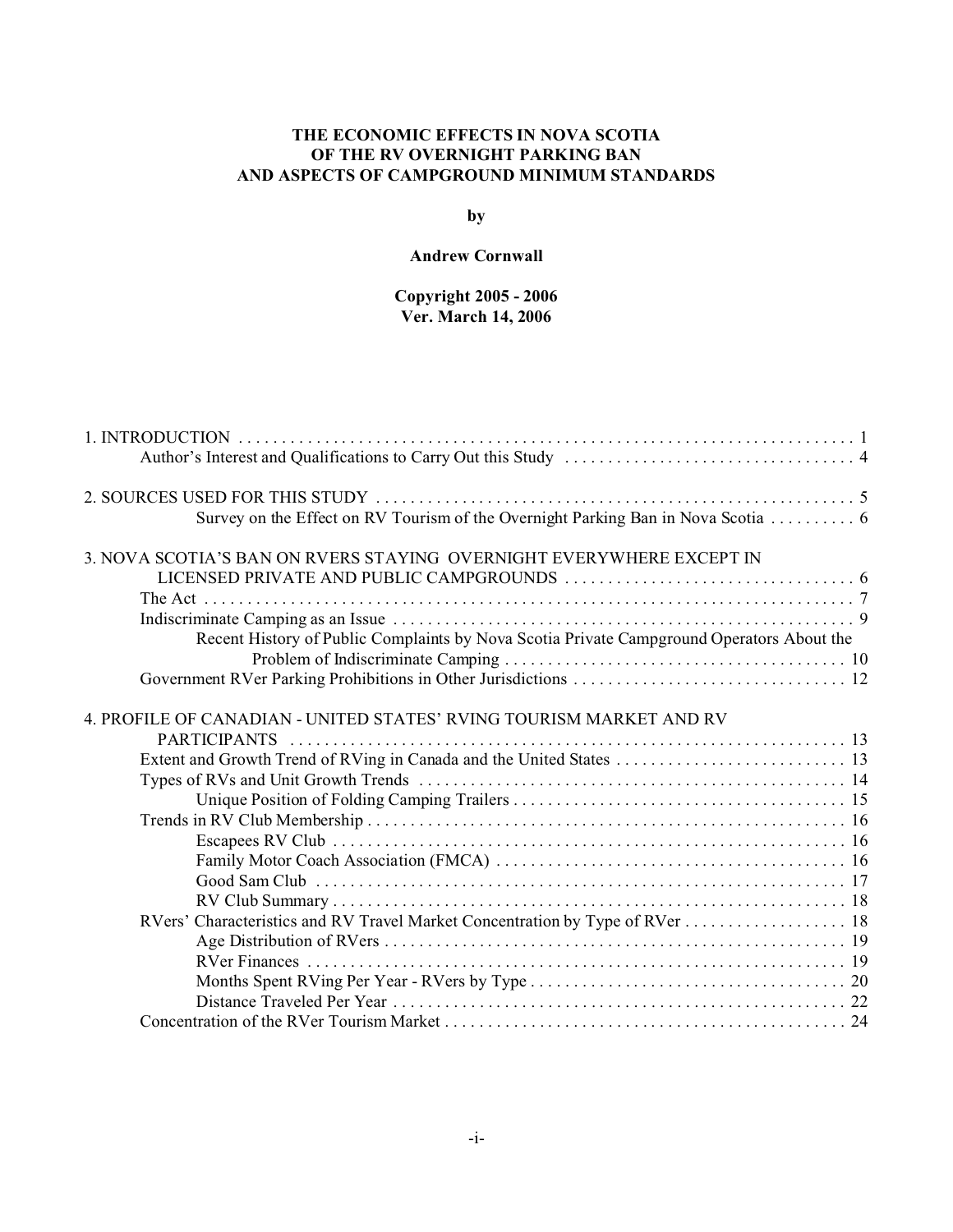**THE ECONOMIC EFFECTS IN NOVA SCOTIA OF THE RV OVERNIGHT PARKING BAN AND ASPECTS OF CAMPGROUND MINIMUM STANDARDS**

**by**

**Andrew Cornwall**

**Copyright 2005 - 2006**
**Ver. March 14, 2006**

1. INTRODUCTION . . . . . . . . . . . . . . . . . . . . . . . . . . . . . . . . . . . . . . . . . . . . . . . . . . . . . . . . . . . . . . . . . . . . . . . 1
   - Author's Interest and Qualifications to Carry Out this Study . . . . . . . . . . . . . . . . . . . . . . . . . . . . . . . . . . 4

2. SOURCES USED FOR THIS STUDY . . . . . . . . . . . . . . . . . . . . . . . . . . . . . . . . . . . . . . . . . . . . . . . . . . . . . . . 5
   - Survey on the Effect on RV Tourism of the Overnight Parking Ban in Nova Scotia . . . . . . . . . . 6

3. NOVA SCOTIA'S BAN ON RVERS STAYING OVERNIGHT EVERYWHERE EXCEPT IN LICENSED PRIVATE AND PUBLIC CAMPGROUNDS . . . . . . . . . . . . . . . . . . . . . . . . . . . . . . . . . . 6
   - The Act . . . . . . . . . . . . . . . . . . . . . . . . . . . . . . . . . . . . . . . . . . . . . . . . . . . . . . . . . . . . . . . . . . . . . . . . . . . 7
   - Indiscriminate Camping as an Issue . . . . . . . . . . . . . . . . . . . . . . . . . . . . . . . . . . . . . . . . . . . . . . . . . . . . . . 9
     - Recent History of Public Complaints by Nova Scotia Private Campground Operators About the Problem of Indiscriminate Camping . . . . . . . . . . . . . . . . . . . . . . . . . . . . . . . . . . . . . . . 10
   - Government RVer Parking Prohibitions in Other Jurisdictions . . . . . . . . . . . . . . . . . . . . . . . . . . . . . . . . 12

4. PROFILE OF CANADIAN - UNITED STATES' RVING TOURISM MARKET AND RV PARTICIPANTS . . . . . . . . . . . . . . . . . . . . . . . . . . . . . . . . . . . . . . . . . . . . . . . . . . . . . . . . . . . . . . . . . . 13
   - Extent and Growth Trend of RVing in Canada and the United States . . . . . . . . . . . . . . . . . . . . . . . . . . . 13
   - Types of RVs and Unit Growth Trends . . . . . . . . . . . . . . . . . . . . . . . . . . . . . . . . . . . . . . . . . . . . . . . . . . 14
     - Unique Position of Folding Camping Trailers . . . . . . . . . . . . . . . . . . . . . . . . . . . . . . . . . . . . . . . . 15
   - Trends in RV Club Membership . . . . . . . . . . . . . . . . . . . . . . . . . . . . . . . . . . . . . . . . . . . . . . . . . . . . . . . . 16
     - Escapees RV Club . . . . . . . . . . . . . . . . . . . . . . . . . . . . . . . . . . . . . . . . . . . . . . . . . . . . . . . . . . . 16
     - Family Motor Coach Association (FMCA) . . . . . . . . . . . . . . . . . . . . . . . . . . . . . . . . . . . . . . . . . 16
     - Good Sam Club . . . . . . . . . . . . . . . . . . . . . . . . . . . . . . . . . . . . . . . . . . . . . . . . . . . . . . . . . . . . . . 17
     - RV Club Summary . . . . . . . . . . . . . . . . . . . . . . . . . . . . . . . . . . . . . . . . . . . . . . . . . . . . . . . . . . . . 18
   - RVers' Characteristics and RV Travel Market Concentration by Type of RVer . . . . . . . . . . . . . . . . . . . 18
     - Age Distribution of RVers . . . . . . . . . . . . . . . . . . . . . . . . . . . . . . . . . . . . . . . . . . . . . . . . . . . . . . 19
     - RVer Finances . . . . . . . . . . . . . . . . . . . . . . . . . . . . . . . . . . . . . . . . . . . . . . . . . . . . . . . . . . . . . . 19
     - Months Spent RVing Per Year - RVers by Type . . . . . . . . . . . . . . . . . . . . . . . . . . . . . . . . . . . . . 20
     - Distance Traveled Per Year . . . . . . . . . . . . . . . . . . . . . . . . . . . . . . . . . . . . . . . . . . . . . . . . . . . . . 22
   - Concentration of the RVer Tourism Market . . . . . . . . . . . . . . . . . . . . . . . . . . . . . . . . . . . . . . . . . . . . . . . 24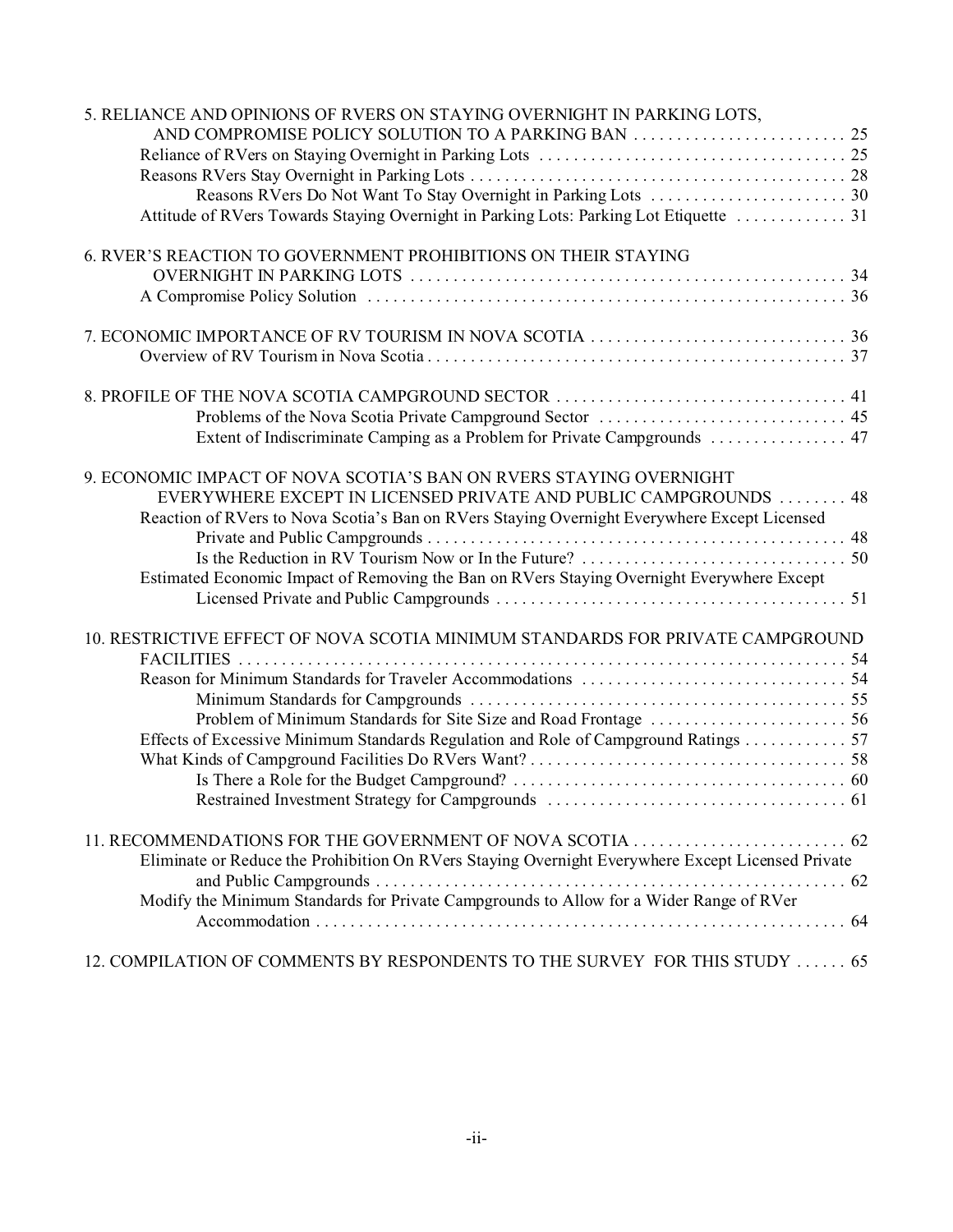5. RELIANCE AND OPINIONS OF RVERS ON STAYING OVERNIGHT IN PARKING LOTS, AND COMPROMISE POLICY SOLUTION TO A PARKING BAN . . . . . . . . . . . . . . . . . . . . . . . . . 25
  - Reliance of RVers on Staying Overnight in Parking Lots . . . . . . . . . . . . . . . . . . . . . . . . . . . . . . . . . . . 25
  - Reasons RVers Stay Overnight in Parking Lots . . . . . . . . . . . . . . . . . . . . . . . . . . . . . . . . . . . . . . . . . . . 28
    - Reasons RVers Do Not Want To Stay Overnight in Parking Lots . . . . . . . . . . . . . . . . . . . . . . . 30
  - Attitude of RVers Towards Staying Overnight in Parking Lots: Parking Lot Etiquette . . . . . . . . . . . . . 31

6. RVER'S REACTION TO GOVERNMENT PROHIBITIONS ON THEIR STAYING OVERNIGHT IN PARKING LOTS . . . . . . . . . . . . . . . . . . . . . . . . . . . . . . . . . . . . . . . . . . . . . . . . . . . 34
  - A Compromise Policy Solution . . . . . . . . . . . . . . . . . . . . . . . . . . . . . . . . . . . . . . . . . . . . . . . . . . . . . . . 36

7. ECONOMIC IMPORTANCE OF RV TOURISM IN NOVA SCOTIA . . . . . . . . . . . . . . . . . . . . . . . . . . . . . . 36
  - Overview of RV Tourism in Nova Scotia . . . . . . . . . . . . . . . . . . . . . . . . . . . . . . . . . . . . . . . . . . . . . . . . 37

8. PROFILE OF THE NOVA SCOTIA CAMPGROUND SECTOR . . . . . . . . . . . . . . . . . . . . . . . . . . . . . . . . . . 41
    - Problems of the Nova Scotia Private Campground Sector . . . . . . . . . . . . . . . . . . . . . . . . . . . . . 45
    - Extent of Indiscriminate Camping as a Problem for Private Campgrounds . . . . . . . . . . . . . . . . 47

9. ECONOMIC IMPACT OF NOVA SCOTIA'S BAN ON RVERS STAYING OVERNIGHT EVERYWHERE EXCEPT IN LICENSED PRIVATE AND PUBLIC CAMPGROUNDS . . . . . . . . 48
  - Reaction of RVers to Nova Scotia's Ban on RVers Staying Overnight Everywhere Except Licensed Private and Public Campgrounds . . . . . . . . . . . . . . . . . . . . . . . . . . . . . . . . . . . . . . . . . . . . . . . . . 48
    - Is the Reduction in RV Tourism Now or In the Future? . . . . . . . . . . . . . . . . . . . . . . . . . . . . . . . 50
  - Estimated Economic Impact of Removing the Ban on RVers Staying Overnight Everywhere Except Licensed Private and Public Campgrounds . . . . . . . . . . . . . . . . . . . . . . . . . . . . . . . . . . . . . . . . . 51

10. RESTRICTIVE EFFECT OF NOVA SCOTIA MINIMUM STANDARDS FOR PRIVATE CAMPGROUND FACILITIES . . . . . . . . . . . . . . . . . . . . . . . . . . . . . . . . . . . . . . . . . . . . . . . . . . . . . . . . . . . . . . . . . . . . . 54
  - Reason for Minimum Standards for Traveler Accommodations . . . . . . . . . . . . . . . . . . . . . . . . . . . . . . . 54
    - Minimum Standards for Campgrounds . . . . . . . . . . . . . . . . . . . . . . . . . . . . . . . . . . . . . . . . . . . . 55
    - Problem of Minimum Standards for Site Size and Road Frontage . . . . . . . . . . . . . . . . . . . . . . . 56
  - Effects of Excessive Minimum Standards Regulation and Role of Campground Ratings . . . . . . . . . . . . 57
  - What Kinds of Campground Facilities Do RVers Want? . . . . . . . . . . . . . . . . . . . . . . . . . . . . . . . . . . . . . 58
    - Is There a Role for the Budget Campground? . . . . . . . . . . . . . . . . . . . . . . . . . . . . . . . . . . . . . . . 60
    - Restrained Investment Strategy for Campgrounds . . . . . . . . . . . . . . . . . . . . . . . . . . . . . . . . . . . 61

11. RECOMMENDATIONS FOR THE GOVERNMENT OF NOVA SCOTIA . . . . . . . . . . . . . . . . . . . . . . . . . 62
  - Eliminate or Reduce the Prohibition On RVers Staying Overnight Everywhere Except Licensed Private and Public Campgrounds . . . . . . . . . . . . . . . . . . . . . . . . . . . . . . . . . . . . . . . . . . . . . . . . . . . . . . . 62
  - Modify the Minimum Standards for Private Campgrounds to Allow for a Wider Range of RVer Accommodation . . . . . . . . . . . . . . . . . . . . . . . . . . . . . . . . . . . . . . . . . . . . . . . . . . . . . . . . . . . . . . . 64

12. COMPILATION OF COMMENTS BY RESPONDENTS TO THE SURVEY FOR THIS STUDY . . . . . . 65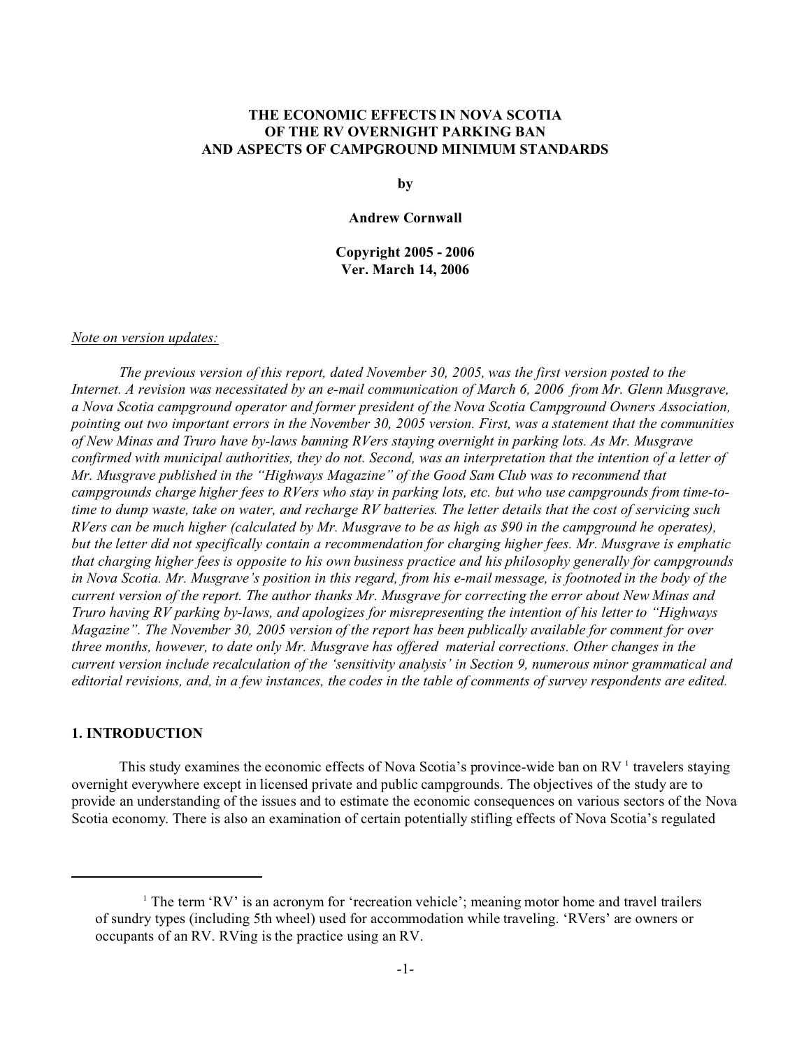**THE ECONOMIC EFFECTS IN NOVA SCOTIA OF THE RV OVERNIGHT PARKING BAN AND ASPECTS OF CAMPGROUND MINIMUM STANDARDS**

**by**

**Andrew Cornwall**

**Copyright 2005 - 2006**
**Ver. March 14, 2006**

*Note on version updates:*

*The previous version of this report, dated November 30, 2005, was the first version posted to the Internet. A revision was necessitated by an e-mail communication of March 6, 2006 from Mr. Glenn Musgrave, a Nova Scotia campground operator and former president of the Nova Scotia Campground Owners Association, pointing out two important errors in the November 30, 2005 version. First, was a statement that the communities of New Minas and Truro have by-laws banning RVers staying overnight in parking lots. As Mr. Musgrave confirmed with municipal authorities, they do not. Second, was an interpretation that the intention of a letter of Mr. Musgrave published in the "Highways Magazine" of the Good Sam Club was to recommend that campgrounds charge higher fees to RVers who stay in parking lots, etc. but who use campgrounds from time-to-time to dump waste, take on water, and recharge RV batteries. The letter details that the cost of servicing such RVers can be much higher (calculated by Mr. Musgrave to be as high as $90 in the campground he operates), but the letter did not specifically contain a recommendation for charging higher fees. Mr. Musgrave is emphatic that charging higher fees is opposite to his own business practice and his philosophy generally for campgrounds in Nova Scotia. Mr. Musgrave's position in this regard, from his e-mail message, is footnoted in the body of the current version of the report. The author thanks Mr. Musgrave for correcting the error about New Minas and Truro having RV parking by-laws, and apologizes for misrepresenting the intention of his letter to "Highways Magazine". The November 30, 2005 version of the report has been publically available for comment for over three months, however, to date only Mr. Musgrave has offered material corrections. Other changes in the current version include recalculation of the 'sensitivity analysis' in Section 9, numerous minor grammatical and editorial revisions, and, in a few instances, the codes in the table of comments of survey respondents are edited.*

## 1. INTRODUCTION

This study examines the economic effects of Nova Scotia's province-wide ban on RV [1] travelers staying overnight everywhere except in licensed private and public campgrounds. The objectives of the study are to provide an understanding of the issues and to estimate the economic consequences on various sectors of the Nova Scotia economy. There is also an examination of certain potentially stifling effects of Nova Scotia's regulated

---

[1] The term 'RV' is an acronym for 'recreation vehicle'; meaning motor home and travel trailers of sundry types (including 5th wheel) used for accommodation while traveling. 'RVers' are owners or occupants of an RV. RVing is the practice using an RV.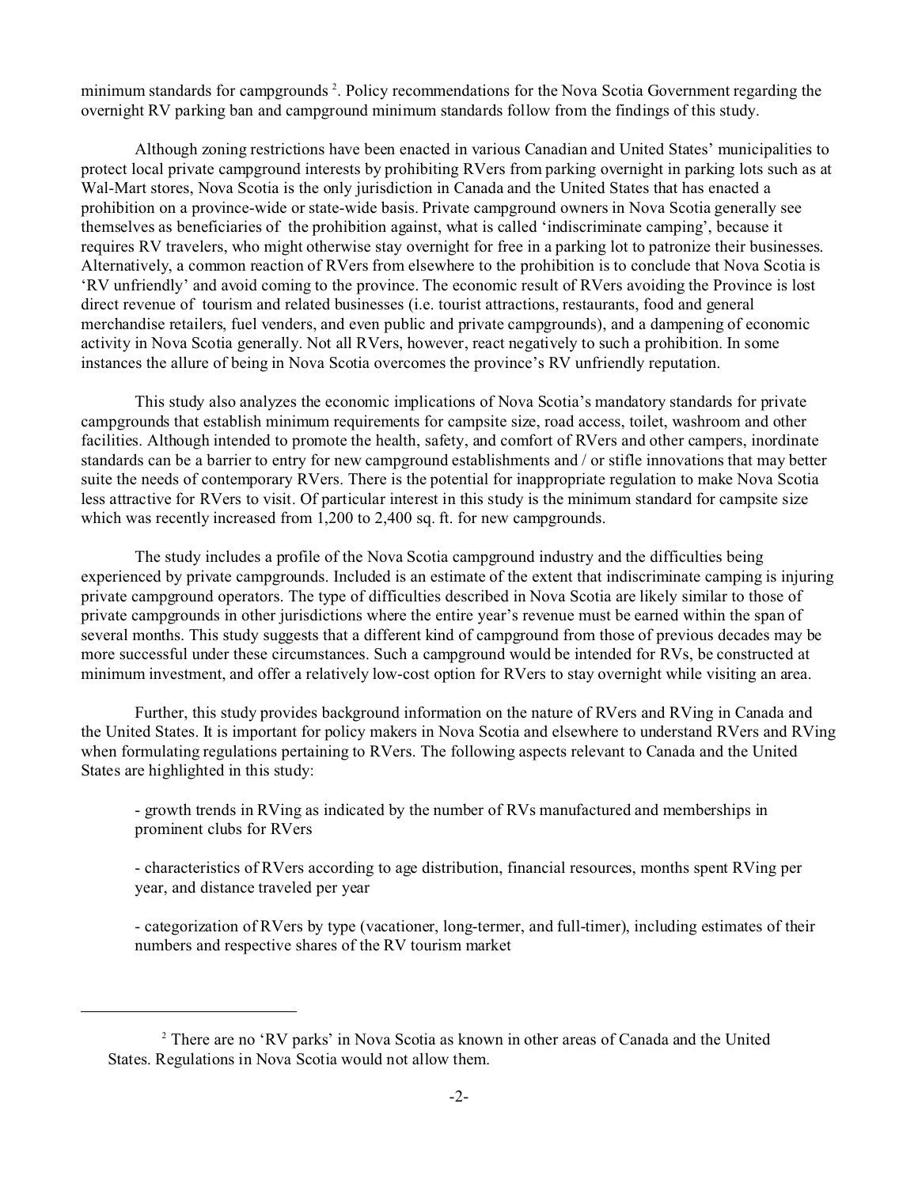minimum standards for campgrounds [2]. Policy recommendations for the Nova Scotia Government regarding the overnight RV parking ban and campground minimum standards follow from the findings of this study.

Although zoning restrictions have been enacted in various Canadian and United States' municipalities to protect local private campground interests by prohibiting RVers from parking overnight in parking lots such as at Wal-Mart stores, Nova Scotia is the only jurisdiction in Canada and the United States that has enacted a prohibition on a province-wide or state-wide basis. Private campground owners in Nova Scotia generally see themselves as beneficiaries of the prohibition against, what is called 'indiscriminate camping', because it requires RV travelers, who might otherwise stay overnight for free in a parking lot to patronize their businesses. Alternatively, a common reaction of RVers from elsewhere to the prohibition is to conclude that Nova Scotia is 'RV unfriendly' and avoid coming to the province. The economic result of RVers avoiding the Province is lost direct revenue of tourism and related businesses (i.e. tourist attractions, restaurants, food and general merchandise retailers, fuel venders, and even public and private campgrounds), and a dampening of economic activity in Nova Scotia generally. Not all RVers, however, react negatively to such a prohibition. In some instances the allure of being in Nova Scotia overcomes the province's RV unfriendly reputation.

This study also analyzes the economic implications of Nova Scotia's mandatory standards for private campgrounds that establish minimum requirements for campsite size, road access, toilet, washroom and other facilities. Although intended to promote the health, safety, and comfort of RVers and other campers, inordinate standards can be a barrier to entry for new campground establishments and / or stifle innovations that may better suite the needs of contemporary RVers. There is the potential for inappropriate regulation to make Nova Scotia less attractive for RVers to visit. Of particular interest in this study is the minimum standard for campsite size which was recently increased from 1,200 to 2,400 sq. ft. for new campgrounds.

The study includes a profile of the Nova Scotia campground industry and the difficulties being experienced by private campgrounds. Included is an estimate of the extent that indiscriminate camping is injuring private campground operators. The type of difficulties described in Nova Scotia are likely similar to those of private campgrounds in other jurisdictions where the entire year's revenue must be earned within the span of several months. This study suggests that a different kind of campground from those of previous decades may be more successful under these circumstances. Such a campground would be intended for RVs, be constructed at minimum investment, and offer a relatively low-cost option for RVers to stay overnight while visiting an area.

Further, this study provides background information on the nature of RVers and RVing in Canada and the United States. It is important for policy makers in Nova Scotia and elsewhere to understand RVers and RVing when formulating regulations pertaining to RVers. The following aspects relevant to Canada and the United States are highlighted in this study:

- growth trends in RVing as indicated by the number of RVs manufactured and memberships in prominent clubs for RVers

- characteristics of RVers according to age distribution, financial resources, months spent RVing per year, and distance traveled per year

- categorization of RVers by type (vacationer, long-termer, and full-timer), including estimates of their numbers and respective shares of the RV tourism market

---

[2] There are no 'RV parks' in Nova Scotia as known in other areas of Canada and the United States. Regulations in Nova Scotia would not allow them.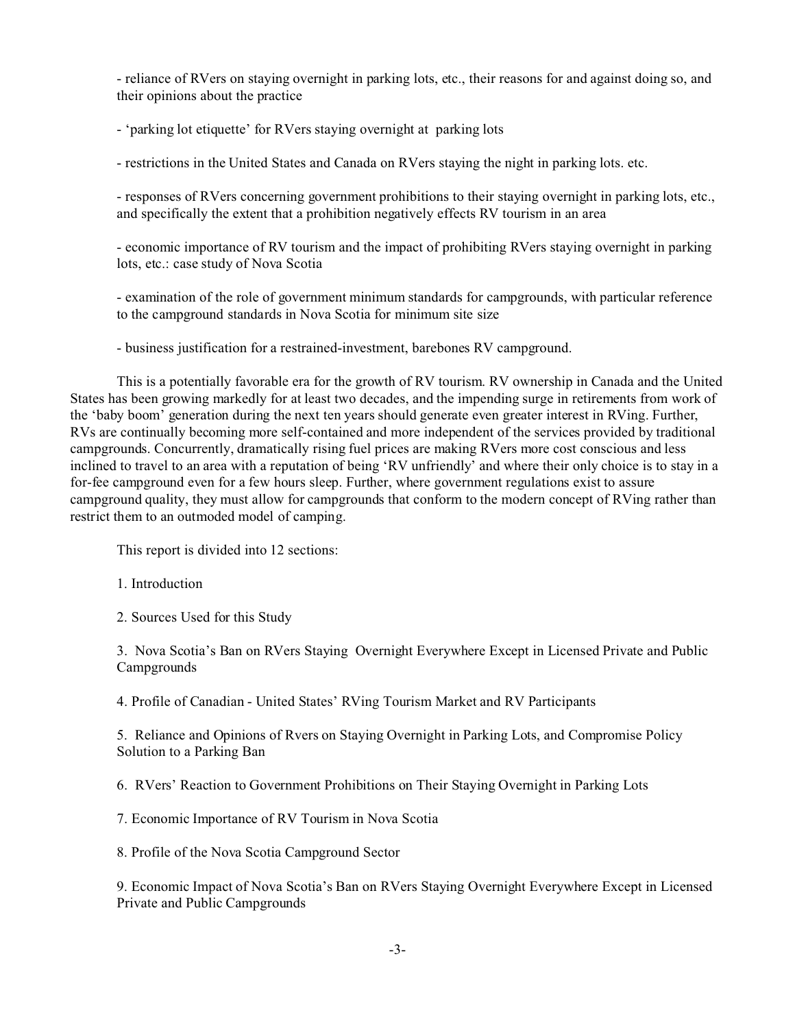- reliance of RVers on staying overnight in parking lots, etc., their reasons for and against doing so, and their opinions about the practice

- 'parking lot etiquette' for RVers staying overnight at parking lots

- restrictions in the United States and Canada on RVers staying the night in parking lots. etc.

- responses of RVers concerning government prohibitions to their staying overnight in parking lots, etc., and specifically the extent that a prohibition negatively effects RV tourism in an area

- economic importance of RV tourism and the impact of prohibiting RVers staying overnight in parking lots, etc.: case study of Nova Scotia

- examination of the role of government minimum standards for campgrounds, with particular reference to the campground standards in Nova Scotia for minimum site size

- business justification for a restrained-investment, barebones RV campground.

This is a potentially favorable era for the growth of RV tourism. RV ownership in Canada and the United States has been growing markedly for at least two decades, and the impending surge in retirements from work of the 'baby boom' generation during the next ten years should generate even greater interest in RVing. Further, RVs are continually becoming more self-contained and more independent of the services provided by traditional campgrounds. Concurrently, dramatically rising fuel prices are making RVers more cost conscious and less inclined to travel to an area with a reputation of being 'RV unfriendly' and where their only choice is to stay in a for-fee campground even for a few hours sleep. Further, where government regulations exist to assure campground quality, they must allow for campgrounds that conform to the modern concept of RVing rather than restrict them to an outmoded model of camping.

This report is divided into 12 sections:

1. Introduction

2. Sources Used for this Study

3. Nova Scotia's Ban on RVers Staying Overnight Everywhere Except in Licensed Private and Public Campgrounds

4. Profile of Canadian - United States' RVing Tourism Market and RV Participants

5. Reliance and Opinions of Rvers on Staying Overnight in Parking Lots, and Compromise Policy Solution to a Parking Ban

6. RVers' Reaction to Government Prohibitions on Their Staying Overnight in Parking Lots

7. Economic Importance of RV Tourism in Nova Scotia

8. Profile of the Nova Scotia Campground Sector

9. Economic Impact of Nova Scotia's Ban on RVers Staying Overnight Everywhere Except in Licensed Private and Public Campgrounds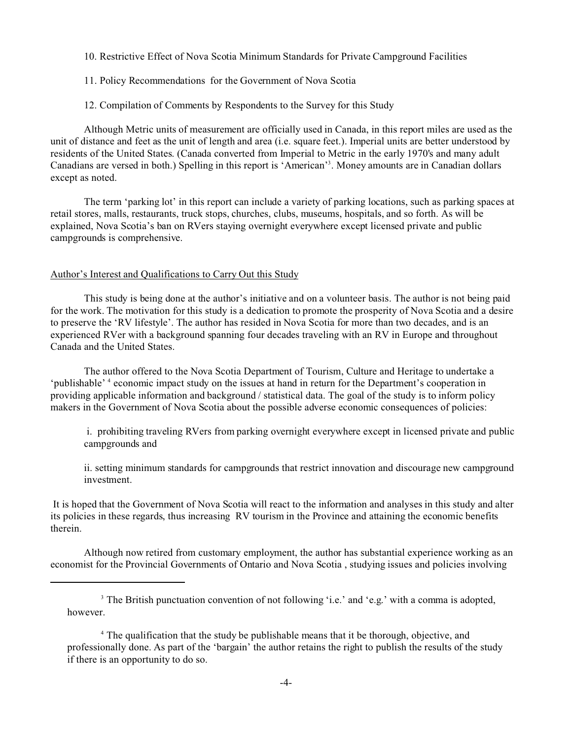10. Restrictive Effect of Nova Scotia Minimum Standards for Private Campground Facilities

11. Policy Recommendations for the Government of Nova Scotia

12. Compilation of Comments by Respondents to the Survey for this Study

Although Metric units of measurement are officially used in Canada, in this report miles are used as the unit of distance and feet as the unit of length and area (i.e. square feet.). Imperial units are better understood by residents of the United States. (Canada converted from Imperial to Metric in the early 1970's and many adult Canadians are versed in both.) Spelling in this report is 'American'[3]. Money amounts are in Canadian dollars except as noted.

The term 'parking lot' in this report can include a variety of parking locations, such as parking spaces at retail stores, malls, restaurants, truck stops, churches, clubs, museums, hospitals, and so forth. As will be explained, Nova Scotia's ban on RVers staying overnight everywhere except licensed private and public campgrounds is comprehensive.

## Author's Interest and Qualifications to Carry Out this Study

This study is being done at the author's initiative and on a volunteer basis. The author is not being paid for the work. The motivation for this study is a dedication to promote the prosperity of Nova Scotia and a desire to preserve the 'RV lifestyle'. The author has resided in Nova Scotia for more than two decades, and is an experienced RVer with a background spanning four decades traveling with an RV in Europe and throughout Canada and the United States.

The author offered to the Nova Scotia Department of Tourism, Culture and Heritage to undertake a 'publishable' [4] economic impact study on the issues at hand in return for the Department's cooperation in providing applicable information and background / statistical data. The goal of the study is to inform policy makers in the Government of Nova Scotia about the possible adverse economic consequences of policies:

i. prohibiting traveling RVers from parking overnight everywhere except in licensed private and public campgrounds and

ii. setting minimum standards for campgrounds that restrict innovation and discourage new campground investment.

It is hoped that the Government of Nova Scotia will react to the information and analyses in this study and alter its policies in these regards, thus increasing RV tourism in the Province and attaining the economic benefits therein.

Although now retired from customary employment, the author has substantial experience working as an economist for the Provincial Governments of Ontario and Nova Scotia , studying issues and policies involving

---

[3] The British punctuation convention of not following 'i.e.' and 'e.g.' with a comma is adopted, however.

[4] The qualification that the study be publishable means that it be thorough, objective, and professionally done. As part of the 'bargain' the author retains the right to publish the results of the study if there is an opportunity to do so.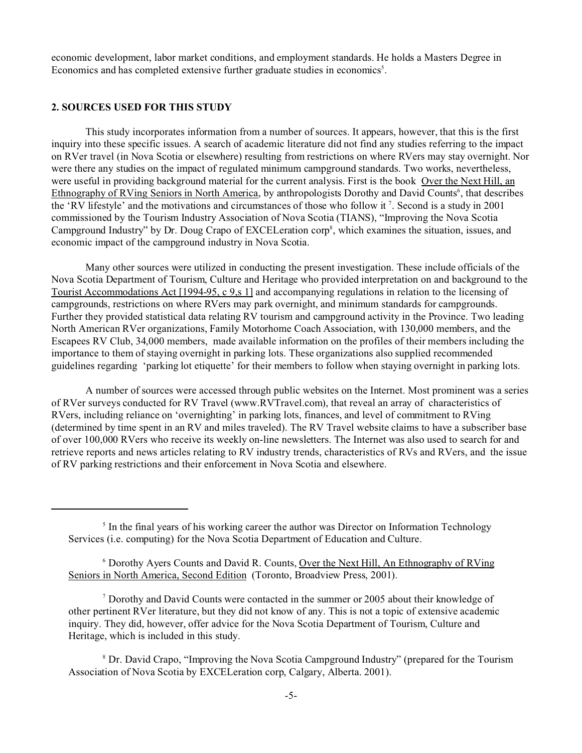economic development, labor market conditions, and employment standards. He holds a Masters Degree in Economics and has completed extensive further graduate studies in economics[5].

## 2. SOURCES USED FOR THIS STUDY

This study incorporates information from a number of sources. It appears, however, that this is the first inquiry into these specific issues. A search of academic literature did not find any studies referring to the impact on RVer travel (in Nova Scotia or elsewhere) resulting from restrictions on where RVers may stay overnight. Nor were there any studies on the impact of regulated minimum campground standards. Two works, nevertheless, were useful in providing background material for the current analysis. First is the book Over the Next Hill, an Ethnography of RVing Seniors in North America, by anthropologists Dorothy and David Counts[6], that describes the 'RV lifestyle' and the motivations and circumstances of those who follow it [7]. Second is a study in 2001 commissioned by the Tourism Industry Association of Nova Scotia (TIANS), "Improving the Nova Scotia Campground Industry" by Dr. Doug Crapo of EXCELeration corp[8], which examines the situation, issues, and economic impact of the campground industry in Nova Scotia.

Many other sources were utilized in conducting the present investigation. These include officials of the Nova Scotia Department of Tourism, Culture and Heritage who provided interpretation on and background to the Tourist Accommodations Act [1994-95, c 9,s 1] and accompanying regulations in relation to the licensing of campgrounds, restrictions on where RVers may park overnight, and minimum standards for campgrounds. Further they provided statistical data relating RV tourism and campground activity in the Province. Two leading North American RVer organizations, Family Motorhome Coach Association, with 130,000 members, and the Escapees RV Club, 34,000 members, made available information on the profiles of their members including the importance to them of staying overnight in parking lots. These organizations also supplied recommended guidelines regarding 'parking lot etiquette' for their members to follow when staying overnight in parking lots.

A number of sources were accessed through public websites on the Internet. Most prominent was a series of RVer surveys conducted for RV Travel (www.RVTravel.com), that reveal an array of characteristics of RVers, including reliance on 'overnighting' in parking lots, finances, and level of commitment to RVing (determined by time spent in an RV and miles traveled). The RV Travel website claims to have a subscriber base of over 100,000 RVers who receive its weekly on-line newsletters. The Internet was also used to search for and retrieve reports and news articles relating to RV industry trends, characteristics of RVs and RVers, and the issue of RV parking restrictions and their enforcement in Nova Scotia and elsewhere.

---

[5] In the final years of his working career the author was Director on Information Technology Services (i.e. computing) for the Nova Scotia Department of Education and Culture.

[6] Dorothy Ayers Counts and David R. Counts, Over the Next Hill, An Ethnography of RVing Seniors in North America, Second Edition (Toronto, Broadview Press, 2001).

[7] Dorothy and David Counts were contacted in the summer or 2005 about their knowledge of other pertinent RVer literature, but they did not know of any. This is not a topic of extensive academic inquiry. They did, however, offer advice for the Nova Scotia Department of Tourism, Culture and Heritage, which is included in this study.

[8] Dr. David Crapo, "Improving the Nova Scotia Campground Industry" (prepared for the Tourism Association of Nova Scotia by EXCELeration corp, Calgary, Alberta. 2001).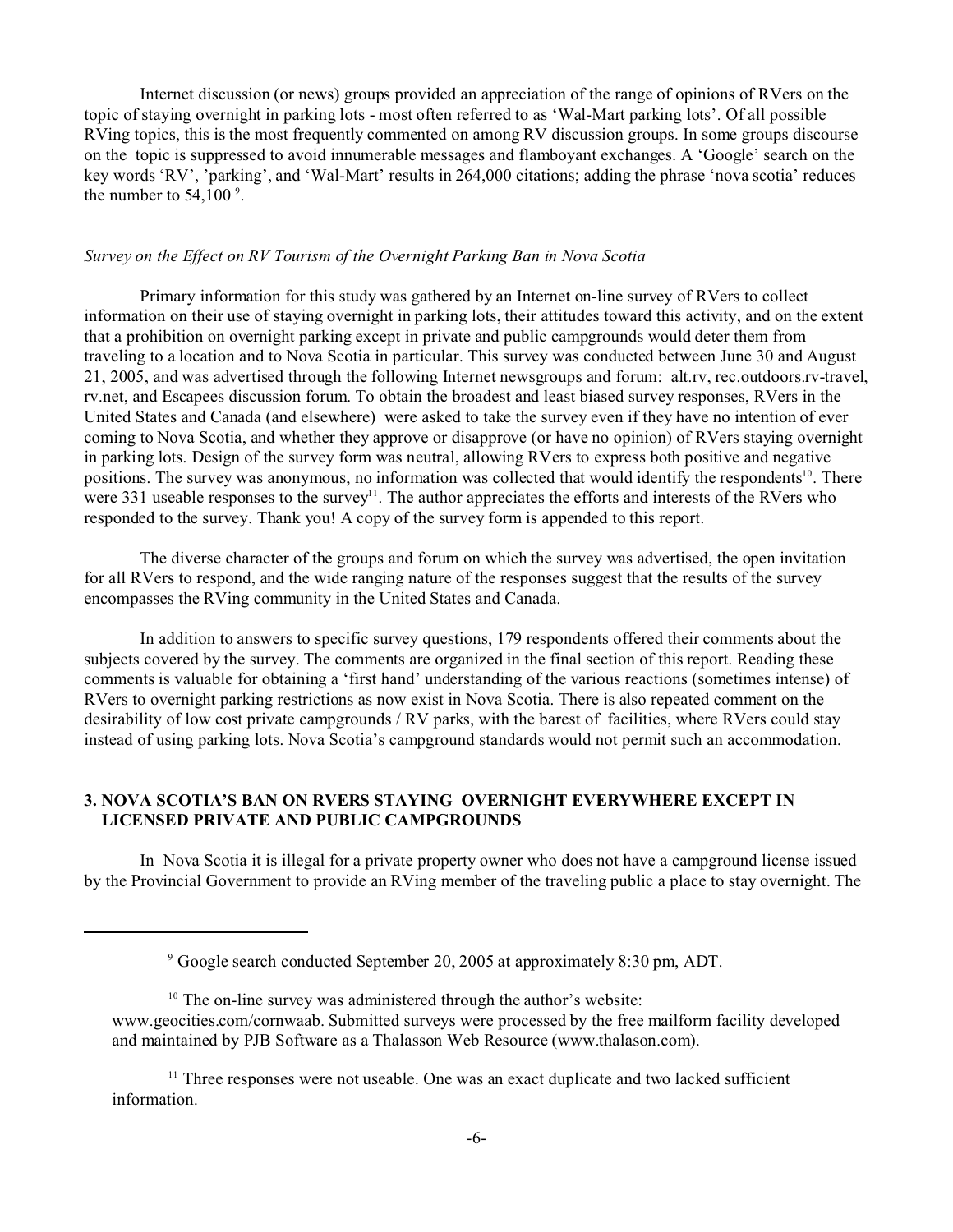Internet discussion (or news) groups provided an appreciation of the range of opinions of RVers on the topic of staying overnight in parking lots - most often referred to as 'Wal-Mart parking lots'. Of all possible RVing topics, this is the most frequently commented on among RV discussion groups. In some groups discourse on the topic is suppressed to avoid innumerable messages and flamboyant exchanges. A 'Google' search on the key words 'RV', 'parking', and 'Wal-Mart' results in 264,000 citations; adding the phrase 'nova scotia' reduces the number to 54,100 [9].

*Survey on the Effect on RV Tourism of the Overnight Parking Ban in Nova Scotia*

Primary information for this study was gathered by an Internet on-line survey of RVers to collect information on their use of staying overnight in parking lots, their attitudes toward this activity, and on the extent that a prohibition on overnight parking except in private and public campgrounds would deter them from traveling to a location and to Nova Scotia in particular. This survey was conducted between June 30 and August 21, 2005, and was advertised through the following Internet newsgroups and forum: alt.rv, rec.outdoors.rv-travel, rv.net, and Escapees discussion forum. To obtain the broadest and least biased survey responses, RVers in the United States and Canada (and elsewhere) were asked to take the survey even if they have no intention of ever coming to Nova Scotia, and whether they approve or disapprove (or have no opinion) of RVers staying overnight in parking lots. Design of the survey form was neutral, allowing RVers to express both positive and negative positions. The survey was anonymous, no information was collected that would identify the respondents[10]. There were 331 useable responses to the survey[11]. The author appreciates the efforts and interests of the RVers who responded to the survey. Thank you! A copy of the survey form is appended to this report.

The diverse character of the groups and forum on which the survey was advertised, the open invitation for all RVers to respond, and the wide ranging nature of the responses suggest that the results of the survey encompasses the RVing community in the United States and Canada.

In addition to answers to specific survey questions, 179 respondents offered their comments about the subjects covered by the survey. The comments are organized in the final section of this report. Reading these comments is valuable for obtaining a 'first hand' understanding of the various reactions (sometimes intense) of RVers to overnight parking restrictions as now exist in Nova Scotia. There is also repeated comment on the desirability of low cost private campgrounds / RV parks, with the barest of facilities, where RVers could stay instead of using parking lots. Nova Scotia's campground standards would not permit such an accommodation.

## 3. NOVA SCOTIA'S BAN ON RVERS STAYING OVERNIGHT EVERYWHERE EXCEPT IN LICENSED PRIVATE AND PUBLIC CAMPGROUNDS

In Nova Scotia it is illegal for a private property owner who does not have a campground license issued by the Provincial Government to provide an RVing member of the traveling public a place to stay overnight. The

---

[9] Google search conducted September 20, 2005 at approximately 8:30 pm, ADT.

[10] The on-line survey was administered through the author's website: www.geocities.com/cornwaab. Submitted surveys were processed by the free mailform facility developed and maintained by PJB Software as a Thalasson Web Resource (www.thalason.com).

[11] Three responses were not useable. One was an exact duplicate and two lacked sufficient information.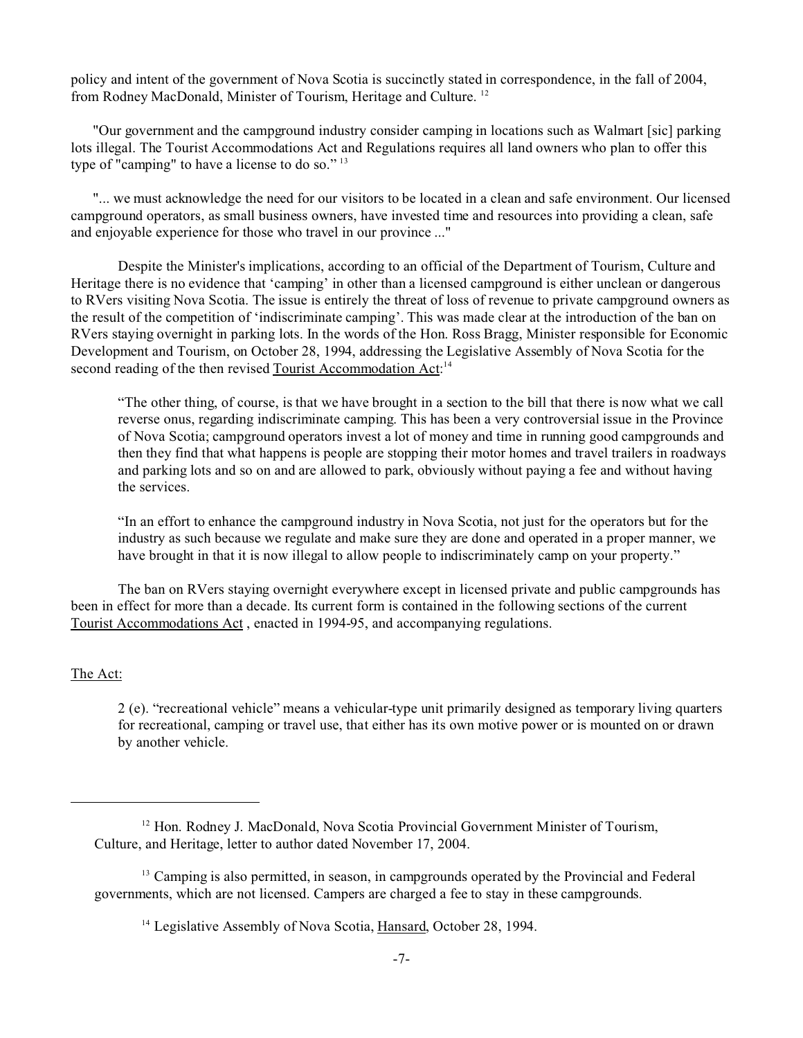policy and intent of the government of Nova Scotia is succinctly stated in correspondence, in the fall of 2004, from Rodney MacDonald, Minister of Tourism, Heritage and Culture. [12]

"Our government and the campground industry consider camping in locations such as Walmart [sic] parking lots illegal. The Tourist Accommodations Act and Regulations requires all land owners who plan to offer this type of "camping" to have a license to do so." [13]

"... we must acknowledge the need for our visitors to be located in a clean and safe environment. Our licensed campground operators, as small business owners, have invested time and resources into providing a clean, safe and enjoyable experience for those who travel in our province ..."

Despite the Minister's implications, according to an official of the Department of Tourism, Culture and Heritage there is no evidence that 'camping' in other than a licensed campground is either unclean or dangerous to RVers visiting Nova Scotia. The issue is entirely the threat of loss of revenue to private campground owners as the result of the competition of 'indiscriminate camping'. This was made clear at the introduction of the ban on RVers staying overnight in parking lots. In the words of the Hon. Ross Bragg, Minister responsible for Economic Development and Tourism, on October 28, 1994, addressing the Legislative Assembly of Nova Scotia for the second reading of the then revised Tourist Accommodation Act:[14]

> "The other thing, of course, is that we have brought in a section to the bill that there is now what we call reverse onus, regarding indiscriminate camping. This has been a very controversial issue in the Province of Nova Scotia; campground operators invest a lot of money and time in running good campgrounds and then they find that what happens is people are stopping their motor homes and travel trailers in roadways and parking lots and so on and are allowed to park, obviously without paying a fee and without having the services.
>
> "In an effort to enhance the campground industry in Nova Scotia, not just for the operators but for the industry as such because we regulate and make sure they are done and operated in a proper manner, we have brought in that it is now illegal to allow people to indiscriminately camp on your property."

The ban on RVers staying overnight everywhere except in licensed private and public campgrounds has been in effect for more than a decade. Its current form is contained in the following sections of the current Tourist Accommodations Act , enacted in 1994-95, and accompanying regulations.

The Act:

> 2 (e). "recreational vehicle" means a vehicular-type unit primarily designed as temporary living quarters for recreational, camping or travel use, that either has its own motive power or is mounted on or drawn by another vehicle.

---

[12] Hon. Rodney J. MacDonald, Nova Scotia Provincial Government Minister of Tourism, Culture, and Heritage, letter to author dated November 17, 2004.

[13] Camping is also permitted, in season, in campgrounds operated by the Provincial and Federal governments, which are not licensed. Campers are charged a fee to stay in these campgrounds.

[14] Legislative Assembly of Nova Scotia, Hansard, October 28, 1994.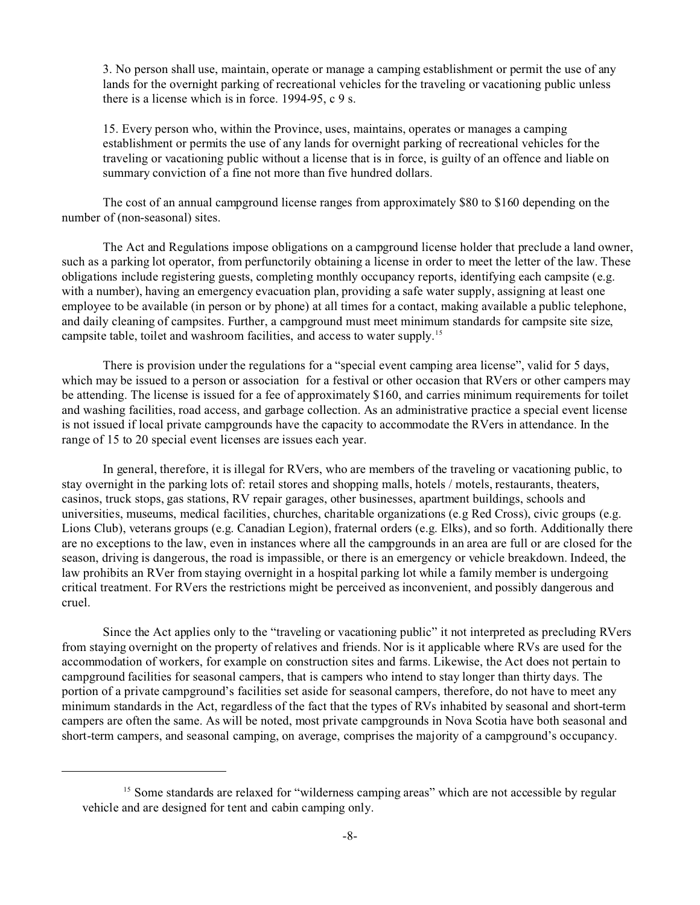3. No person shall use, maintain, operate or manage a camping establishment or permit the use of any lands for the overnight parking of recreational vehicles for the traveling or vacationing public unless there is a license which is in force. 1994-95, c 9 s.

15. Every person who, within the Province, uses, maintains, operates or manages a camping establishment or permits the use of any lands for overnight parking of recreational vehicles for the traveling or vacationing public without a license that is in force, is guilty of an offence and liable on summary conviction of a fine not more than five hundred dollars.

The cost of an annual campground license ranges from approximately $80 to $160 depending on the number of (non-seasonal) sites.

The Act and Regulations impose obligations on a campground license holder that preclude a land owner, such as a parking lot operator, from perfunctorily obtaining a license in order to meet the letter of the law. These obligations include registering guests, completing monthly occupancy reports, identifying each campsite (e.g. with a number), having an emergency evacuation plan, providing a safe water supply, assigning at least one employee to be available (in person or by phone) at all times for a contact, making available a public telephone, and daily cleaning of campsites. Further, a campground must meet minimum standards for campsite site size, campsite table, toilet and washroom facilities, and access to water supply.[15]

There is provision under the regulations for a "special event camping area license", valid for 5 days, which may be issued to a person or association for a festival or other occasion that RVers or other campers may be attending. The license is issued for a fee of approximately $160, and carries minimum requirements for toilet and washing facilities, road access, and garbage collection. As an administrative practice a special event license is not issued if local private campgrounds have the capacity to accommodate the RVers in attendance. In the range of 15 to 20 special event licenses are issues each year.

In general, therefore, it is illegal for RVers, who are members of the traveling or vacationing public, to stay overnight in the parking lots of: retail stores and shopping malls, hotels / motels, restaurants, theaters, casinos, truck stops, gas stations, RV repair garages, other businesses, apartment buildings, schools and universities, museums, medical facilities, churches, charitable organizations (e.g Red Cross), civic groups (e.g. Lions Club), veterans groups (e.g. Canadian Legion), fraternal orders (e.g. Elks), and so forth. Additionally there are no exceptions to the law, even in instances where all the campgrounds in an area are full or are closed for the season, driving is dangerous, the road is impassible, or there is an emergency or vehicle breakdown. Indeed, the law prohibits an RVer from staying overnight in a hospital parking lot while a family member is undergoing critical treatment. For RVers the restrictions might be perceived as inconvenient, and possibly dangerous and cruel.

Since the Act applies only to the "traveling or vacationing public" it not interpreted as precluding RVers from staying overnight on the property of relatives and friends. Nor is it applicable where RVs are used for the accommodation of workers, for example on construction sites and farms. Likewise, the Act does not pertain to campground facilities for seasonal campers, that is campers who intend to stay longer than thirty days. The portion of a private campground's facilities set aside for seasonal campers, therefore, do not have to meet any minimum standards in the Act, regardless of the fact that the types of RVs inhabited by seasonal and short-term campers are often the same. As will be noted, most private campgrounds in Nova Scotia have both seasonal and short-term campers, and seasonal camping, on average, comprises the majority of a campground's occupancy.

[15] Some standards are relaxed for "wilderness camping areas" which are not accessible by regular vehicle and are designed for tent and cabin camping only.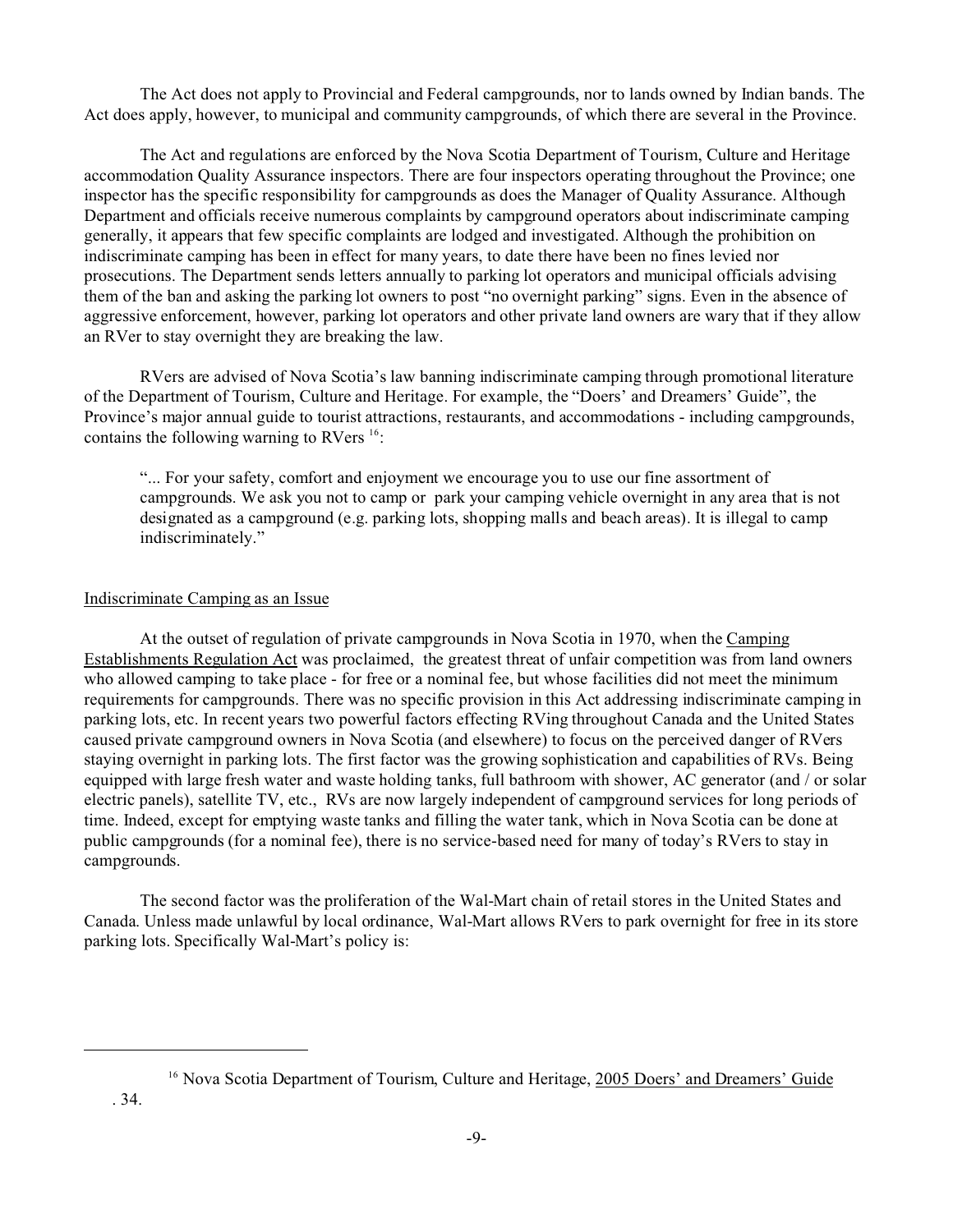The Act does not apply to Provincial and Federal campgrounds, nor to lands owned by Indian bands. The Act does apply, however, to municipal and community campgrounds, of which there are several in the Province.

The Act and regulations are enforced by the Nova Scotia Department of Tourism, Culture and Heritage accommodation Quality Assurance inspectors. There are four inspectors operating throughout the Province; one inspector has the specific responsibility for campgrounds as does the Manager of Quality Assurance. Although Department and officials receive numerous complaints by campground operators about indiscriminate camping generally, it appears that few specific complaints are lodged and investigated. Although the prohibition on indiscriminate camping has been in effect for many years, to date there have been no fines levied nor prosecutions. The Department sends letters annually to parking lot operators and municipal officials advising them of the ban and asking the parking lot owners to post "no overnight parking" signs. Even in the absence of aggressive enforcement, however, parking lot operators and other private land owners are wary that if they allow an RVer to stay overnight they are breaking the law.

RVers are advised of Nova Scotia's law banning indiscriminate camping through promotional literature of the Department of Tourism, Culture and Heritage. For example, the "Doers' and Dreamers' Guide", the Province's major annual guide to tourist attractions, restaurants, and accommodations - including campgrounds, contains the following warning to RVers [16]:

> "... For your safety, comfort and enjoyment we encourage you to use our fine assortment of campgrounds. We ask you not to camp or park your camping vehicle overnight in any area that is not designated as a campground (e.g. parking lots, shopping malls and beach areas). It is illegal to camp indiscriminately."

## Indiscriminate Camping as an Issue

At the outset of regulation of private campgrounds in Nova Scotia in 1970, when the Camping Establishments Regulation Act was proclaimed, the greatest threat of unfair competition was from land owners who allowed camping to take place - for free or a nominal fee, but whose facilities did not meet the minimum requirements for campgrounds. There was no specific provision in this Act addressing indiscriminate camping in parking lots, etc. In recent years two powerful factors effecting RVing throughout Canada and the United States caused private campground owners in Nova Scotia (and elsewhere) to focus on the perceived danger of RVers staying overnight in parking lots. The first factor was the growing sophistication and capabilities of RVs. Being equipped with large fresh water and waste holding tanks, full bathroom with shower, AC generator (and / or solar electric panels), satellite TV, etc., RVs are now largely independent of campground services for long periods of time. Indeed, except for emptying waste tanks and filling the water tank, which in Nova Scotia can be done at public campgrounds (for a nominal fee), there is no service-based need for many of today's RVers to stay in campgrounds.

The second factor was the proliferation of the Wal-Mart chain of retail stores in the United States and Canada. Unless made unlawful by local ordinance, Wal-Mart allows RVers to park overnight for free in its store parking lots. Specifically Wal-Mart's policy is:

---

[16] Nova Scotia Department of Tourism, Culture and Heritage, 2005 Doers' and Dreamers' Guide . 34.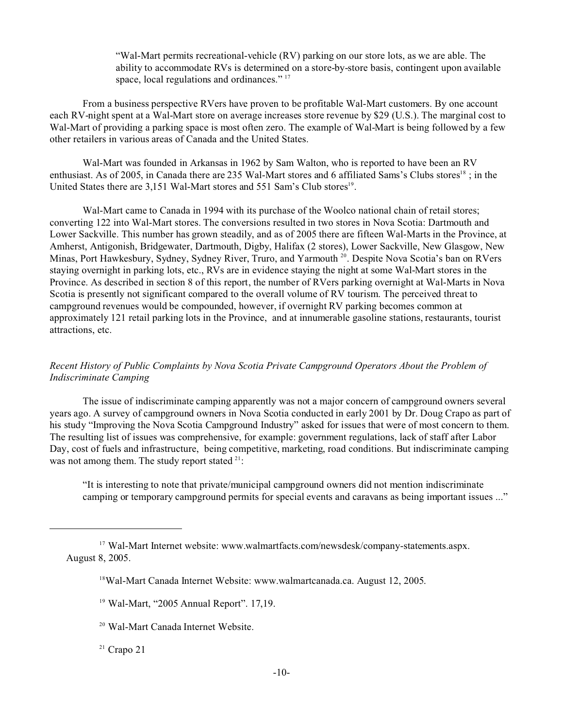> "Wal-Mart permits recreational-vehicle (RV) parking on our store lots, as we are able. The ability to accommodate RVs is determined on a store-by-store basis, contingent upon available space, local regulations and ordinances." [17]

From a business perspective RVers have proven to be profitable Wal-Mart customers. By one account each RV-night spent at a Wal-Mart store on average increases store revenue by $29 (U.S.). The marginal cost to Wal-Mart of providing a parking space is most often zero. The example of Wal-Mart is being followed by a few other retailers in various areas of Canada and the United States.

Wal-Mart was founded in Arkansas in 1962 by Sam Walton, who is reported to have been an RV enthusiast. As of 2005, in Canada there are 235 Wal-Mart stores and 6 affiliated Sams's Clubs stores[18] ; in the United States there are 3,151 Wal-Mart stores and 551 Sam's Club stores[19].

Wal-Mart came to Canada in 1994 with its purchase of the Woolco national chain of retail stores; converting 122 into Wal-Mart stores. The conversions resulted in two stores in Nova Scotia: Dartmouth and Lower Sackville. This number has grown steadily, and as of 2005 there are fifteen Wal-Marts in the Province, at Amherst, Antigonish, Bridgewater, Dartmouth, Digby, Halifax (2 stores), Lower Sackville, New Glasgow, New Minas, Port Hawkesbury, Sydney, Sydney River, Truro, and Yarmouth [20]. Despite Nova Scotia's ban on RVers staying overnight in parking lots, etc., RVs are in evidence staying the night at some Wal-Mart stores in the Province. As described in section 8 of this report, the number of RVers parking overnight at Wal-Marts in Nova Scotia is presently not significant compared to the overall volume of RV tourism. The perceived threat to campground revenues would be compounded, however, if overnight RV parking becomes common at approximately 121 retail parking lots in the Province, and at innumerable gasoline stations, restaurants, tourist attractions, etc.

*Recent History of Public Complaints by Nova Scotia Private Campground Operators About the Problem of Indiscriminate Camping*

The issue of indiscriminate camping apparently was not a major concern of campground owners several years ago. A survey of campground owners in Nova Scotia conducted in early 2001 by Dr. Doug Crapo as part of his study "Improving the Nova Scotia Campground Industry" asked for issues that were of most concern to them. The resulting list of issues was comprehensive, for example: government regulations, lack of staff after Labor Day, cost of fuels and infrastructure, being competitive, marketing, road conditions. But indiscriminate camping was not among them. The study report stated [21]:

> "It is interesting to note that private/municipal campground owners did not mention indiscriminate camping or temporary campground permits for special events and caravans as being important issues ..."

---

[17] Wal-Mart Internet website: www.walmartfacts.com/newsdesk/company-statements.aspx. August 8, 2005.

[18] Wal-Mart Canada Internet Website: www.walmartcanada.ca. August 12, 2005.

[19] Wal-Mart, "2005 Annual Report". 17,19.

[20] Wal-Mart Canada Internet Website.

[21] Crapo 21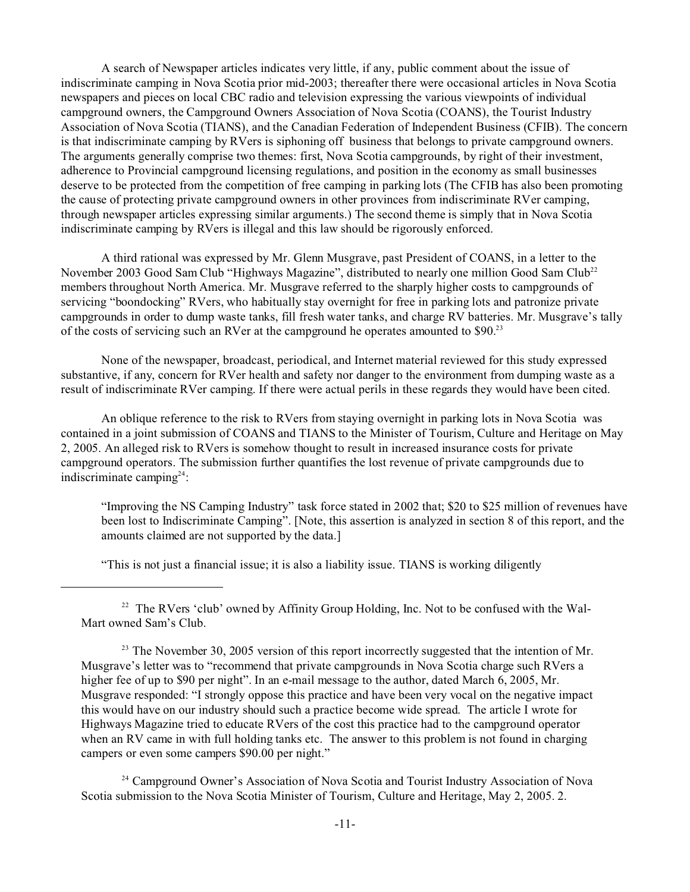A search of Newspaper articles indicates very little, if any, public comment about the issue of indiscriminate camping in Nova Scotia prior mid-2003; thereafter there were occasional articles in Nova Scotia newspapers and pieces on local CBC radio and television expressing the various viewpoints of individual campground owners, the Campground Owners Association of Nova Scotia (COANS), the Tourist Industry Association of Nova Scotia (TIANS), and the Canadian Federation of Independent Business (CFIB). The concern is that indiscriminate camping by RVers is siphoning off business that belongs to private campground owners. The arguments generally comprise two themes: first, Nova Scotia campgrounds, by right of their investment, adherence to Provincial campground licensing regulations, and position in the economy as small businesses deserve to be protected from the competition of free camping in parking lots (The CFIB has also been promoting the cause of protecting private campground owners in other provinces from indiscriminate RVer camping, through newspaper articles expressing similar arguments.) The second theme is simply that in Nova Scotia indiscriminate camping by RVers is illegal and this law should be rigorously enforced.

A third rational was expressed by Mr. Glenn Musgrave, past President of COANS, in a letter to the November 2003 Good Sam Club "Highways Magazine", distributed to nearly one million Good Sam Club[22] members throughout North America. Mr. Musgrave referred to the sharply higher costs to campgrounds of servicing "boondocking" RVers, who habitually stay overnight for free in parking lots and patronize private campgrounds in order to dump waste tanks, fill fresh water tanks, and charge RV batteries. Mr. Musgrave's tally of the costs of servicing such an RVer at the campground he operates amounted to $90.[23]

None of the newspaper, broadcast, periodical, and Internet material reviewed for this study expressed substantive, if any, concern for RVer health and safety nor danger to the environment from dumping waste as a result of indiscriminate RVer camping. If there were actual perils in these regards they would have been cited.

An oblique reference to the risk to RVers from staying overnight in parking lots in Nova Scotia was contained in a joint submission of COANS and TIANS to the Minister of Tourism, Culture and Heritage on May 2, 2005. An alleged risk to RVers is somehow thought to result in increased insurance costs for private campground operators. The submission further quantifies the lost revenue of private campgrounds due to indiscriminate camping[24]:

> "Improving the NS Camping Industry" task force stated in 2002 that; $20 to $25 million of revenues have been lost to Indiscriminate Camping". [Note, this assertion is analyzed in section 8 of this report, and the amounts claimed are not supported by the data.]
>
> "This is not just a financial issue; it is also a liability issue. TIANS is working diligently

---

[22] The RVers 'club' owned by Affinity Group Holding, Inc. Not to be confused with the Wal-Mart owned Sam's Club.

[23] The November 30, 2005 version of this report incorrectly suggested that the intention of Mr. Musgrave's letter was to "recommend that private campgrounds in Nova Scotia charge such RVers a higher fee of up to $90 per night". In an e-mail message to the author, dated March 6, 2005, Mr. Musgrave responded: "I strongly oppose this practice and have been very vocal on the negative impact this would have on our industry should such a practice become wide spread. The article I wrote for Highways Magazine tried to educate RVers of the cost this practice had to the campground operator when an RV came in with full holding tanks etc. The answer to this problem is not found in charging campers or even some campers $90.00 per night."

[24] Campground Owner's Association of Nova Scotia and Tourist Industry Association of Nova Scotia submission to the Nova Scotia Minister of Tourism, Culture and Heritage, May 2, 2005. 2.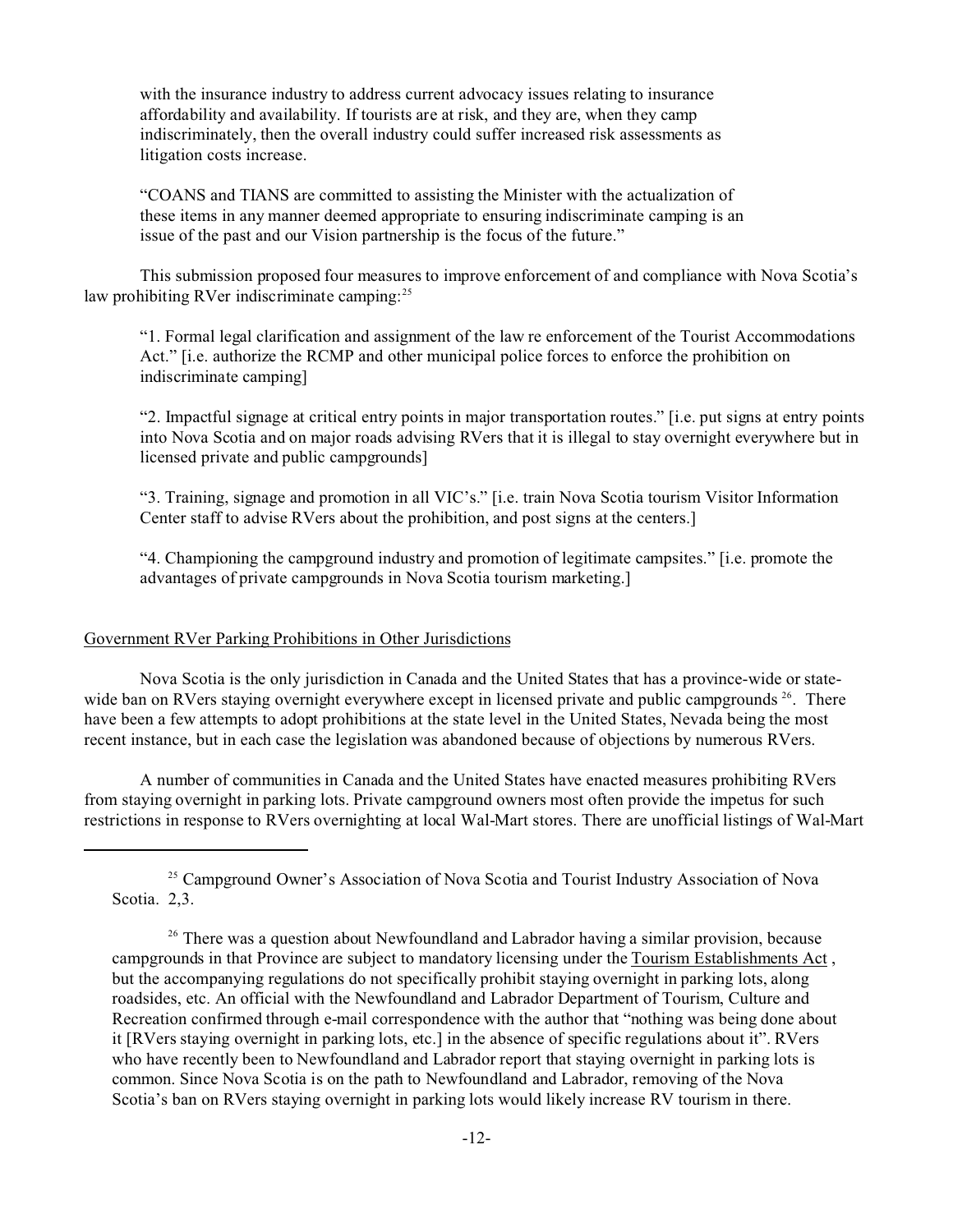with the insurance industry to address current advocacy issues relating to insurance affordability and availability. If tourists are at risk, and they are, when they camp indiscriminately, then the overall industry could suffer increased risk assessments as litigation costs increase.

"COANS and TIANS are committed to assisting the Minister with the actualization of these items in any manner deemed appropriate to ensuring indiscriminate camping is an issue of the past and our Vision partnership is the focus of the future."

This submission proposed four measures to improve enforcement of and compliance with Nova Scotia's law prohibiting RVer indiscriminate camping:[25]

"1. Formal legal clarification and assignment of the law re enforcement of the Tourist Accommodations Act." [i.e. authorize the RCMP and other municipal police forces to enforce the prohibition on indiscriminate camping]

"2. Impactful signage at critical entry points in major transportation routes." [i.e. put signs at entry points into Nova Scotia and on major roads advising RVers that it is illegal to stay overnight everywhere but in licensed private and public campgrounds]

"3. Training, signage and promotion in all VIC's." [i.e. train Nova Scotia tourism Visitor Information Center staff to advise RVers about the prohibition, and post signs at the centers.]

"4. Championing the campground industry and promotion of legitimate campsites." [i.e. promote the advantages of private campgrounds in Nova Scotia tourism marketing.]

<u>Government RVer Parking Prohibitions in Other Jurisdictions</u>

Nova Scotia is the only jurisdiction in Canada and the United States that has a province-wide or state-wide ban on RVers staying overnight everywhere except in licensed private and public campgrounds [26]. There have been a few attempts to adopt prohibitions at the state level in the United States, Nevada being the most recent instance, but in each case the legislation was abandoned because of objections by numerous RVers.

A number of communities in Canada and the United States have enacted measures prohibiting RVers from staying overnight in parking lots. Private campground owners most often provide the impetus for such restrictions in response to RVers overnighting at local Wal-Mart stores. There are unofficial listings of Wal-Mart

---

[25] Campground Owner's Association of Nova Scotia and Tourist Industry Association of Nova Scotia. 2,3.

[26] There was a question about Newfoundland and Labrador having a similar provision, because campgrounds in that Province are subject to mandatory licensing under the <u>Tourism Establishments Act</u>, but the accompanying regulations do not specifically prohibit staying overnight in parking lots, along roadsides, etc. An official with the Newfoundland and Labrador Department of Tourism, Culture and Recreation confirmed through e-mail correspondence with the author that "nothing was being done about it [RVers staying overnight in parking lots, etc.] in the absence of specific regulations about it". RVers who have recently been to Newfoundland and Labrador report that staying overnight in parking lots is common. Since Nova Scotia is on the path to Newfoundland and Labrador, removing of the Nova Scotia's ban on RVers staying overnight in parking lots would likely increase RV tourism in there.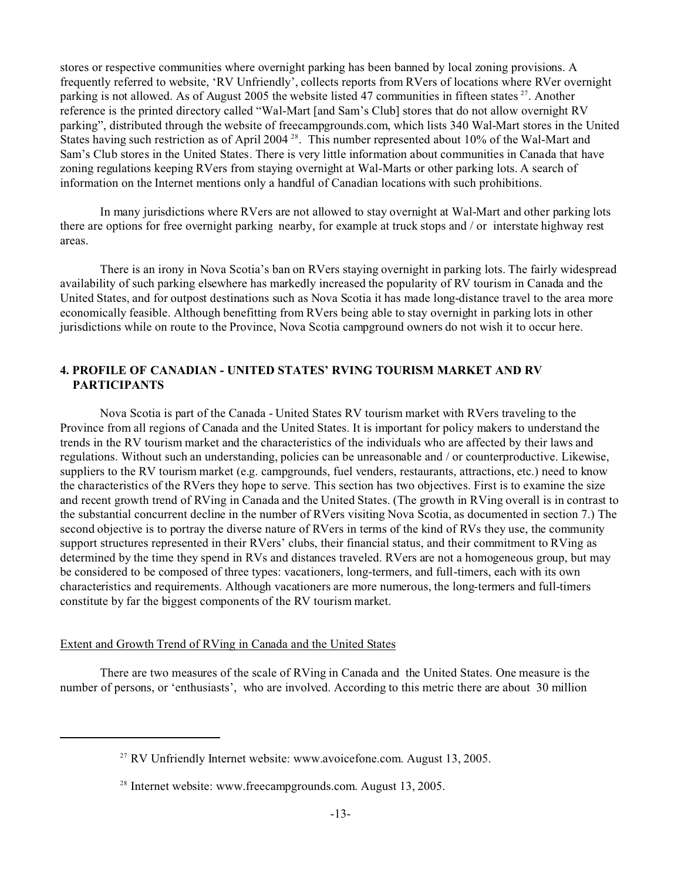stores or respective communities where overnight parking has been banned by local zoning provisions. A frequently referred to website, 'RV Unfriendly', collects reports from RVers of locations where RVer overnight parking is not allowed. As of August 2005 the website listed 47 communities in fifteen states [27]. Another reference is the printed directory called "Wal-Mart [and Sam's Club] stores that do not allow overnight RV parking", distributed through the website of freecampgrounds.com, which lists 340 Wal-Mart stores in the United States having such restriction as of April 2004 [28]. This number represented about 10% of the Wal-Mart and Sam's Club stores in the United States. There is very little information about communities in Canada that have zoning regulations keeping RVers from staying overnight at Wal-Marts or other parking lots. A search of information on the Internet mentions only a handful of Canadian locations with such prohibitions.

In many jurisdictions where RVers are not allowed to stay overnight at Wal-Mart and other parking lots there are options for free overnight parking nearby, for example at truck stops and / or interstate highway rest areas.

There is an irony in Nova Scotia's ban on RVers staying overnight in parking lots. The fairly widespread availability of such parking elsewhere has markedly increased the popularity of RV tourism in Canada and the United States, and for outpost destinations such as Nova Scotia it has made long-distance travel to the area more economically feasible. Although benefitting from RVers being able to stay overnight in parking lots in other jurisdictions while on route to the Province, Nova Scotia campground owners do not wish it to occur here.

## 4. PROFILE OF CANADIAN - UNITED STATES' RVING TOURISM MARKET AND RV PARTICIPANTS

Nova Scotia is part of the Canada - United States RV tourism market with RVers traveling to the Province from all regions of Canada and the United States. It is important for policy makers to understand the trends in the RV tourism market and the characteristics of the individuals who are affected by their laws and regulations. Without such an understanding, policies can be unreasonable and / or counterproductive. Likewise, suppliers to the RV tourism market (e.g. campgrounds, fuel venders, restaurants, attractions, etc.) need to know the characteristics of the RVers they hope to serve. This section has two objectives. First is to examine the size and recent growth trend of RVing in Canada and the United States. (The growth in RVing overall is in contrast to the substantial concurrent decline in the number of RVers visiting Nova Scotia, as documented in section 7.) The second objective is to portray the diverse nature of RVers in terms of the kind of RVs they use, the community support structures represented in their RVers' clubs, their financial status, and their commitment to RVing as determined by the time they spend in RVs and distances traveled. RVers are not a homogeneous group, but may be considered to be composed of three types: vacationers, long-termers, and full-timers, each with its own characteristics and requirements. Although vacationers are more numerous, the long-termers and full-timers constitute by far the biggest components of the RV tourism market.

### Extent and Growth Trend of RVing in Canada and the United States

There are two measures of the scale of RVing in Canada and the United States. One measure is the number of persons, or 'enthusiasts', who are involved. According to this metric there are about 30 million

---

[27] RV Unfriendly Internet website: www.avoicefone.com. August 13, 2005.

[28] Internet website: www.freecampgrounds.com. August 13, 2005.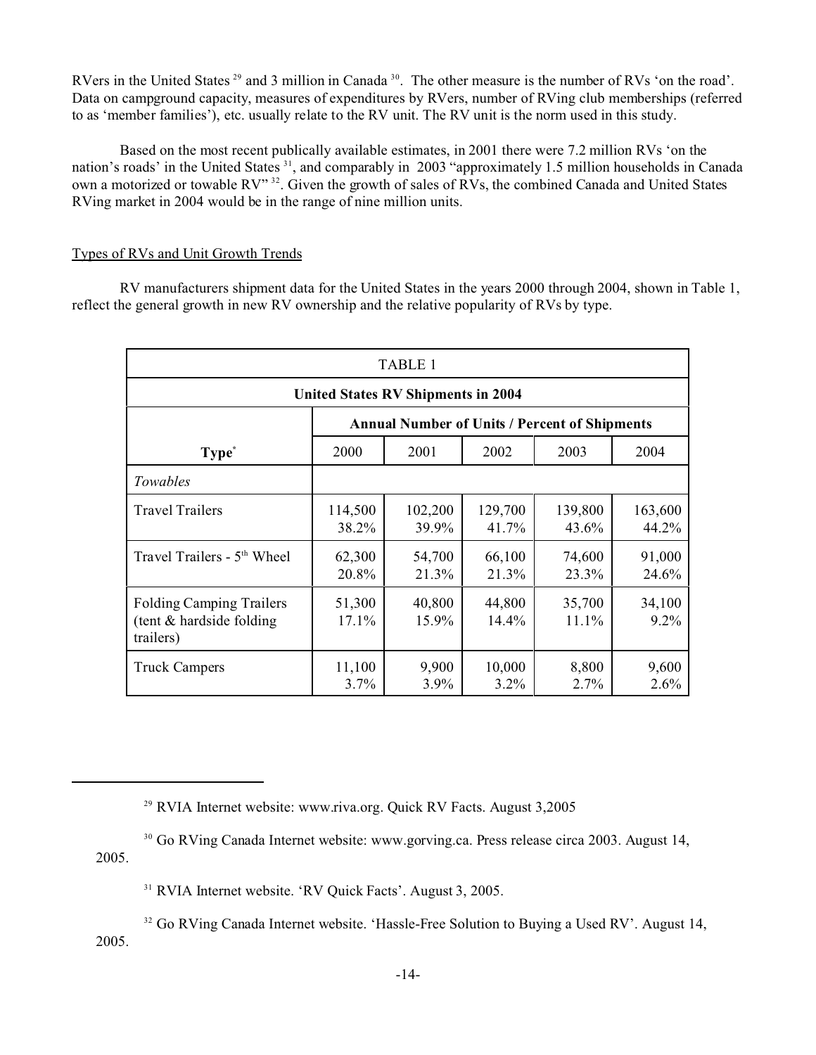RVers in the United States [29] and 3 million in Canada [30]. The other measure is the number of RVs 'on the road'. Data on campground capacity, measures of expenditures by RVers, number of RVing club memberships (referred to as 'member families'), etc. usually relate to the RV unit. The RV unit is the norm used in this study.

Based on the most recent publically available estimates, in 2001 there were 7.2 million RVs 'on the nation's roads' in the United States [31], and comparably in 2003 "approximately 1.5 million households in Canada own a motorized or towable RV" [32]. Given the growth of sales of RVs, the combined Canada and United States RVing market in 2004 would be in the range of nine million units.

Types of RVs and Unit Growth Trends

RV manufacturers shipment data for the United States in the years 2000 through 2004, shown in Table 1, reflect the general growth in new RV ownership and the relative popularity of RVs by type.

| TABLE 1 | | | | | |
|---|---|---|---|---|---|
| **United States RV Shipments in 2004** | | | | | |
| | **Annual Number of Units / Percent of Shipments** | | | | |
| **Type*** | 2000 | 2001 | 2002 | 2003 | 2004 |
| *Towables* | | | | | |
| Travel Trailers | 114,500<br>38.2% | 102,200<br>39.9% | 129,700<br>41.7% | 139,800<br>43.6% | 163,600<br>44.2% |
| Travel Trailers - 5th Wheel | 62,300<br>20.8% | 54,700<br>21.3% | 66,100<br>21.3% | 74,600<br>23.3% | 91,000<br>24.6% |
| Folding Camping Trailers (tent & hardside folding trailers) | 51,300<br>17.1% | 40,800<br>15.9% | 44,800<br>14.4% | 35,700<br>11.1% | 34,100<br>9.2% |
| Truck Campers | 11,100<br>3.7% | 9,900<br>3.9% | 10,000<br>3.2% | 8,800<br>2.7% | 9,600<br>2.6% |

---

[29] RVIA Internet website: www.riva.org. Quick RV Facts. August 3,2005

[30] Go RVing Canada Internet website: www.gorving.ca. Press release circa 2003. August 14, 2005.

[31] RVIA Internet website. 'RV Quick Facts'. August 3, 2005.

[32] Go RVing Canada Internet website. 'Hassle-Free Solution to Buying a Used RV'. August 14, 2005.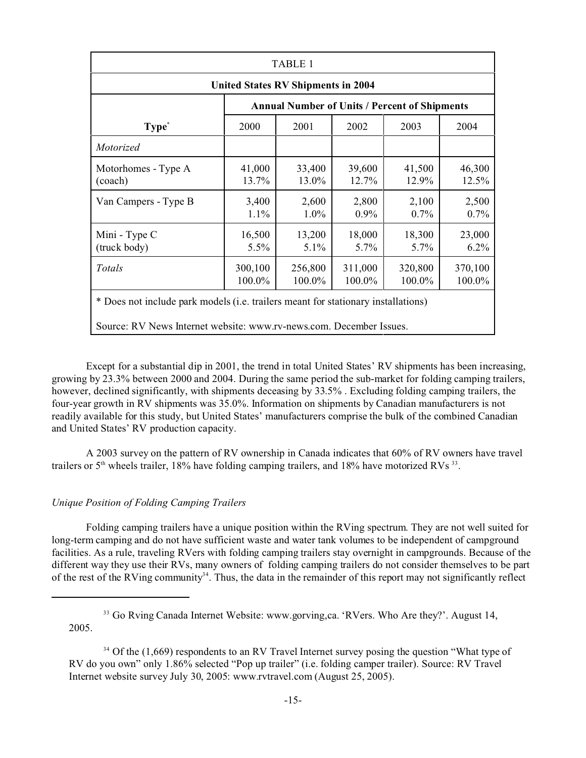| TABLE 1 | | | | | |
|---|---|---|---|---|---|
| **United States RV Shipments in 2004** | | | | | |
| | **Annual Number of Units / Percent of Shipments** | | | | |
| **Type*** | 2000 | 2001 | 2002 | 2003 | 2004 |
| *Motorized* | | | | | |
| Motorhomes - Type A (coach) | 41,000 13.7% | 33,400 13.0% | 39,600 12.7% | 41,500 12.9% | 46,300 12.5% |
| Van Campers - Type B | 3,400 1.1% | 2,600 1.0% | 2,800 0.9% | 2,100 0.7% | 2,500 0.7% |
| Mini - Type C (truck body) | 16,500 5.5% | 13,200 5.1% | 18,000 5.7% | 18,300 5.7% | 23,000 6.2% |
| *Totals* | 300,100 100.0% | 256,800 100.0% | 311,000 100.0% | 320,800 100.0% | 370,100 100.0% |

\* Does not include park models (i.e. trailers meant for stationary installations)

Source: RV News Internet website: www.rv-news.com. December Issues.

Except for a substantial dip in 2001, the trend in total United States' RV shipments has been increasing, growing by 23.3% between 2000 and 2004. During the same period the sub-market for folding camping trailers, however, declined significantly, with shipments deceasing by 33.5% . Excluding folding camping trailers, the four-year growth in RV shipments was 35.0%. Information on shipments by Canadian manufacturers is not readily available for this study, but United States' manufacturers comprise the bulk of the combined Canadian and United States' RV production capacity.

A 2003 survey on the pattern of RV ownership in Canada indicates that 60% of RV owners have travel trailers or 5th wheels trailer, 18% have folding camping trailers, and 18% have motorized RVs [33].

*Unique Position of Folding Camping Trailers*

Folding camping trailers have a unique position within the RVing spectrum. They are not well suited for long-term camping and do not have sufficient waste and water tank volumes to be independent of campground facilities. As a rule, traveling RVers with folding camping trailers stay overnight in campgrounds. Because of the different way they use their RVs, many owners of folding camping trailers do not consider themselves to be part of the rest of the RVing community[34]. Thus, the data in the remainder of this report may not significantly reflect

---

[33] Go Rving Canada Internet Website: www.gorving,ca. 'RVers. Who Are they?'. August 14, 2005.

[34] Of the (1,669) respondents to an RV Travel Internet survey posing the question "What type of RV do you own" only 1.86% selected "Pop up trailer" (i.e. folding camper trailer). Source: RV Travel Internet website survey July 30, 2005: www.rvtravel.com (August 25, 2005).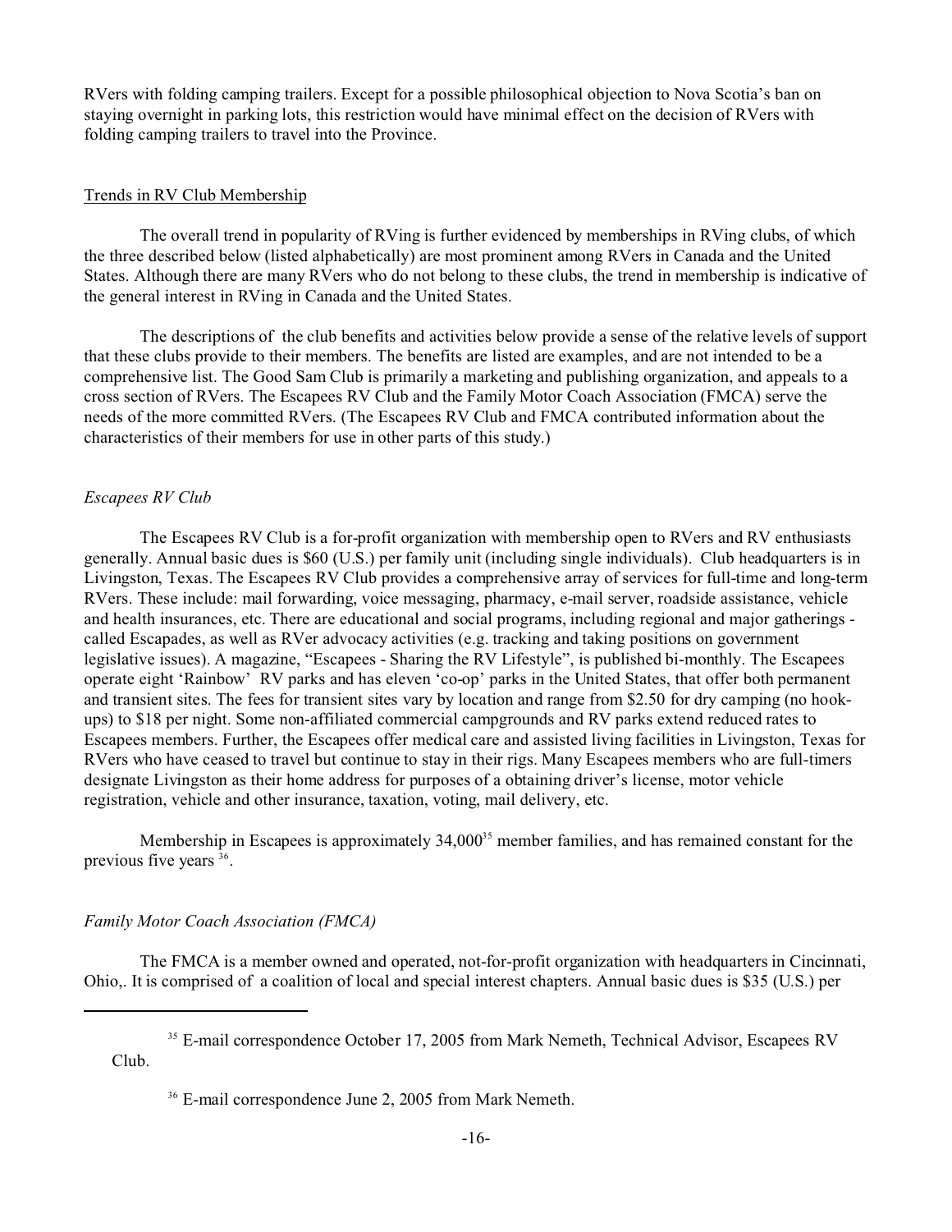RVers with folding camping trailers. Except for a possible philosophical objection to Nova Scotia's ban on staying overnight in parking lots, this restriction would have minimal effect on the decision of RVers with folding camping trailers to travel into the Province.

## Trends in RV Club Membership

The overall trend in popularity of RVing is further evidenced by memberships in RVing clubs, of which the three described below (listed alphabetically) are most prominent among RVers in Canada and the United States. Although there are many RVers who do not belong to these clubs, the trend in membership is indicative of the general interest in RVing in Canada and the United States.

The descriptions of the club benefits and activities below provide a sense of the relative levels of support that these clubs provide to their members. The benefits are listed are examples, and are not intended to be a comprehensive list. The Good Sam Club is primarily a marketing and publishing organization, and appeals to a cross section of RVers. The Escapees RV Club and the Family Motor Coach Association (FMCA) serve the needs of the more committed RVers. (The Escapees RV Club and FMCA contributed information about the characteristics of their members for use in other parts of this study.)

### *Escapees RV Club*

The Escapees RV Club is a for-profit organization with membership open to RVers and RV enthusiasts generally. Annual basic dues is $60 (U.S.) per family unit (including single individuals). Club headquarters is in Livingston, Texas. The Escapees RV Club provides a comprehensive array of services for full-time and long-term RVers. These include: mail forwarding, voice messaging, pharmacy, e-mail server, roadside assistance, vehicle and health insurances, etc. There are educational and social programs, including regional and major gatherings - called Escapades, as well as RVer advocacy activities (e.g. tracking and taking positions on government legislative issues). A magazine, "Escapees - Sharing the RV Lifestyle", is published bi-monthly. The Escapees operate eight 'Rainbow' RV parks and has eleven 'co-op' parks in the United States, that offer both permanent and transient sites. The fees for transient sites vary by location and range from $2.50 for dry camping (no hook-ups) to $18 per night. Some non-affiliated commercial campgrounds and RV parks extend reduced rates to Escapees members. Further, the Escapees offer medical care and assisted living facilities in Livingston, Texas for RVers who have ceased to travel but continue to stay in their rigs. Many Escapees members who are full-timers designate Livingston as their home address for purposes of a obtaining driver's license, motor vehicle registration, vehicle and other insurance, taxation, voting, mail delivery, etc.

Membership in Escapees is approximately 34,000[35] member families, and has remained constant for the previous five years [36].

### *Family Motor Coach Association (FMCA)*

The FMCA is a member owned and operated, not-for-profit organization with headquarters in Cincinnati, Ohio,. It is comprised of a coalition of local and special interest chapters. Annual basic dues is $35 (U.S.) per

---

[35] E-mail correspondence October 17, 2005 from Mark Nemeth, Technical Advisor, Escapees RV Club.

[36] E-mail correspondence June 2, 2005 from Mark Nemeth.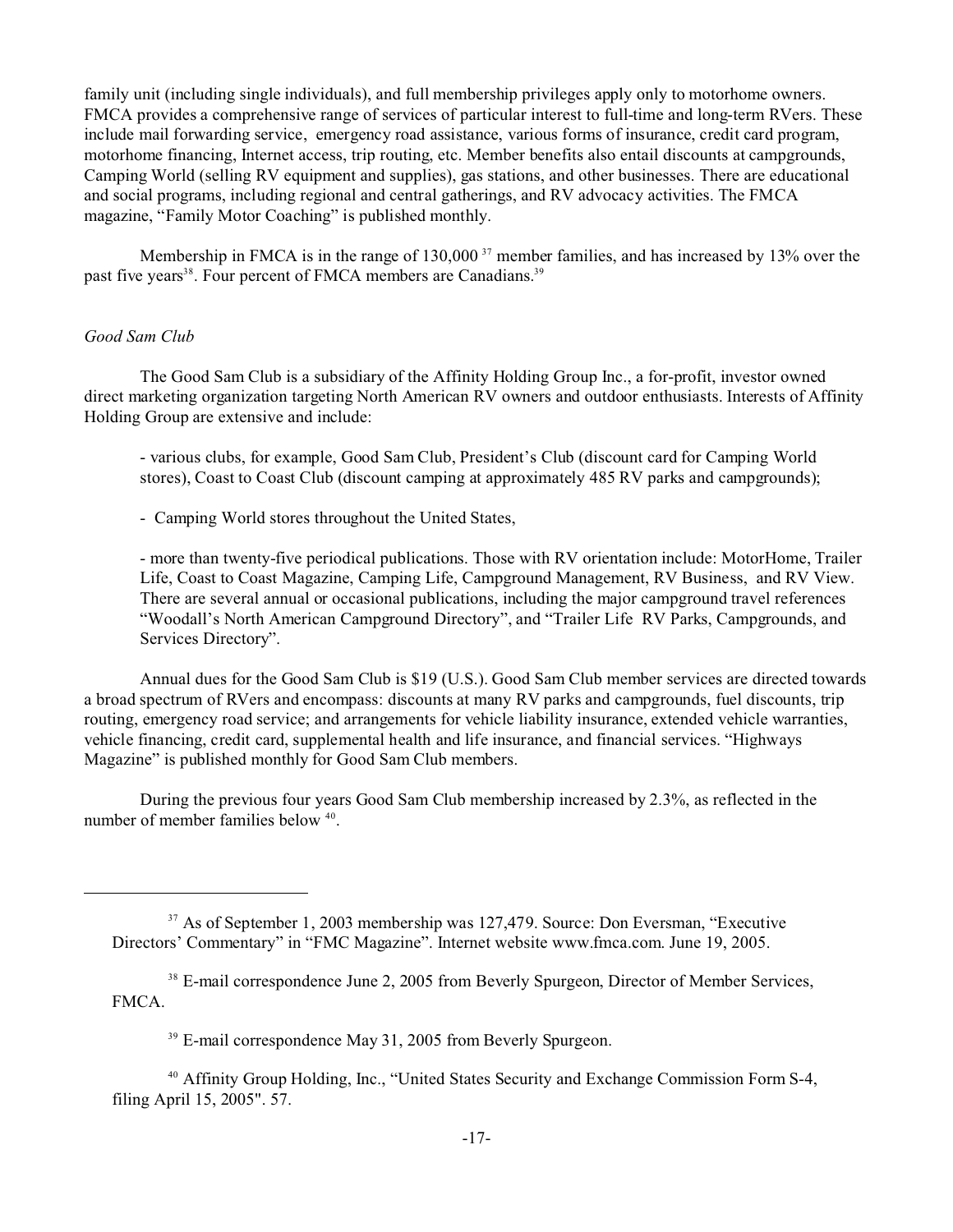family unit (including single individuals), and full membership privileges apply only to motorhome owners. FMCA provides a comprehensive range of services of particular interest to full-time and long-term RVers. These include mail forwarding service, emergency road assistance, various forms of insurance, credit card program, motorhome financing, Internet access, trip routing, etc. Member benefits also entail discounts at campgrounds, Camping World (selling RV equipment and supplies), gas stations, and other businesses. There are educational and social programs, including regional and central gatherings, and RV advocacy activities. The FMCA magazine, "Family Motor Coaching" is published monthly.

Membership in FMCA is in the range of 130,000 [37] member families, and has increased by 13% over the past five years[38]. Four percent of FMCA members are Canadians.[39]

*Good Sam Club*

The Good Sam Club is a subsidiary of the Affinity Holding Group Inc., a for-profit, investor owned direct marketing organization targeting North American RV owners and outdoor enthusiasts. Interests of Affinity Holding Group are extensive and include:

- various clubs, for example, Good Sam Club, President's Club (discount card for Camping World stores), Coast to Coast Club (discount camping at approximately 485 RV parks and campgrounds);

- Camping World stores throughout the United States,

- more than twenty-five periodical publications. Those with RV orientation include: MotorHome, Trailer Life, Coast to Coast Magazine, Camping Life, Campground Management, RV Business, and RV View. There are several annual or occasional publications, including the major campground travel references "Woodall's North American Campground Directory", and "Trailer Life RV Parks, Campgrounds, and Services Directory".

Annual dues for the Good Sam Club is $19 (U.S.). Good Sam Club member services are directed towards a broad spectrum of RVers and encompass: discounts at many RV parks and campgrounds, fuel discounts, trip routing, emergency road service; and arrangements for vehicle liability insurance, extended vehicle warranties, vehicle financing, credit card, supplemental health and life insurance, and financial services. "Highways Magazine" is published monthly for Good Sam Club members.

During the previous four years Good Sam Club membership increased by 2.3%, as reflected in the number of member families below [40].

---

[37] As of September 1, 2003 membership was 127,479. Source: Don Eversman, "Executive Directors' Commentary" in "FMC Magazine". Internet website www.fmca.com. June 19, 2005.

[38] E-mail correspondence June 2, 2005 from Beverly Spurgeon, Director of Member Services, FMCA.

[39] E-mail correspondence May 31, 2005 from Beverly Spurgeon.

[40] Affinity Group Holding, Inc., "United States Security and Exchange Commission Form S-4, filing April 15, 2005". 57.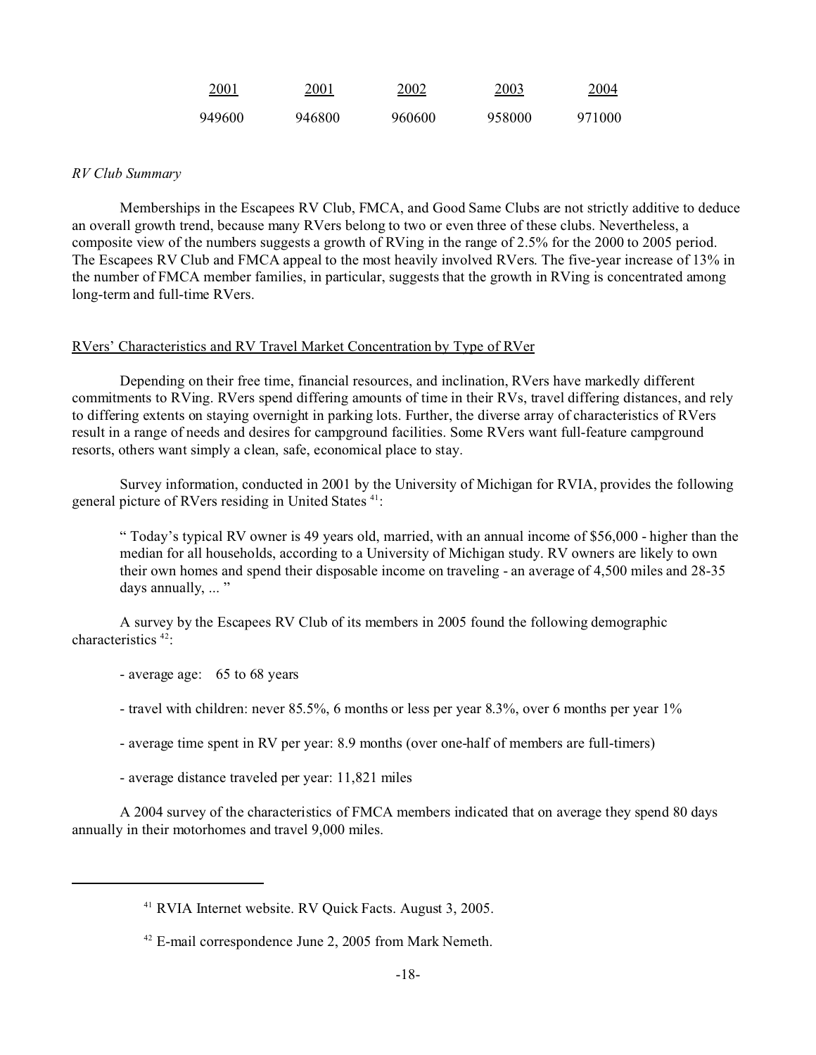| 2001 | 2001 | 2002 | 2003 | 2004 |
|---|---|---|---|---|
| 949600 | 946800 | 960600 | 958000 | 971000 |

*RV Club Summary*

Memberships in the Escapees RV Club, FMCA, and Good Same Clubs are not strictly additive to deduce an overall growth trend, because many RVers belong to two or even three of these clubs. Nevertheless, a composite view of the numbers suggests a growth of RVing in the range of 2.5% for the 2000 to 2005 period. The Escapees RV Club and FMCA appeal to the most heavily involved RVers. The five-year increase of 13% in the number of FMCA member families, in particular, suggests that the growth in RVing is concentrated among long-term and full-time RVers.

RVers' Characteristics and RV Travel Market Concentration by Type of RVer

Depending on their free time, financial resources, and inclination, RVers have markedly different commitments to RVing. RVers spend differing amounts of time in their RVs, travel differing distances, and rely to differing extents on staying overnight in parking lots. Further, the diverse array of characteristics of RVers result in a range of needs and desires for campground facilities. Some RVers want full-feature campground resorts, others want simply a clean, safe, economical place to stay.

Survey information, conducted in 2001 by the University of Michigan for RVIA, provides the following general picture of RVers residing in United States [41]:

> " Today's typical RV owner is 49 years old, married, with an annual income of $56,000 - higher than the median for all households, according to a University of Michigan study. RV owners are likely to own their own homes and spend their disposable income on traveling - an average of 4,500 miles and 28-35 days annually, ... "

A survey by the Escapees RV Club of its members in 2005 found the following demographic characteristics [42]:

- average age: 65 to 68 years
- travel with children: never 85.5%, 6 months or less per year 8.3%, over 6 months per year 1%
- average time spent in RV per year: 8.9 months (over one-half of members are full-timers)
- average distance traveled per year: 11,821 miles

A 2004 survey of the characteristics of FMCA members indicated that on average they spend 80 days annually in their motorhomes and travel 9,000 miles.

---

[41] RVIA Internet website. RV Quick Facts. August 3, 2005.

[42] E-mail correspondence June 2, 2005 from Mark Nemeth.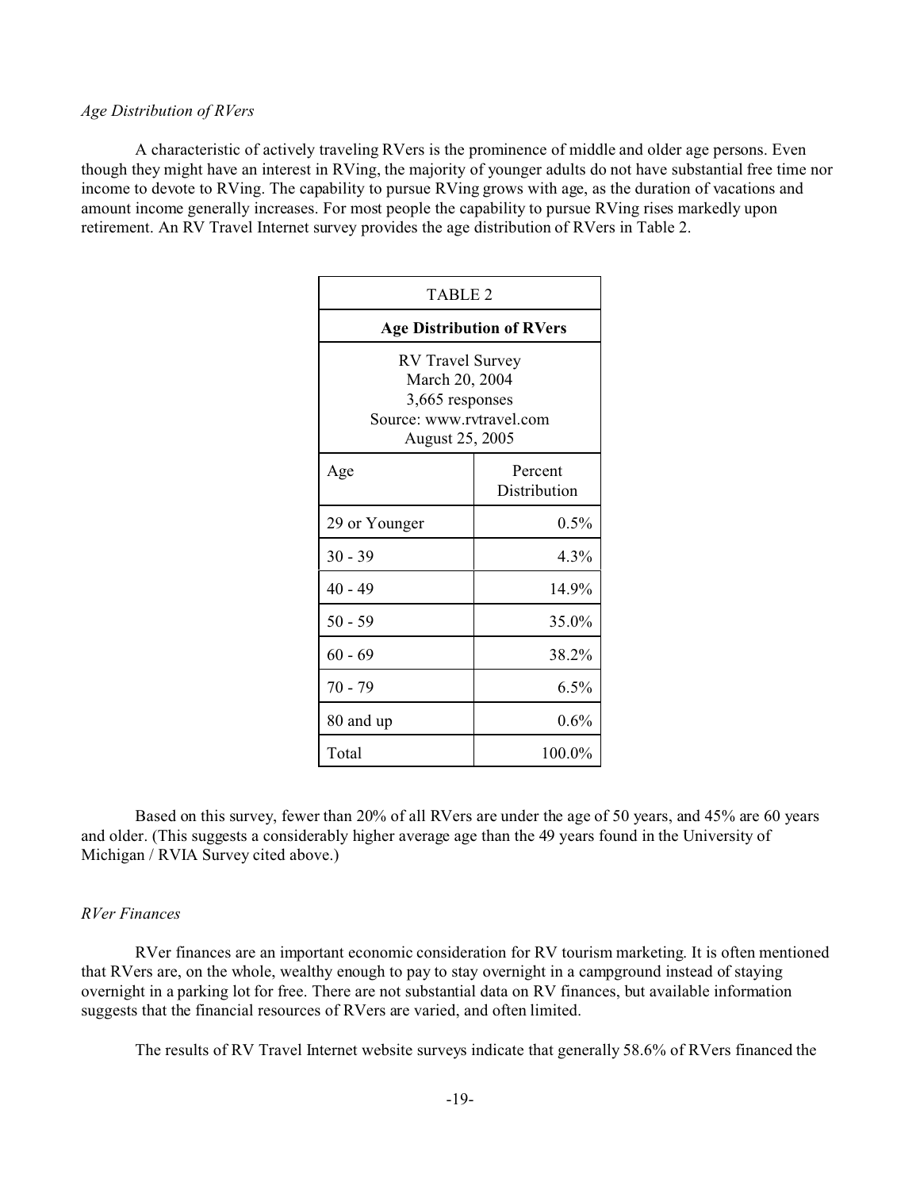*Age Distribution of RVers*

A characteristic of actively traveling RVers is the prominence of middle and older age persons. Even though they might have an interest in RVing, the majority of younger adults do not have substantial free time nor income to devote to RVing. The capability to pursue RVing grows with age, as the duration of vacations and amount income generally increases. For most people the capability to pursue RVing rises markedly upon retirement. An RV Travel Internet survey provides the age distribution of RVers in Table 2.

| TABLE 2 | |
|---|---|
| **Age Distribution of RVers** | |
| RV Travel Survey<br>March 20, 2004<br>3,665 responses<br>Source: www.rvtravel.com<br>August 25, 2005 | |
| Age | Percent Distribution |
| 29 or Younger | 0.5% |
| 30 - 39 | 4.3% |
| 40 - 49 | 14.9% |
| 50 - 59 | 35.0% |
| 60 - 69 | 38.2% |
| 70 - 79 | 6.5% |
| 80 and up | 0.6% |
| Total | 100.0% |

Based on this survey, fewer than 20% of all RVers are under the age of 50 years, and 45% are 60 years and older. (This suggests a considerably higher average age than the 49 years found in the University of Michigan / RVIA Survey cited above.)

*RVer Finances*

RVer finances are an important economic consideration for RV tourism marketing. It is often mentioned that RVers are, on the whole, wealthy enough to pay to stay overnight in a campground instead of staying overnight in a parking lot for free. There are not substantial data on RV finances, but available information suggests that the financial resources of RVers are varied, and often limited.

The results of RV Travel Internet website surveys indicate that generally 58.6% of RVers financed the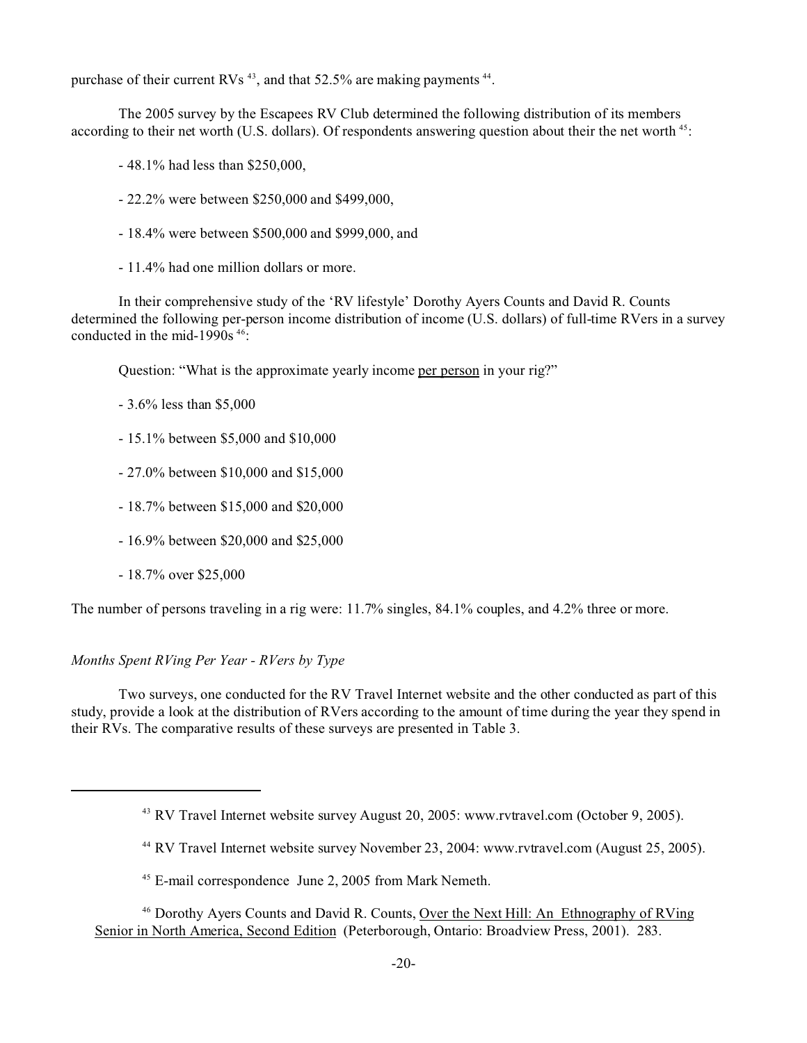purchase of their current RVs [43], and that 52.5% are making payments [44].

The 2005 survey by the Escapees RV Club determined the following distribution of its members according to their net worth (U.S. dollars). Of respondents answering question about their the net worth [45]:

- 48.1% had less than $250,000,

- 22.2% were between $250,000 and $499,000,

- 18.4% were between $500,000 and $999,000, and

- 11.4% had one million dollars or more.

In their comprehensive study of the 'RV lifestyle' Dorothy Ayers Counts and David R. Counts determined the following per-person income distribution of income (U.S. dollars) of full-time RVers in a survey conducted in the mid-1990s [46]:

Question: "What is the approximate yearly income per person in your rig?"

- 3.6% less than $5,000

- 15.1% between $5,000 and $10,000

- 27.0% between $10,000 and $15,000

- 18.7% between $15,000 and $20,000

- 16.9% between $20,000 and $25,000

- 18.7% over $25,000

The number of persons traveling in a rig were: 11.7% singles, 84.1% couples, and 4.2% three or more.

*Months Spent RVing Per Year - RVers by Type*

Two surveys, one conducted for the RV Travel Internet website and the other conducted as part of this study, provide a look at the distribution of RVers according to the amount of time during the year they spend in their RVs. The comparative results of these surveys are presented in Table 3.

---

[43] RV Travel Internet website survey August 20, 2005: www.rvtravel.com (October 9, 2005).

[44] RV Travel Internet website survey November 23, 2004: www.rvtravel.com (August 25, 2005).

[45] E-mail correspondence June 2, 2005 from Mark Nemeth.

[46] Dorothy Ayers Counts and David R. Counts, Over the Next Hill: An Ethnography of RVing Senior in North America, Second Edition (Peterborough, Ontario: Broadview Press, 2001). 283.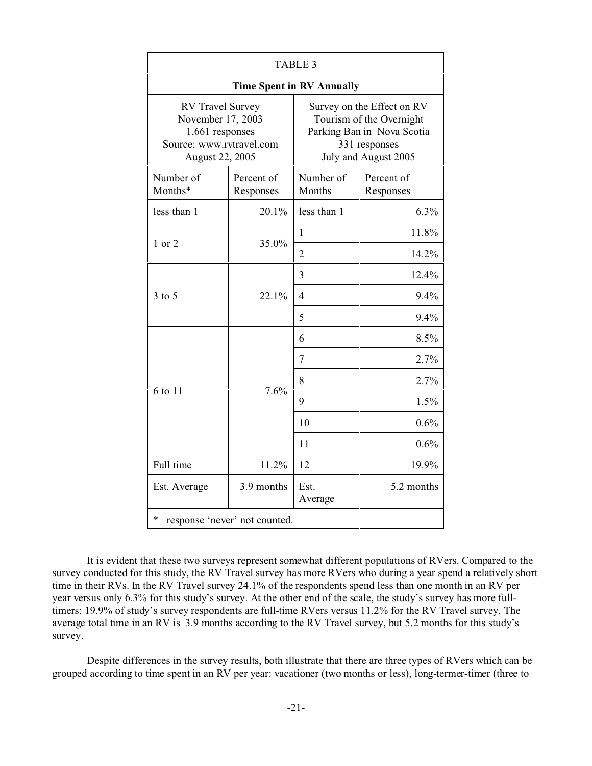| TABLE 3 | | | |
|---|---|---|---|
| **Time Spent in RV Annually** | | | |
| RV Travel Survey November 17, 2003 1,661 responses Source: www.rvtravel.com August 22, 2005 | | Survey on the Effect on RV Tourism of the Overnight Parking Ban in Nova Scotia 331 responses July and August 2005 | |
| Number of Months* | Percent of Responses | Number of Months | Percent of Responses |
| less than 1 | 20.1% | less than 1 | 6.3% |
| 1 or 2 | 35.0% | 1 | 11.8% |
| | | 2 | 14.2% |
| 3 to 5 | 22.1% | 3 | 12.4% |
| | | 4 | 9.4% |
| | | 5 | 9.4% |
| 6 to 11 | 7.6% | 6 | 8.5% |
| | | 7 | 2.7% |
| | | 8 | 2.7% |
| | | 9 | 1.5% |
| | | 10 | 0.6% |
| | | 11 | 0.6% |
| Full time | 11.2% | 12 | 19.9% |
| Est. Average | 3.9 months | Est. Average | 5.2 months |
| * response 'never' not counted. | | | |

It is evident that these two surveys represent somewhat different populations of RVers. Compared to the survey conducted for this study, the RV Travel survey has more RVers who during a year spend a relatively short time in their RVs. In the RV Travel survey 24.1% of the respondents spend less than one month in an RV per year versus only 6.3% for this study's survey. At the other end of the scale, the study's survey has more full-timers; 19.9% of study's survey respondents are full-time RVers versus 11.2% for the RV Travel survey. The average total time in an RV is 3.9 months according to the RV Travel survey, but 5.2 months for this study's survey.

Despite differences in the survey results, both illustrate that there are three types of RVers which can be grouped according to time spent in an RV per year: vacationer (two months or less), long-termer-timer (three to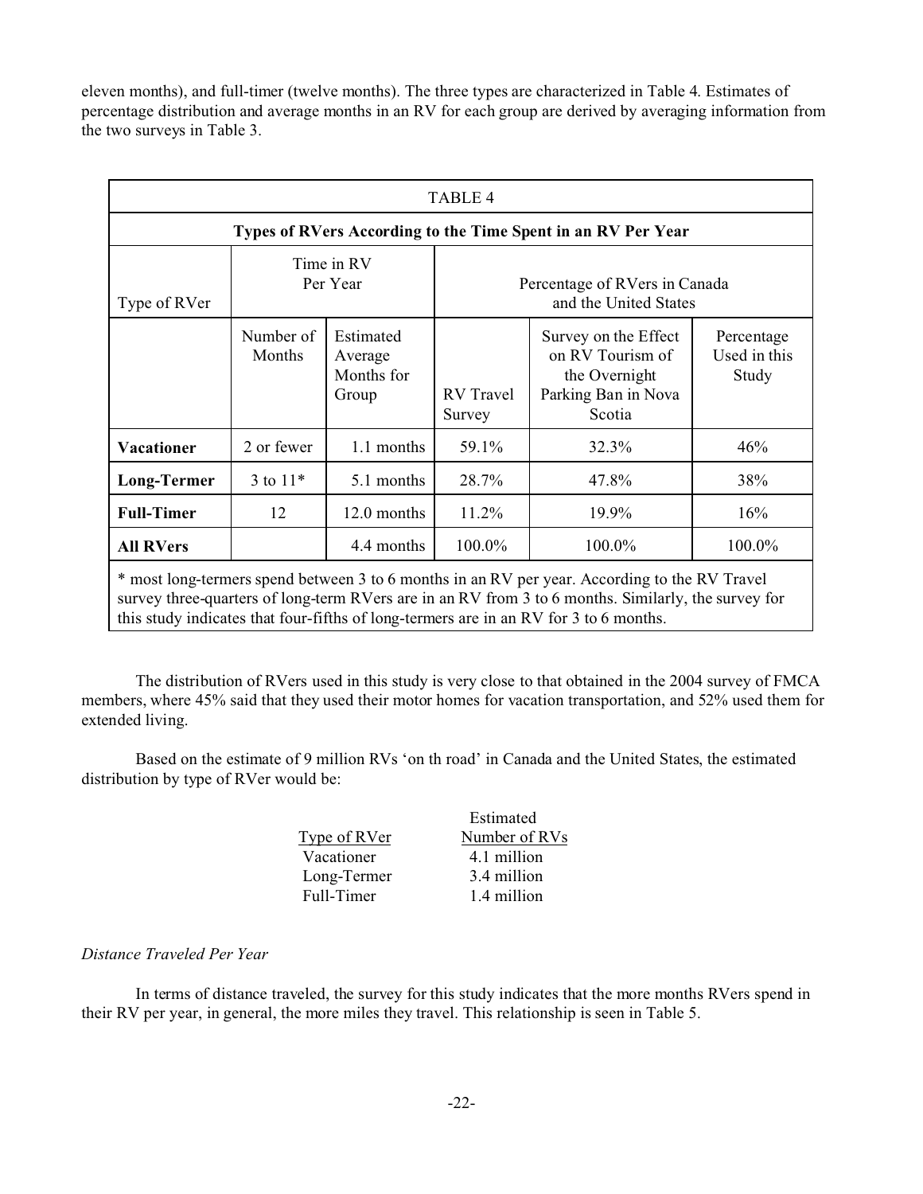eleven months), and full-timer (twelve months). The three types are characterized in Table 4. Estimates of percentage distribution and average months in an RV for each group are derived by averaging information from the two surveys in Table 3.

| TABLE 4 | | | | | |
|---|---|---|---|---|---|
| **Types of RVers According to the Time Spent in an RV Per Year** | | | | | |
| Type of RVer | Time in RV Per Year | | Percentage of RVers in Canada and the United States | | |
| | Number of Months | Estimated Average Months for Group | RV Travel Survey | Survey on the Effect on RV Tourism of the Overnight Parking Ban in Nova Scotia | Percentage Used in this Study |
| **Vacationer** | 2 or fewer | 1.1 months | 59.1% | 32.3% | 46% |
| **Long-Termer** | 3 to 11* | 5.1 months | 28.7% | 47.8% | 38% |
| **Full-Timer** | 12 | 12.0 months | 11.2% | 19.9% | 16% |
| **All RVers** | | 4.4 months | 100.0% | 100.0% | 100.0% |

\* most long-termers spend between 3 to 6 months in an RV per year. According to the RV Travel survey three-quarters of long-term RVers are in an RV from 3 to 6 months. Similarly, the survey for this study indicates that four-fifths of long-termers are in an RV for 3 to 6 months.

The distribution of RVers used in this study is very close to that obtained in the 2004 survey of FMCA members, where 45% said that they used their motor homes for vacation transportation, and 52% used them for extended living.

Based on the estimate of 9 million RVs 'on th road' in Canada and the United States, the estimated distribution by type of RVer would be:

| Type of RVer | Estimated Number of RVs |
|---|---|
| Vacationer | 4.1 million |
| Long-Termer | 3.4 million |
| Full-Timer | 1.4 million |

*Distance Traveled Per Year*

In terms of distance traveled, the survey for this study indicates that the more months RVers spend in their RV per year, in general, the more miles they travel. This relationship is seen in Table 5.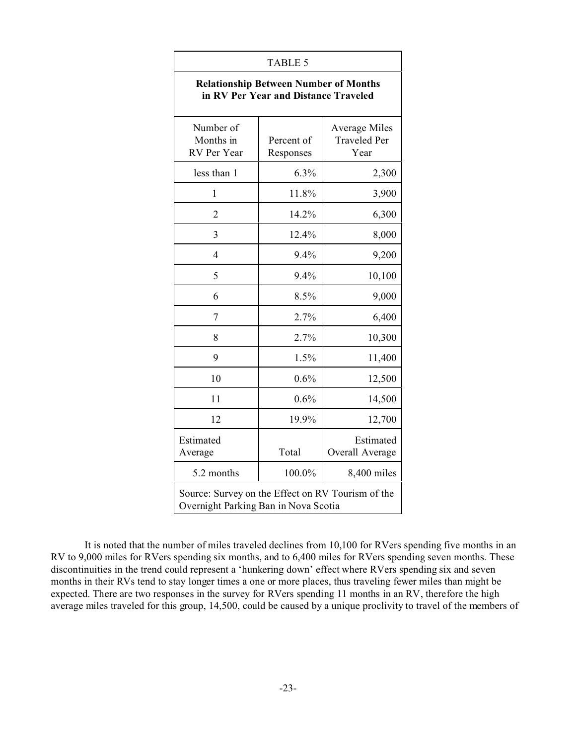| TABLE 5 | | |
|---|---|---|
| **Relationship Between Number of Months in RV Per Year and Distance Traveled** | | |
| Number of Months in RV Per Year | Percent of Responses | Average Miles Traveled Per Year |
| less than 1 | 6.3% | 2,300 |
| 1 | 11.8% | 3,900 |
| 2 | 14.2% | 6,300 |
| 3 | 12.4% | 8,000 |
| 4 | 9.4% | 9,200 |
| 5 | 9.4% | 10,100 |
| 6 | 8.5% | 9,000 |
| 7 | 2.7% | 6,400 |
| 8 | 2.7% | 10,300 |
| 9 | 1.5% | 11,400 |
| 10 | 0.6% | 12,500 |
| 11 | 0.6% | 14,500 |
| 12 | 19.9% | 12,700 |
| Estimated Average | Total | Estimated Overall Average |
| 5.2 months | 100.0% | 8,400 miles |
| Source: Survey on the Effect on RV Tourism of the Overnight Parking Ban in Nova Scotia | | |

It is noted that the number of miles traveled declines from 10,100 for RVers spending five months in an RV to 9,000 miles for RVers spending six months, and to 6,400 miles for RVers spending seven months. These discontinuities in the trend could represent a 'hunkering down' effect where RVers spending six and seven months in their RVs tend to stay longer times a one or more places, thus traveling fewer miles than might be expected. There are two responses in the survey for RVers spending 11 months in an RV, therefore the high average miles traveled for this group, 14,500, could be caused by a unique proclivity to travel of the members of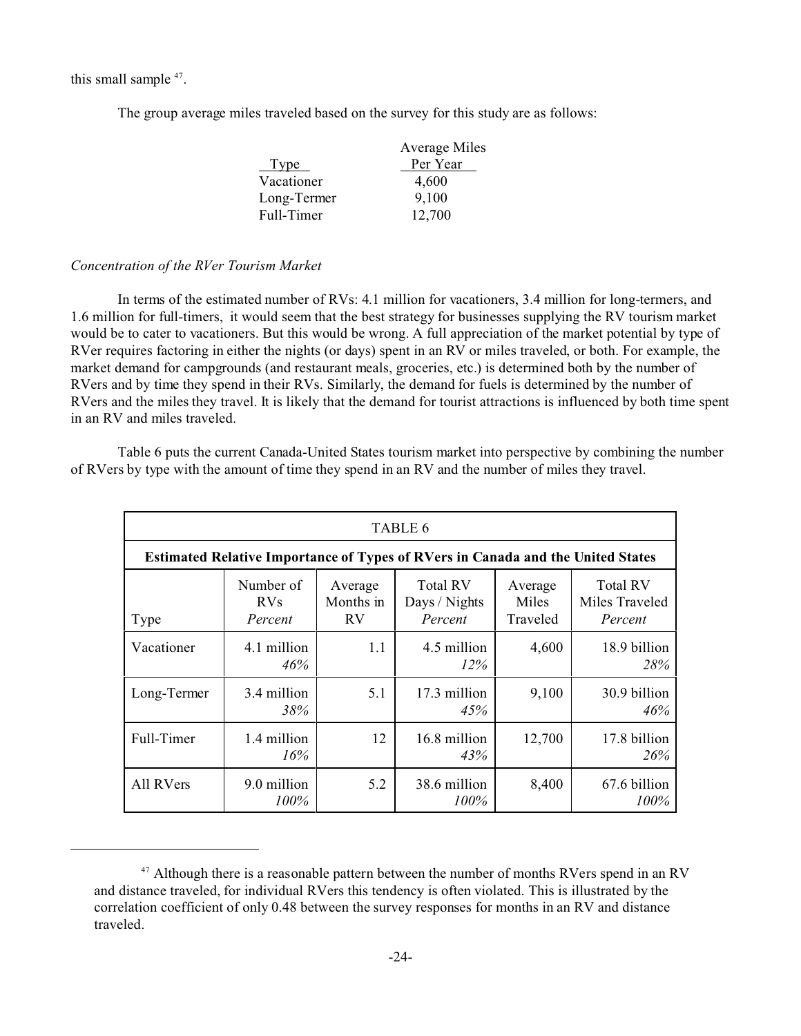this small sample [47].

The group average miles traveled based on the survey for this study are as follows:

| Type | Average Miles Per Year |
|---|---|
| Vacationer | 4,600 |
| Long-Termer | 9,100 |
| Full-Timer | 12,700 |

*Concentration of the RVer Tourism Market*

In terms of the estimated number of RVs: 4.1 million for vacationers, 3.4 million for long-termers, and 1.6 million for full-timers, it would seem that the best strategy for businesses supplying the RV tourism market would be to cater to vacationers. But this would be wrong. A full appreciation of the market potential by type of RVer requires factoring in either the nights (or days) spent in an RV or miles traveled, or both. For example, the market demand for campgrounds (and restaurant meals, groceries, etc.) is determined both by the number of RVers and by time they spend in their RVs. Similarly, the demand for fuels is determined by the number of RVers and the miles they travel. It is likely that the demand for tourist attractions is influenced by both time spent in an RV and miles traveled.

Table 6 puts the current Canada-United States tourism market into perspective by combining the number of RVers by type with the amount of time they spend in an RV and the number of miles they travel.

TABLE 6

**Estimated Relative Importance of Types of RVers in Canada and the United States**

| Type | Number of RVs *Percent* | Average Months in RV | Total RV Days / Nights *Percent* | Average Miles Traveled | Total RV Miles Traveled *Percent* |
|---|---|---|---|---|---|
| Vacationer | 4.1 million *46%* | 1.1 | 4.5 million *12%* | 4,600 | 18.9 billion *28%* |
| Long-Termer | 3.4 million *38%* | 5.1 | 17.3 million *45%* | 9,100 | 30.9 billion *46%* |
| Full-Timer | 1.4 million *16%* | 12 | 16.8 million *43%* | 12,700 | 17.8 billion *26%* |
| All RVers | 9.0 million *100%* | 5.2 | 38.6 million *100%* | 8,400 | 67.6 billion *100%* |

[47] Although there is a reasonable pattern between the number of months RVers spend in an RV and distance traveled, for individual RVers this tendency is often violated. This is illustrated by the correlation coefficient of only 0.48 between the survey responses for months in an RV and distance traveled.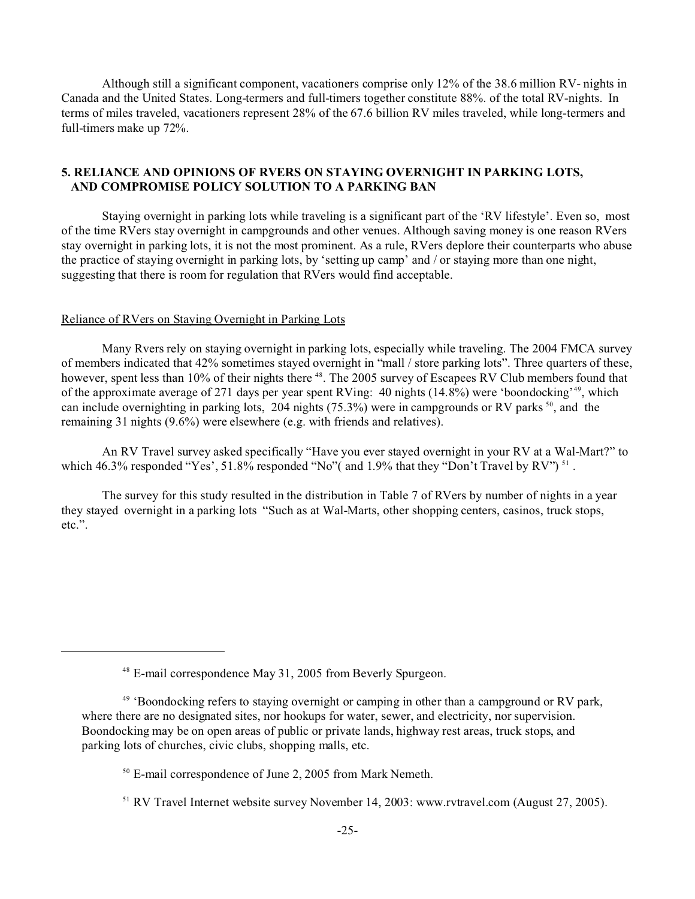Although still a significant component, vacationers comprise only 12% of the 38.6 million RV- nights in Canada and the United States. Long-termers and full-timers together constitute 88%. of the total RV-nights. In terms of miles traveled, vacationers represent 28% of the 67.6 billion RV miles traveled, while long-termers and full-timers make up 72%.

## 5. RELIANCE AND OPINIONS OF RVERS ON STAYING OVERNIGHT IN PARKING LOTS, AND COMPROMISE POLICY SOLUTION TO A PARKING BAN

Staying overnight in parking lots while traveling is a significant part of the 'RV lifestyle'. Even so, most of the time RVers stay overnight in campgrounds and other venues. Although saving money is one reason RVers stay overnight in parking lots, it is not the most prominent. As a rule, RVers deplore their counterparts who abuse the practice of staying overnight in parking lots, by 'setting up camp' and / or staying more than one night, suggesting that there is room for regulation that RVers would find acceptable.

### Reliance of RVers on Staying Overnight in Parking Lots

Many Rvers rely on staying overnight in parking lots, especially while traveling. The 2004 FMCA survey of members indicated that 42% sometimes stayed overnight in "mall / store parking lots". Three quarters of these, however, spent less than 10% of their nights there [48]. The 2005 survey of Escapees RV Club members found that of the approximate average of 271 days per year spent RVing: 40 nights (14.8%) were 'boondocking'[49], which can include overnighting in parking lots, 204 nights (75.3%) were in campgrounds or RV parks [50], and the remaining 31 nights (9.6%) were elsewhere (e.g. with friends and relatives).

An RV Travel survey asked specifically "Have you ever stayed overnight in your RV at a Wal-Mart?" to which 46.3% responded "Yes', 51.8% responded "No"( and 1.9% that they "Don't Travel by RV") [51] .

The survey for this study resulted in the distribution in Table 7 of RVers by number of nights in a year they stayed overnight in a parking lots "Such as at Wal-Marts, other shopping centers, casinos, truck stops, etc.".

---

[48] E-mail correspondence May 31, 2005 from Beverly Spurgeon.

[49] 'Boondocking refers to staying overnight or camping in other than a campground or RV park, where there are no designated sites, nor hookups for water, sewer, and electricity, nor supervision. Boondocking may be on open areas of public or private lands, highway rest areas, truck stops, and parking lots of churches, civic clubs, shopping malls, etc.

[50] E-mail correspondence of June 2, 2005 from Mark Nemeth.

[51] RV Travel Internet website survey November 14, 2003: www.rvtravel.com (August 27, 2005).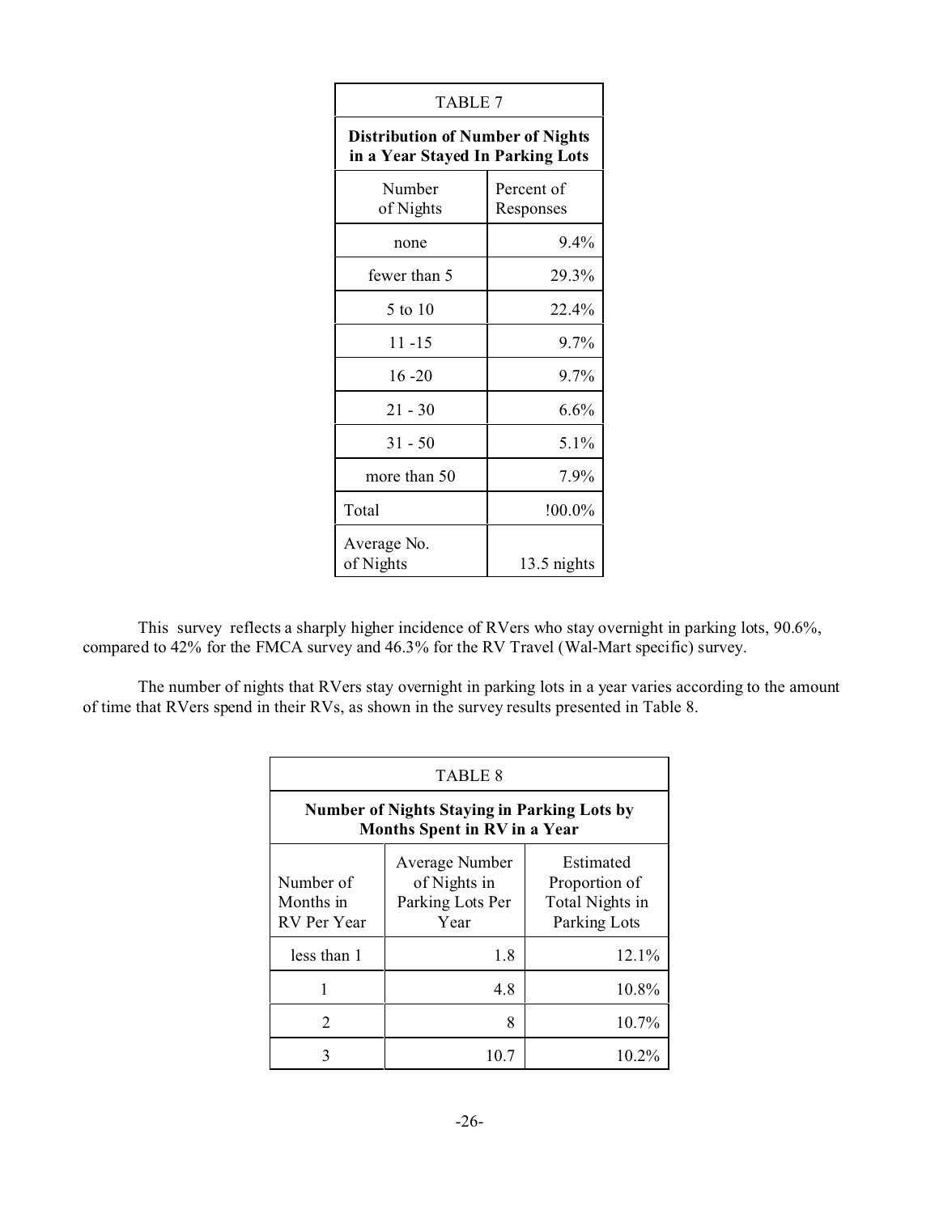| TABLE 7 | |
|---|---|
| **Distribution of Number of Nights in a Year Stayed In Parking Lots** | |
| Number of Nights | Percent of Responses |
| none | 9.4% |
| fewer than 5 | 29.3% |
| 5 to 10 | 22.4% |
| 11 -15 | 9.7% |
| 16 -20 | 9.7% |
| 21 - 30 | 6.6% |
| 31 - 50 | 5.1% |
| more than 50 | 7.9% |
| Total | !00.0% |
| Average No. of Nights | 13.5 nights |

This survey reflects a sharply higher incidence of RVers who stay overnight in parking lots, 90.6%, compared to 42% for the FMCA survey and 46.3% for the RV Travel (Wal-Mart specific) survey.

The number of nights that RVers stay overnight in parking lots in a year varies according to the amount of time that RVers spend in their RVs, as shown in the survey results presented in Table 8.

| TABLE 8 | | |
|---|---|---|
| **Number of Nights Staying in Parking Lots by Months Spent in RV in a Year** | | |
| Number of Months in RV Per Year | Average Number of Nights in Parking Lots Per Year | Estimated Proportion of Total Nights in Parking Lots |
| less than 1 | 1.8 | 12.1% |
| 1 | 4.8 | 10.8% |
| 2 | 8 | 10.7% |
| 3 | 10.7 | 10.2% |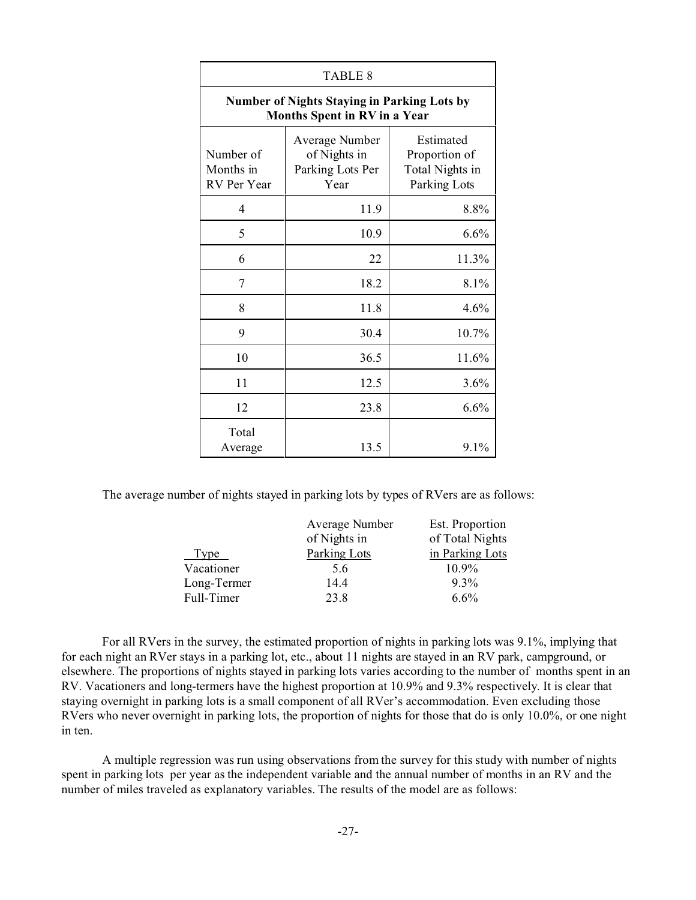| TABLE 8 | | |
|---|---|---|
| **Number of Nights Staying in Parking Lots by Months Spent in RV in a Year** | | |
| Number of Months in RV Per Year | Average Number of Nights in Parking Lots Per Year | Estimated Proportion of Total Nights in Parking Lots |
| 4 | 11.9 | 8.8% |
| 5 | 10.9 | 6.6% |
| 6 | 22 | 11.3% |
| 7 | 18.2 | 8.1% |
| 8 | 11.8 | 4.6% |
| 9 | 30.4 | 10.7% |
| 10 | 36.5 | 11.6% |
| 11 | 12.5 | 3.6% |
| 12 | 23.8 | 6.6% |
| Total Average | 13.5 | 9.1% |

The average number of nights stayed in parking lots by types of RVers are as follows:

| Type | Average Number of Nights in Parking Lots | Est. Proportion of Total Nights in Parking Lots |
|---|---|---|
| Vacationer | 5.6 | 10.9% |
| Long-Termer | 14.4 | 9.3% |
| Full-Timer | 23.8 | 6.6% |

For all RVers in the survey, the estimated proportion of nights in parking lots was 9.1%, implying that for each night an RVer stays in a parking lot, etc., about 11 nights are stayed in an RV park, campground, or elsewhere. The proportions of nights stayed in parking lots varies according to the number of months spent in an RV. Vacationers and long-termers have the highest proportion at 10.9% and 9.3% respectively. It is clear that staying overnight in parking lots is a small component of all RVer's accommodation. Even excluding those RVers who never overnight in parking lots, the proportion of nights for those that do is only 10.0%, or one night in ten.

A multiple regression was run using observations from the survey for this study with number of nights spent in parking lots per year as the independent variable and the annual number of months in an RV and the number of miles traveled as explanatory variables. The results of the model are as follows: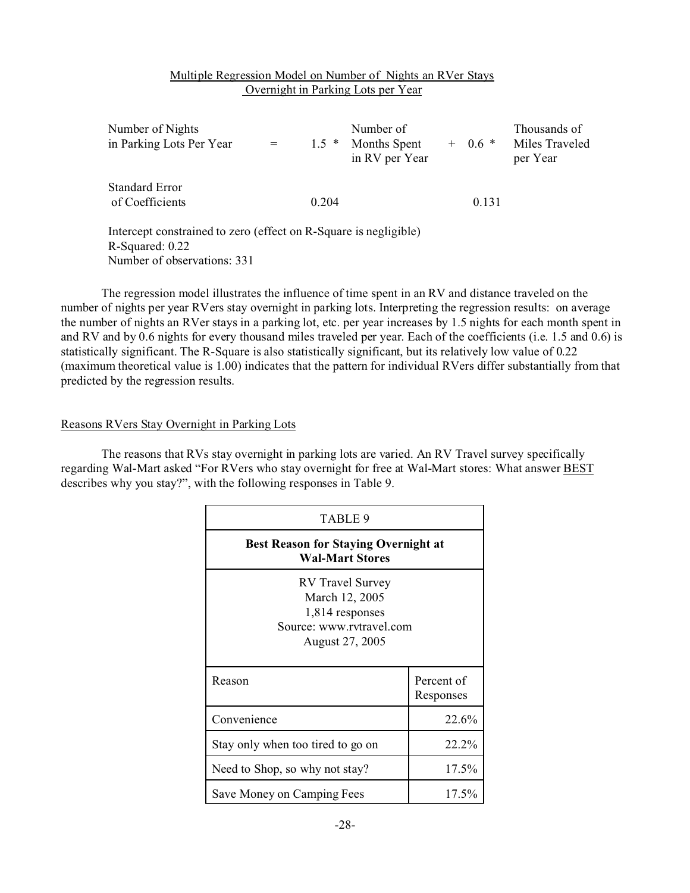Multiple Regression Model on Number of Nights an RVer Stays Overnight in Parking Lots per Year

| Number of Nights in Parking Lots Per Year | = | 1.5 * | Number of Months Spent in RV per Year | + | 0.6 * | Thousands of Miles Traveled per Year |
|---|---|---|---|---|---|---|
| Standard Error of Coefficients | | 0.204 | | | 0.131 | |

Intercept constrained to zero (effect on R-Square is negligible)
R-Squared: 0.22
Number of observations: 331

The regression model illustrates the influence of time spent in an RV and distance traveled on the number of nights per year RVers stay overnight in parking lots. Interpreting the regression results: on average the number of nights an RVer stays in a parking lot, etc. per year increases by 1.5 nights for each month spent in and RV and by 0.6 nights for every thousand miles traveled per year. Each of the coefficients (i.e. 1.5 and 0.6) is statistically significant. The R-Square is also statistically significant, but its relatively low value of 0.22 (maximum theoretical value is 1.00) indicates that the pattern for individual RVers differ substantially from that predicted by the regression results.

## Reasons RVers Stay Overnight in Parking Lots

The reasons that RVs stay overnight in parking lots are varied. An RV Travel survey specifically regarding Wal-Mart asked "For RVers who stay overnight for free at Wal-Mart stores: What answer BEST describes why you stay?", with the following responses in Table 9.

TABLE 9

**Best Reason for Staying Overnight at Wal-Mart Stores**

RV Travel Survey
March 12, 2005
1,814 responses
Source: www.rvtravel.com
August 27, 2005

| Reason | Percent of Responses |
|---|---|
| Convenience | 22.6% |
| Stay only when too tired to go on | 22.2% |
| Need to Shop, so why not stay? | 17.5% |
| Save Money on Camping Fees | 17.5% |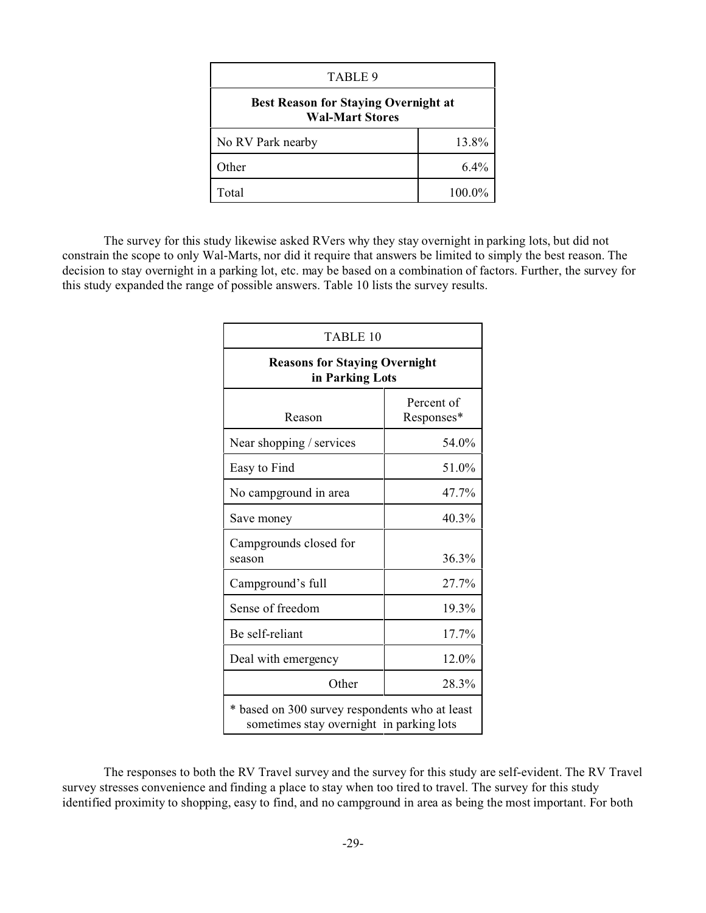| TABLE 9 | |
|---|---|
| **Best Reason for Staying Overnight at Wal-Mart Stores** | |
| No RV Park nearby | 13.8% |
| Other | 6.4% |
| Total | 100.0% |

The survey for this study likewise asked RVers why they stay overnight in parking lots, but did not constrain the scope to only Wal-Marts, nor did it require that answers be limited to simply the best reason. The decision to stay overnight in a parking lot, etc. may be based on a combination of factors. Further, the survey for this study expanded the range of possible answers. Table 10 lists the survey results.

| TABLE 10 | |
|---|---|
| **Reasons for Staying Overnight in Parking Lots** | |
| Reason | Percent of Responses* |
| Near shopping / services | 54.0% |
| Easy to Find | 51.0% |
| No campground in area | 47.7% |
| Save money | 40.3% |
| Campgrounds closed for season | 36.3% |
| Campground's full | 27.7% |
| Sense of freedom | 19.3% |
| Be self-reliant | 17.7% |
| Deal with emergency | 12.0% |
| Other | 28.3% |
| * based on 300 survey respondents who at least sometimes stay overnight in parking lots | |

The responses to both the RV Travel survey and the survey for this study are self-evident. The RV Travel survey stresses convenience and finding a place to stay when too tired to travel. The survey for this study identified proximity to shopping, easy to find, and no campground in area as being the most important. For both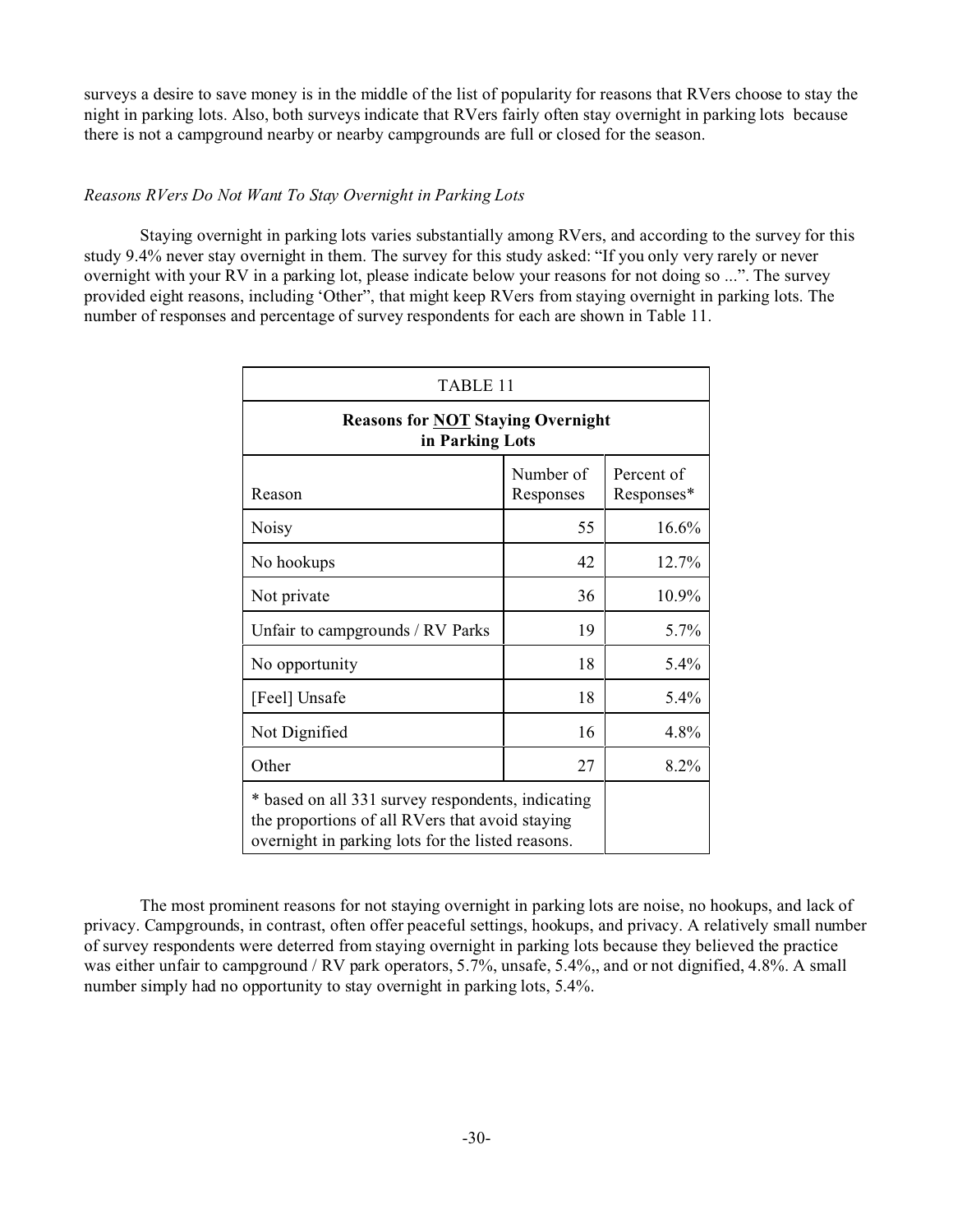surveys a desire to save money is in the middle of the list of popularity for reasons that RVers choose to stay the night in parking lots. Also, both surveys indicate that RVers fairly often stay overnight in parking lots because there is not a campground nearby or nearby campgrounds are full or closed for the season.

*Reasons RVers Do Not Want To Stay Overnight in Parking Lots*

Staying overnight in parking lots varies substantially among RVers, and according to the survey for this study 9.4% never stay overnight in them. The survey for this study asked: "If you only very rarely or never overnight with your RV in a parking lot, please indicate below your reasons for not doing so ...". The survey provided eight reasons, including 'Other", that might keep RVers from staying overnight in parking lots. The number of responses and percentage of survey respondents for each are shown in Table 11.

| TABLE 11 | | |
|---|---|---|
| **Reasons for NOT Staying Overnight in Parking Lots** | | |
| Reason | Number of Responses | Percent of Responses* |
| Noisy | 55 | 16.6% |
| No hookups | 42 | 12.7% |
| Not private | 36 | 10.9% |
| Unfair to campgrounds / RV Parks | 19 | 5.7% |
| No opportunity | 18 | 5.4% |
| [Feel] Unsafe | 18 | 5.4% |
| Not Dignified | 16 | 4.8% |
| Other | 27 | 8.2% |
| * based on all 331 survey respondents, indicating the proportions of all RVers that avoid staying overnight in parking lots for the listed reasons. | | |

The most prominent reasons for not staying overnight in parking lots are noise, no hookups, and lack of privacy. Campgrounds, in contrast, often offer peaceful settings, hookups, and privacy. A relatively small number of survey respondents were deterred from staying overnight in parking lots because they believed the practice was either unfair to campground / RV park operators, 5.7%, unsafe, 5.4%,, and or not dignified, 4.8%. A small number simply had no opportunity to stay overnight in parking lots, 5.4%.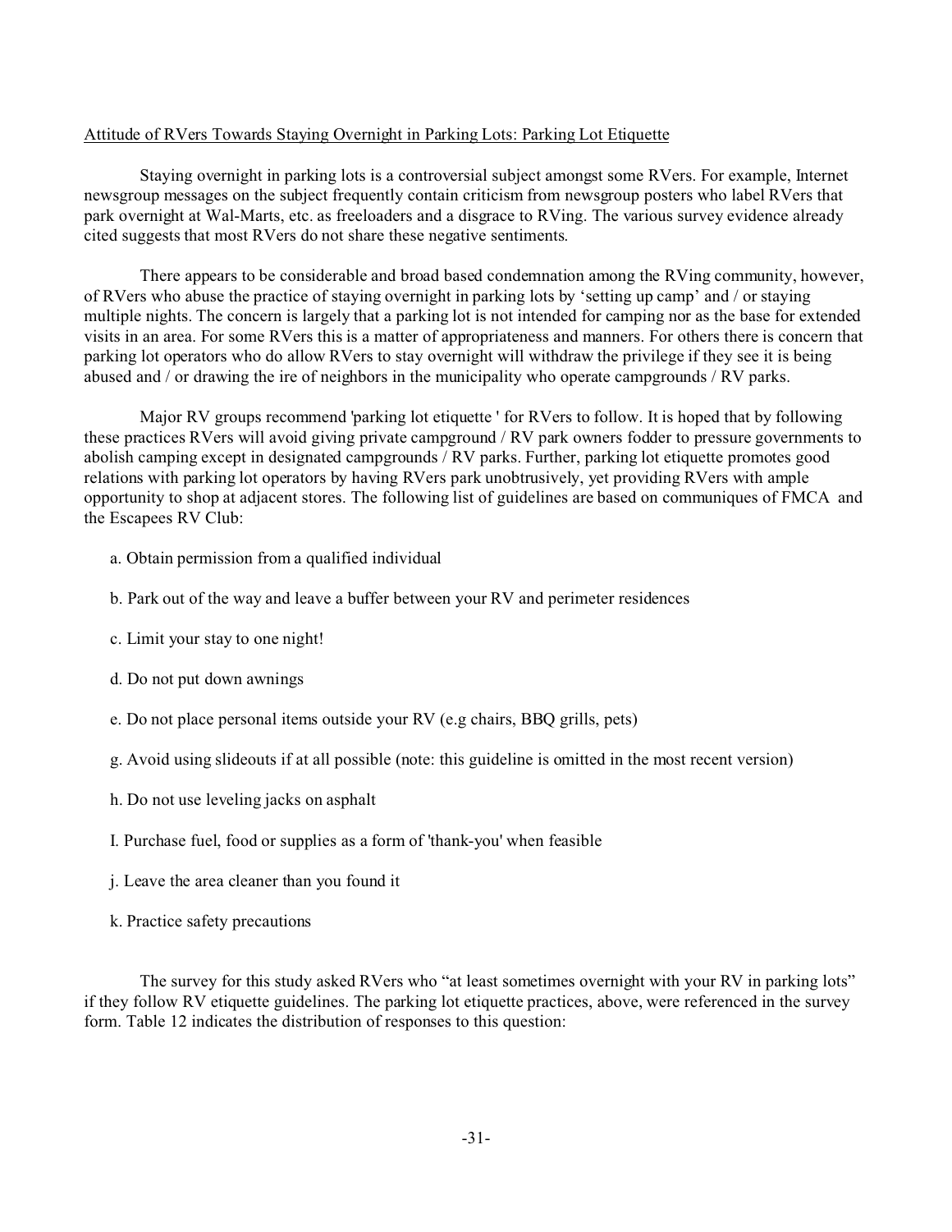Attitude of RVers Towards Staying Overnight in Parking Lots: Parking Lot Etiquette

Staying overnight in parking lots is a controversial subject amongst some RVers. For example, Internet newsgroup messages on the subject frequently contain criticism from newsgroup posters who label RVers that park overnight at Wal-Marts, etc. as freeloaders and a disgrace to RVing. The various survey evidence already cited suggests that most RVers do not share these negative sentiments.

There appears to be considerable and broad based condemnation among the RVing community, however, of RVers who abuse the practice of staying overnight in parking lots by 'setting up camp' and / or staying multiple nights. The concern is largely that a parking lot is not intended for camping nor as the base for extended visits in an area. For some RVers this is a matter of appropriateness and manners. For others there is concern that parking lot operators who do allow RVers to stay overnight will withdraw the privilege if they see it is being abused and / or drawing the ire of neighbors in the municipality who operate campgrounds / RV parks.

Major RV groups recommend 'parking lot etiquette ' for RVers to follow. It is hoped that by following these practices RVers will avoid giving private campground / RV park owners fodder to pressure governments to abolish camping except in designated campgrounds / RV parks. Further, parking lot etiquette promotes good relations with parking lot operators by having RVers park unobtrusively, yet providing RVers with ample opportunity to shop at adjacent stores. The following list of guidelines are based on communiques of FMCA and the Escapees RV Club:

a. Obtain permission from a qualified individual

b. Park out of the way and leave a buffer between your RV and perimeter residences

c. Limit your stay to one night!

d. Do not put down awnings

e. Do not place personal items outside your RV (e.g chairs, BBQ grills, pets)

g. Avoid using slideouts if at all possible (note: this guideline is omitted in the most recent version)

h. Do not use leveling jacks on asphalt

I. Purchase fuel, food or supplies as a form of 'thank-you' when feasible

j. Leave the area cleaner than you found it

k. Practice safety precautions

The survey for this study asked RVers who "at least sometimes overnight with your RV in parking lots" if they follow RV etiquette guidelines. The parking lot etiquette practices, above, were referenced in the survey form. Table 12 indicates the distribution of responses to this question: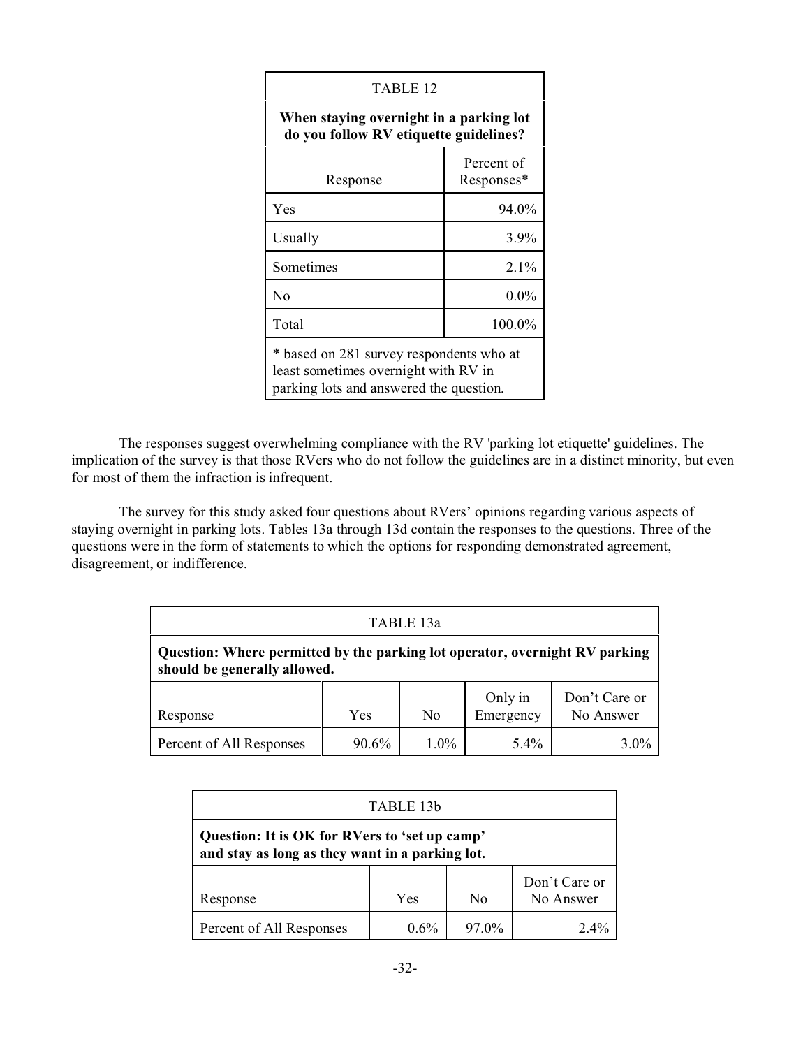| TABLE 12 | |
|---|---|
| **When staying overnight in a parking lot do you follow RV etiquette guidelines?** | |
| Response | Percent of Responses* |
| Yes | 94.0% |
| Usually | 3.9% |
| Sometimes | 2.1% |
| No | 0.0% |
| Total | 100.0% |
| * based on 281 survey respondents who at least sometimes overnight with RV in parking lots and answered the question. | |

The responses suggest overwhelming compliance with the RV 'parking lot etiquette' guidelines. The implication of the survey is that those RVers who do not follow the guidelines are in a distinct minority, but even for most of them the infraction is infrequent.

The survey for this study asked four questions about RVers' opinions regarding various aspects of staying overnight in parking lots. Tables 13a through 13d contain the responses to the questions. Three of the questions were in the form of statements to which the options for responding demonstrated agreement, disagreement, or indifference.

| TABLE 13a | | | | |
|---|---|---|---|---|
| **Question: Where permitted by the parking lot operator, overnight RV parking should be generally allowed.** | | | | |
| Response | Yes | No | Only in Emergency | Don't Care or No Answer |
| Percent of All Responses | 90.6% | 1.0% | 5.4% | 3.0% |

| TABLE 13b | | | |
|---|---|---|---|
| **Question: It is OK for RVers to 'set up camp' and stay as long as they want in a parking lot.** | | | |
| Response | Yes | No | Don't Care or No Answer |
| Percent of All Responses | 0.6% | 97.0% | 2.4% |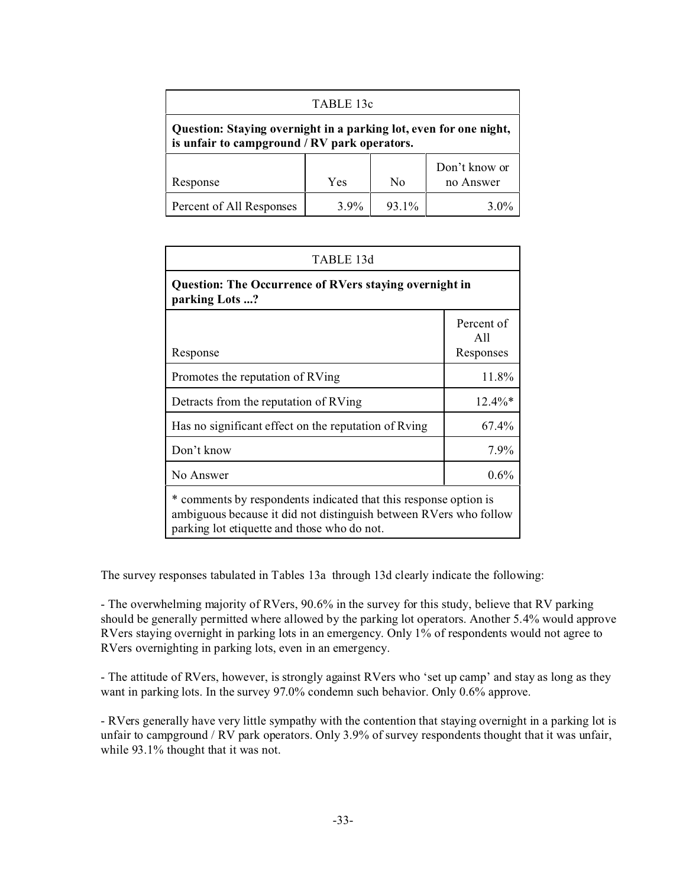| TABLE 13c | | | |
|---|---|---|---|
| **Question: Staying overnight in a parking lot, even for one night, is unfair to campground / RV park operators.** | | | |
| Response | Yes | No | Don't know or no Answer |
| Percent of All Responses | 3.9% | 93.1% | 3.0% |

| TABLE 13d | |
|---|---|
| **Question: The Occurrence of RVers staying overnight in parking Lots ...?** | |
| Response | Percent of All Responses |
| Promotes the reputation of RVing | 11.8% |
| Detracts from the reputation of RVing | 12.4%* |
| Has no significant effect on the reputation of Rving | 67.4% |
| Don't know | 7.9% |
| No Answer | 0.6% |
| * comments by respondents indicated that this response option is ambiguous because it did not distinguish between RVers who follow parking lot etiquette and those who do not. | |

The survey responses tabulated in Tables 13a through 13d clearly indicate the following:

- The overwhelming majority of RVers, 90.6% in the survey for this study, believe that RV parking should be generally permitted where allowed by the parking lot operators. Another 5.4% would approve RVers staying overnight in parking lots in an emergency. Only 1% of respondents would not agree to RVers overnighting in parking lots, even in an emergency.

- The attitude of RVers, however, is strongly against RVers who 'set up camp' and stay as long as they want in parking lots. In the survey 97.0% condemn such behavior. Only 0.6% approve.

- RVers generally have very little sympathy with the contention that staying overnight in a parking lot is unfair to campground / RV park operators. Only 3.9% of survey respondents thought that it was unfair, while 93.1% thought that it was not.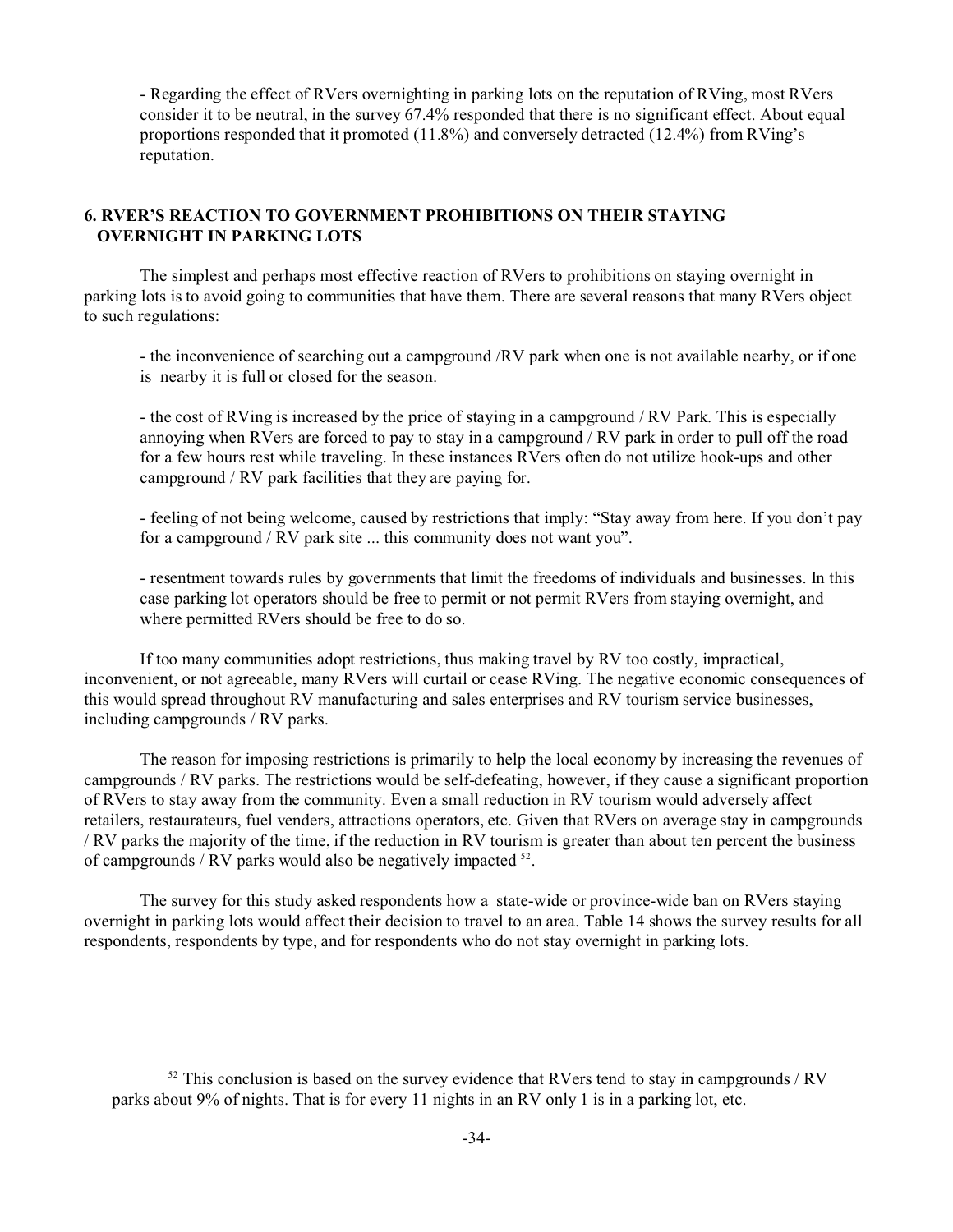- Regarding the effect of RVers overnighting in parking lots on the reputation of RVing, most RVers consider it to be neutral, in the survey 67.4% responded that there is no significant effect. About equal proportions responded that it promoted (11.8%) and conversely detracted (12.4%) from RVing's reputation.

## 6. RVER'S REACTION TO GOVERNMENT PROHIBITIONS ON THEIR STAYING OVERNIGHT IN PARKING LOTS

The simplest and perhaps most effective reaction of RVers to prohibitions on staying overnight in parking lots is to avoid going to communities that have them. There are several reasons that many RVers object to such regulations:

- the inconvenience of searching out a campground /RV park when one is not available nearby, or if one is nearby it is full or closed for the season.

- the cost of RVing is increased by the price of staying in a campground / RV Park. This is especially annoying when RVers are forced to pay to stay in a campground / RV park in order to pull off the road for a few hours rest while traveling. In these instances RVers often do not utilize hook-ups and other campground / RV park facilities that they are paying for.

- feeling of not being welcome, caused by restrictions that imply: "Stay away from here. If you don't pay for a campground / RV park site ... this community does not want you".

- resentment towards rules by governments that limit the freedoms of individuals and businesses. In this case parking lot operators should be free to permit or not permit RVers from staying overnight, and where permitted RVers should be free to do so.

If too many communities adopt restrictions, thus making travel by RV too costly, impractical, inconvenient, or not agreeable, many RVers will curtail or cease RVing. The negative economic consequences of this would spread throughout RV manufacturing and sales enterprises and RV tourism service businesses, including campgrounds / RV parks.

The reason for imposing restrictions is primarily to help the local economy by increasing the revenues of campgrounds / RV parks. The restrictions would be self-defeating, however, if they cause a significant proportion of RVers to stay away from the community. Even a small reduction in RV tourism would adversely affect retailers, restaurateurs, fuel venders, attractions operators, etc. Given that RVers on average stay in campgrounds / RV parks the majority of the time, if the reduction in RV tourism is greater than about ten percent the business of campgrounds / RV parks would also be negatively impacted [52].

The survey for this study asked respondents how a state-wide or province-wide ban on RVers staying overnight in parking lots would affect their decision to travel to an area. Table 14 shows the survey results for all respondents, respondents by type, and for respondents who do not stay overnight in parking lots.

[52] This conclusion is based on the survey evidence that RVers tend to stay in campgrounds / RV parks about 9% of nights. That is for every 11 nights in an RV only 1 is in a parking lot, etc.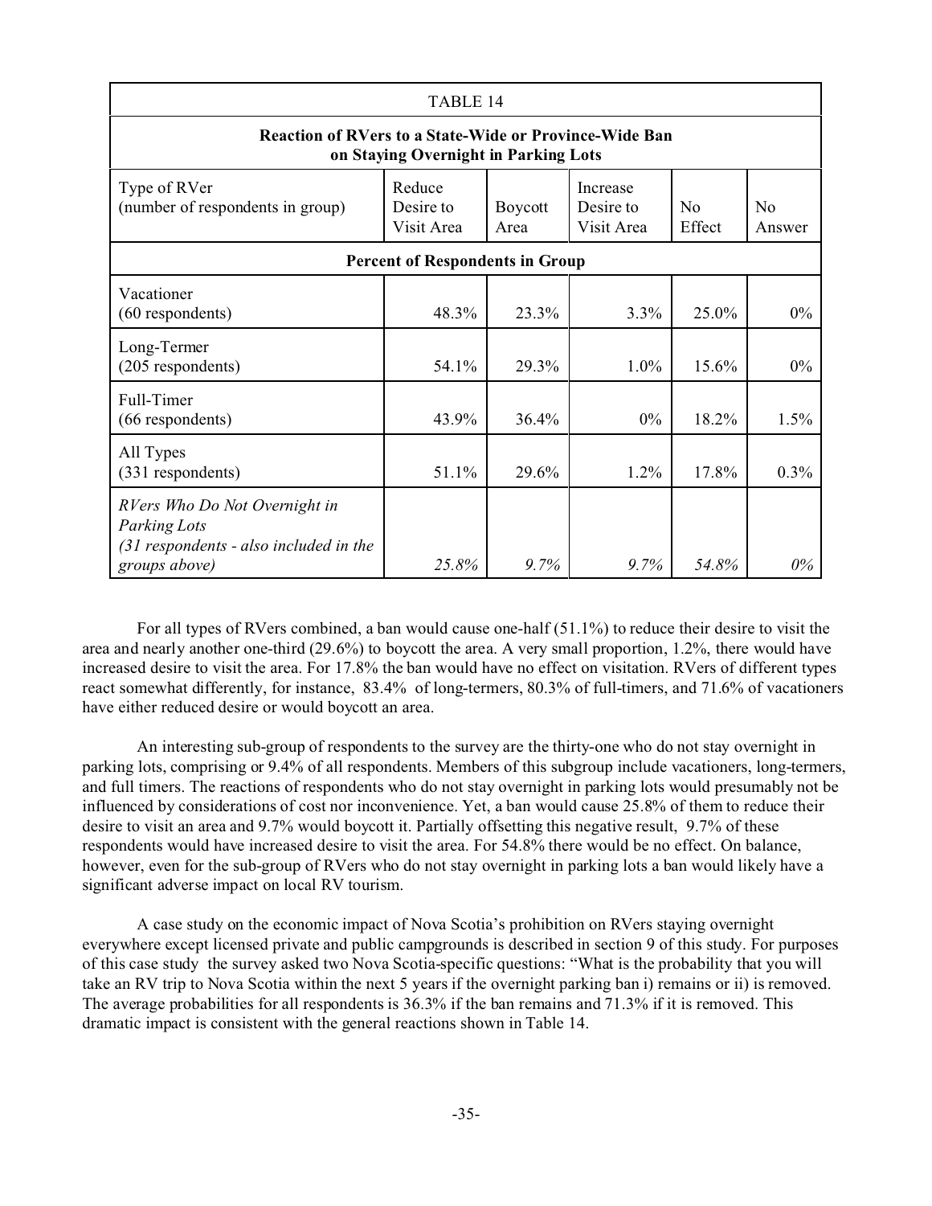TABLE 14

**Reaction of RVers to a State-Wide or Province-Wide Ban on Staying Overnight in Parking Lots**

| Type of RVer (number of respondents in group) | Reduce Desire to Visit Area | Boycott Area | Increase Desire to Visit Area | No Effect | No Answer |
|---|---|---|---|---|---|
| **Percent of Respondents in Group** | | | | | |
| Vacationer (60 respondents) | 48.3% | 23.3% | 3.3% | 25.0% | 0% |
| Long-Termer (205 respondents) | 54.1% | 29.3% | 1.0% | 15.6% | 0% |
| Full-Timer (66 respondents) | 43.9% | 36.4% | 0% | 18.2% | 1.5% |
| All Types (331 respondents) | 51.1% | 29.6% | 1.2% | 17.8% | 0.3% |
| *RVers Who Do Not Overnight in Parking Lots (31 respondents - also included in the groups above)* | *25.8%* | *9.7%* | *9.7%* | *54.8%* | *0%* |

For all types of RVers combined, a ban would cause one-half (51.1%) to reduce their desire to visit the area and nearly another one-third (29.6%) to boycott the area. A very small proportion, 1.2%, there would have increased desire to visit the area. For 17.8% the ban would have no effect on visitation. RVers of different types react somewhat differently, for instance, 83.4% of long-termers, 80.3% of full-timers, and 71.6% of vacationers have either reduced desire or would boycott an area.

An interesting sub-group of respondents to the survey are the thirty-one who do not stay overnight in parking lots, comprising or 9.4% of all respondents. Members of this subgroup include vacationers, long-termers, and full timers. The reactions of respondents who do not stay overnight in parking lots would presumably not be influenced by considerations of cost nor inconvenience. Yet, a ban would cause 25.8% of them to reduce their desire to visit an area and 9.7% would boycott it. Partially offsetting this negative result, 9.7% of these respondents would have increased desire to visit the area. For 54.8% there would be no effect. On balance, however, even for the sub-group of RVers who do not stay overnight in parking lots a ban would likely have a significant adverse impact on local RV tourism.

A case study on the economic impact of Nova Scotia's prohibition on RVers staying overnight everywhere except licensed private and public campgrounds is described in section 9 of this study. For purposes of this case study the survey asked two Nova Scotia-specific questions: "What is the probability that you will take an RV trip to Nova Scotia within the next 5 years if the overnight parking ban i) remains or ii) is removed. The average probabilities for all respondents is 36.3% if the ban remains and 71.3% if it is removed. This dramatic impact is consistent with the general reactions shown in Table 14.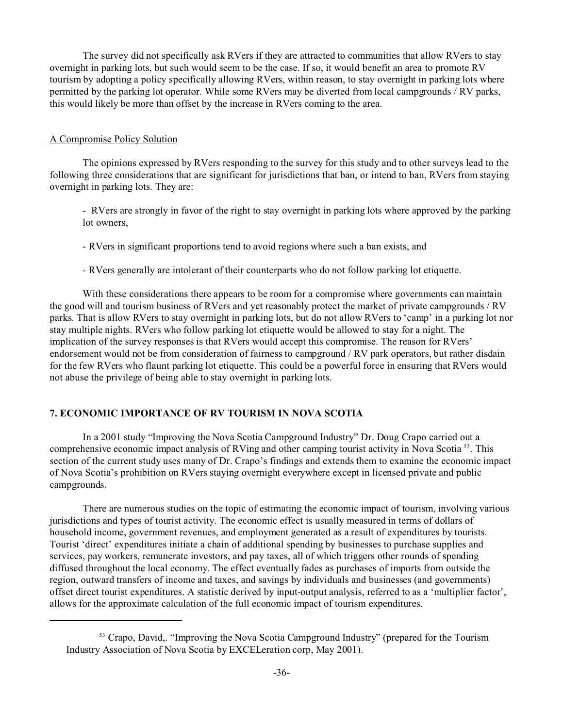The survey did not specifically ask RVers if they are attracted to communities that allow RVers to stay overnight in parking lots, but such would seem to be the case. If so, it would benefit an area to promote RV tourism by adopting a policy specifically allowing RVers, within reason, to stay overnight in parking lots where permitted by the parking lot operator. While some RVers may be diverted from local campgrounds / RV parks, this would likely be more than offset by the increase in RVers coming to the area.

### A Compromise Policy Solution

The opinions expressed by RVers responding to the survey for this study and to other surveys lead to the following three considerations that are significant for jurisdictions that ban, or intend to ban, RVers from staying overnight in parking lots. They are:

- RVers are strongly in favor of the right to stay overnight in parking lots where approved by the parking lot owners,

- RVers in significant proportions tend to avoid regions where such a ban exists, and

- RVers generally are intolerant of their counterparts who do not follow parking lot etiquette.

With these considerations there appears to be room for a compromise where governments can maintain the good will and tourism business of RVers and yet reasonably protect the market of private campgrounds / RV parks. That is allow RVers to stay overnight in parking lots, but do not allow RVers to 'camp' in a parking lot nor stay multiple nights. RVers who follow parking lot etiquette would be allowed to stay for a night. The implication of the survey responses is that RVers would accept this compromise. The reason for RVers' endorsement would not be from consideration of fairness to campground / RV park operators, but rather disdain for the few RVers who flaunt parking lot etiquette. This could be a powerful force in ensuring that RVers would not abuse the privilege of being able to stay overnight in parking lots.

## 7. ECONOMIC IMPORTANCE OF RV TOURISM IN NOVA SCOTIA

In a 2001 study "Improving the Nova Scotia Campground Industry" Dr. Doug Crapo carried out a comprehensive economic impact analysis of RVing and other camping tourist activity in Nova Scotia [53]. This section of the current study uses many of Dr. Crapo's findings and extends them to examine the economic impact of Nova Scotia's prohibition on RVers staying overnight everywhere except in licensed private and public campgrounds.

There are numerous studies on the topic of estimating the economic impact of tourism, involving various jurisdictions and types of tourist activity. The economic effect is usually measured in terms of dollars of household income, government revenues, and employment generated as a result of expenditures by tourists. Tourist 'direct' expenditures initiate a chain of additional spending by businesses to purchase supplies and services, pay workers, remunerate investors, and pay taxes, all of which triggers other rounds of spending diffused throughout the local economy. The effect eventually fades as purchases of imports from outside the region, outward transfers of income and taxes, and savings by individuals and businesses (and governments) offset direct tourist expenditures. A statistic derived by input-output analysis, referred to as a 'multiplier factor', allows for the approximate calculation of the full economic impact of tourism expenditures.

[53] Crapo, David,. "Improving the Nova Scotia Campground Industry" (prepared for the Tourism Industry Association of Nova Scotia by EXCELeration corp, May 2001).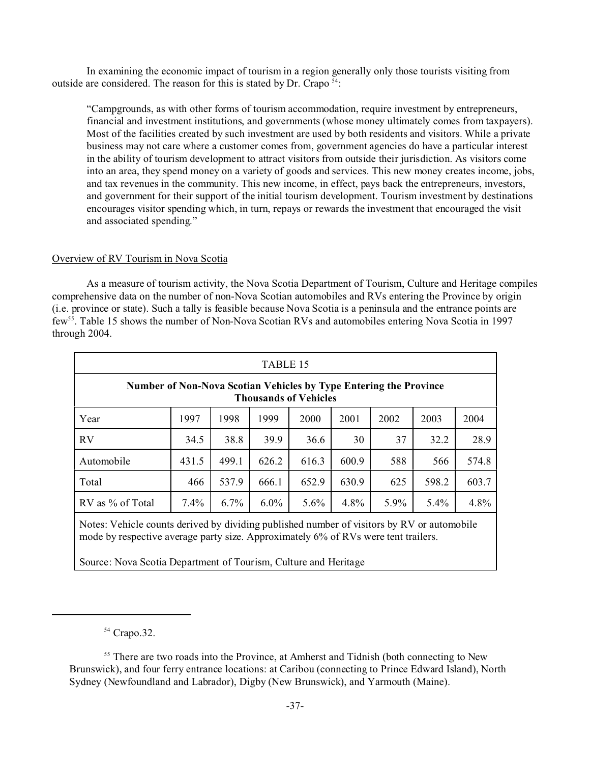In examining the economic impact of tourism in a region generally only those tourists visiting from outside are considered. The reason for this is stated by Dr. Crapo [54]:

> "Campgrounds, as with other forms of tourism accommodation, require investment by entrepreneurs, financial and investment institutions, and governments (whose money ultimately comes from taxpayers). Most of the facilities created by such investment are used by both residents and visitors. While a private business may not care where a customer comes from, government agencies do have a particular interest in the ability of tourism development to attract visitors from outside their jurisdiction. As visitors come into an area, they spend money on a variety of goods and services. This new money creates income, jobs, and tax revenues in the community. This new income, in effect, pays back the entrepreneurs, investors, and government for their support of the initial tourism development. Tourism investment by destinations encourages visitor spending which, in turn, repays or rewards the investment that encouraged the visit and associated spending."

## Overview of RV Tourism in Nova Scotia

As a measure of tourism activity, the Nova Scotia Department of Tourism, Culture and Heritage compiles comprehensive data on the number of non-Nova Scotian automobiles and RVs entering the Province by origin (i.e. province or state). Such a tally is feasible because Nova Scotia is a peninsula and the entrance points are few[55]. Table 15 shows the number of Non-Nova Scotian RVs and automobiles entering Nova Scotia in 1997 through 2004.

TABLE 15

**Number of Non-Nova Scotian Vehicles by Type Entering the Province Thousands of Vehicles**

| Year | 1997 | 1998 | 1999 | 2000 | 2001 | 2002 | 2003 | 2004 |
|---|---|---|---|---|---|---|---|---|
| RV | 34.5 | 38.8 | 39.9 | 36.6 | 30 | 37 | 32.2 | 28.9 |
| Automobile | 431.5 | 499.1 | 626.2 | 616.3 | 600.9 | 588 | 566 | 574.8 |
| Total | 466 | 537.9 | 666.1 | 652.9 | 630.9 | 625 | 598.2 | 603.7 |
| RV as % of Total | 7.4% | 6.7% | 6.0% | 5.6% | 4.8% | 5.9% | 5.4% | 4.8% |

Notes: Vehicle counts derived by dividing published number of visitors by RV or automobile mode by respective average party size. Approximately 6% of RVs were tent trailers.

Source: Nova Scotia Department of Tourism, Culture and Heritage

---

[54] Crapo.32.

[55] There are two roads into the Province, at Amherst and Tidnish (both connecting to New Brunswick), and four ferry entrance locations: at Caribou (connecting to Prince Edward Island), North Sydney (Newfoundland and Labrador), Digby (New Brunswick), and Yarmouth (Maine).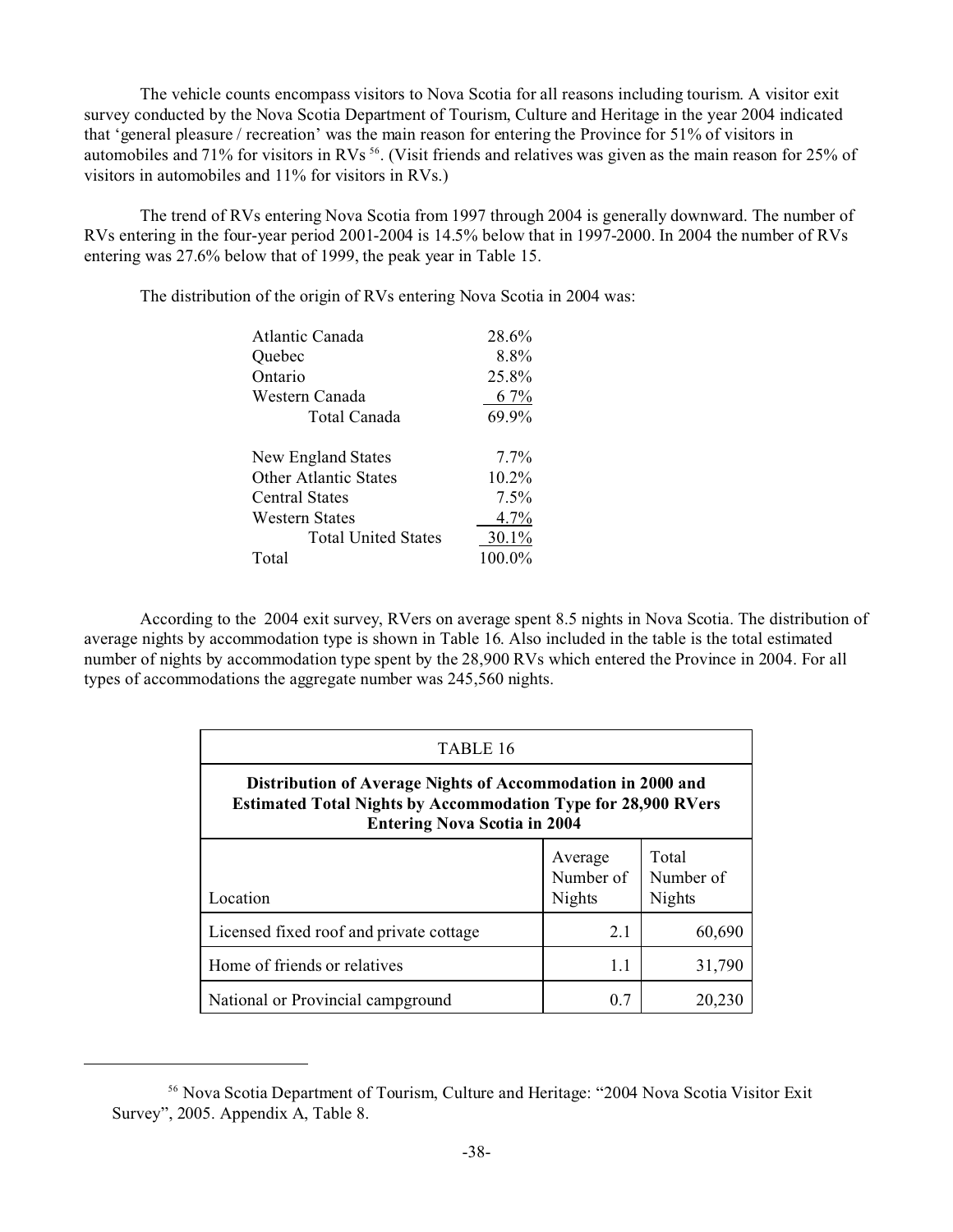The vehicle counts encompass visitors to Nova Scotia for all reasons including tourism. A visitor exit survey conducted by the Nova Scotia Department of Tourism, Culture and Heritage in the year 2004 indicated that 'general pleasure / recreation' was the main reason for entering the Province for 51% of visitors in automobiles and 71% for visitors in RVs [56]. (Visit friends and relatives was given as the main reason for 25% of visitors in automobiles and 11% for visitors in RVs.)

The trend of RVs entering Nova Scotia from 1997 through 2004 is generally downward. The number of RVs entering in the four-year period 2001-2004 is 14.5% below that in 1997-2000. In 2004 the number of RVs entering was 27.6% below that of 1999, the peak year in Table 15.

The distribution of the origin of RVs entering Nova Scotia in 2004 was:

| | |
|---|---|
| Atlantic Canada | 28.6% |
| Quebec | 8.8% |
| Ontario | 25.8% |
| Western Canada | 6 7% |
| Total Canada | 69.9% |
| | |
| New England States | 7.7% |
| Other Atlantic States | 10.2% |
| Central States | 7.5% |
| Western States | 4.7% |
| Total United States | 30.1% |
| Total | 100.0% |

According to the 2004 exit survey, RVers on average spent 8.5 nights in Nova Scotia. The distribution of average nights by accommodation type is shown in Table 16. Also included in the table is the total estimated number of nights by accommodation type spent by the 28,900 RVs which entered the Province in 2004. For all types of accommodations the aggregate number was 245,560 nights.

TABLE 16

**Distribution of Average Nights of Accommodation in 2000 and Estimated Total Nights by Accommodation Type for 28,900 RVers Entering Nova Scotia in 2004**

| Location | Average Number of Nights | Total Number of Nights |
|---|---|---|
| Licensed fixed roof and private cottage | 2.1 | 60,690 |
| Home of friends or relatives | 1.1 | 31,790 |
| National or Provincial campground | 0.7 | 20,230 |

[56] Nova Scotia Department of Tourism, Culture and Heritage: "2004 Nova Scotia Visitor Exit Survey", 2005. Appendix A, Table 8.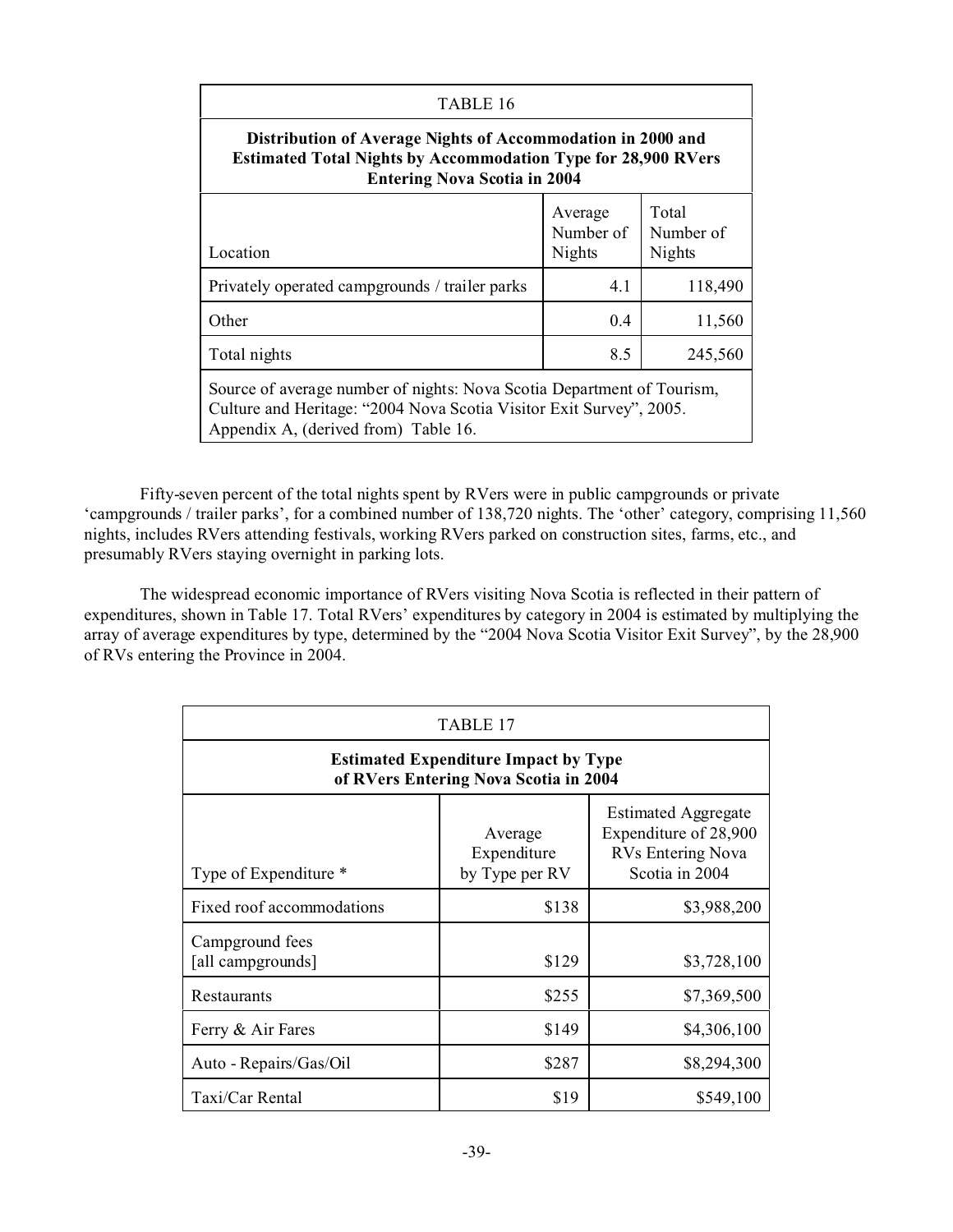| TABLE 16 | | |
|---|---|---|
| **Distribution of Average Nights of Accommodation in 2000 and Estimated Total Nights by Accommodation Type for 28,900 RVers Entering Nova Scotia in 2004** | | |
| Location | Average Number of Nights | Total Number of Nights |
| Privately operated campgrounds / trailer parks | 4.1 | 118,490 |
| Other | 0.4 | 11,560 |
| Total nights | 8.5 | 245,560 |
| Source of average number of nights: Nova Scotia Department of Tourism, Culture and Heritage: "2004 Nova Scotia Visitor Exit Survey", 2005. Appendix A, (derived from) Table 16. | | |

Fifty-seven percent of the total nights spent by RVers were in public campgrounds or private 'campgrounds / trailer parks', for a combined number of 138,720 nights. The 'other' category, comprising 11,560 nights, includes RVers attending festivals, working RVers parked on construction sites, farms, etc., and presumably RVers staying overnight in parking lots.

The widespread economic importance of RVers visiting Nova Scotia is reflected in their pattern of expenditures, shown in Table 17. Total RVers' expenditures by category in 2004 is estimated by multiplying the array of average expenditures by type, determined by the "2004 Nova Scotia Visitor Exit Survey", by the 28,900 of RVs entering the Province in 2004.

| TABLE 17 | | |
|---|---|---|
| **Estimated Expenditure Impact by Type of RVers Entering Nova Scotia in 2004** | | |
| Type of Expenditure * | Average Expenditure by Type per RV | Estimated Aggregate Expenditure of 28,900 RVs Entering Nova Scotia in 2004 |
| Fixed roof accommodations | $138 | $3,988,200 |
| Campground fees [all campgrounds] | $129 | $3,728,100 |
| Restaurants | $255 | $7,369,500 |
| Ferry & Air Fares | $149 | $4,306,100 |
| Auto - Repairs/Gas/Oil | $287 | $8,294,300 |
| Taxi/Car Rental | $19 | $549,100 |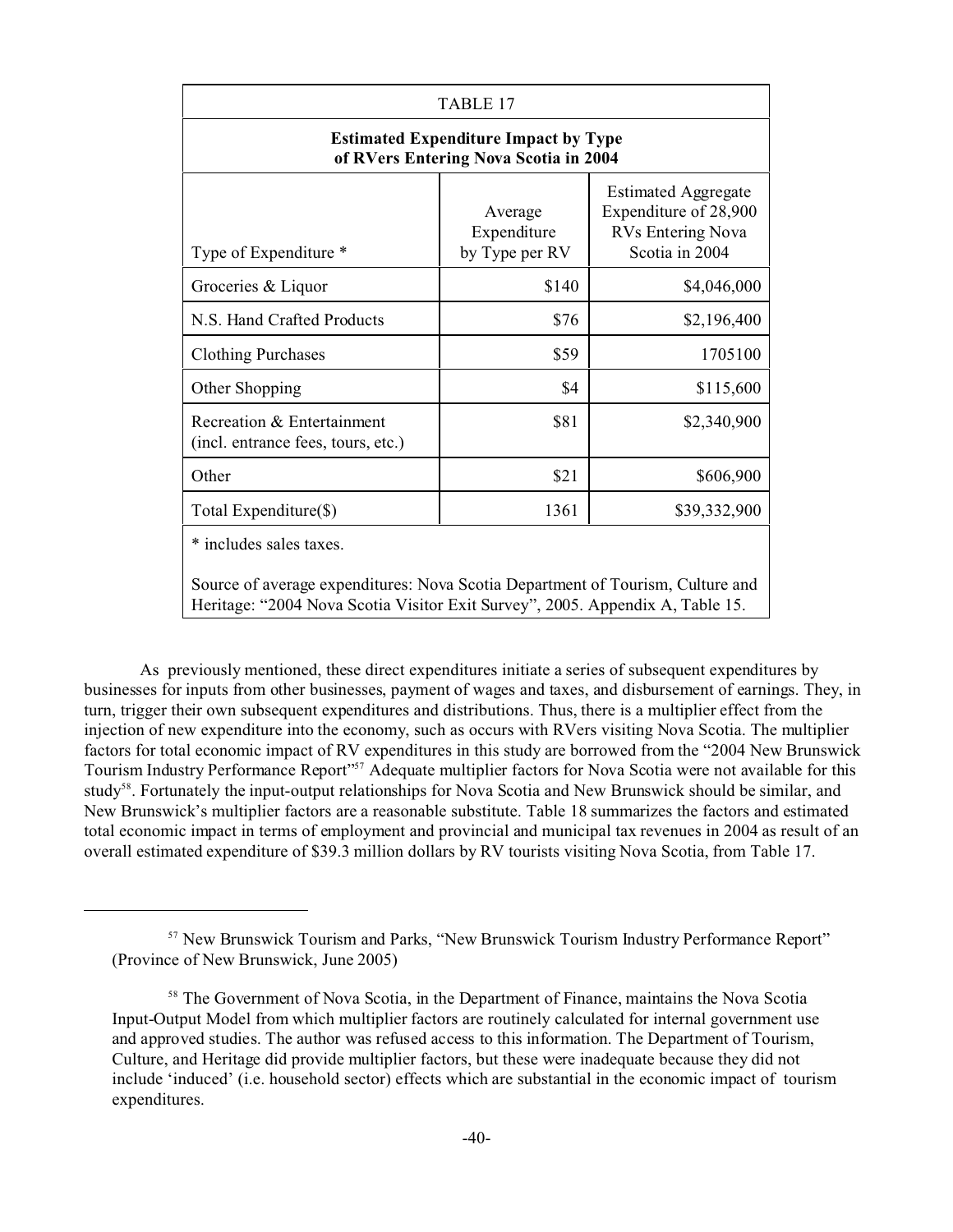| TABLE 17 | | |
|---|---|---|
| **Estimated Expenditure Impact by Type of RVers Entering Nova Scotia in 2004** | | |
| Type of Expenditure * | Average Expenditure by Type per RV | Estimated Aggregate Expenditure of 28,900 RVs Entering Nova Scotia in 2004 |
| Groceries & Liquor | $140 | $4,046,000 |
| N.S. Hand Crafted Products | $76 | $2,196,400 |
| Clothing Purchases | $59 | 1705100 |
| Other Shopping | $4 | $115,600 |
| Recreation & Entertainment (incl. entrance fees, tours, etc.) | $81 | $2,340,900 |
| Other | $21 | $606,900 |
| Total Expenditure($) | 1361 | $39,332,900 |

\* includes sales taxes.

Source of average expenditures: Nova Scotia Department of Tourism, Culture and Heritage: "2004 Nova Scotia Visitor Exit Survey", 2005. Appendix A, Table 15.

As previously mentioned, these direct expenditures initiate a series of subsequent expenditures by businesses for inputs from other businesses, payment of wages and taxes, and disbursement of earnings. They, in turn, trigger their own subsequent expenditures and distributions. Thus, there is a multiplier effect from the injection of new expenditure into the economy, such as occurs with RVers visiting Nova Scotia. The multiplier factors for total economic impact of RV expenditures in this study are borrowed from the "2004 New Brunswick Tourism Industry Performance Report"[57] Adequate multiplier factors for Nova Scotia were not available for this study[58]. Fortunately the input-output relationships for Nova Scotia and New Brunswick should be similar, and New Brunswick's multiplier factors are a reasonable substitute. Table 18 summarizes the factors and estimated total economic impact in terms of employment and provincial and municipal tax revenues in 2004 as result of an overall estimated expenditure of $39.3 million dollars by RV tourists visiting Nova Scotia, from Table 17.

---

[57] New Brunswick Tourism and Parks, "New Brunswick Tourism Industry Performance Report" (Province of New Brunswick, June 2005)

[58] The Government of Nova Scotia, in the Department of Finance, maintains the Nova Scotia Input-Output Model from which multiplier factors are routinely calculated for internal government use and approved studies. The author was refused access to this information. The Department of Tourism, Culture, and Heritage did provide multiplier factors, but these were inadequate because they did not include 'induced' (i.e. household sector) effects which are substantial in the economic impact of tourism expenditures.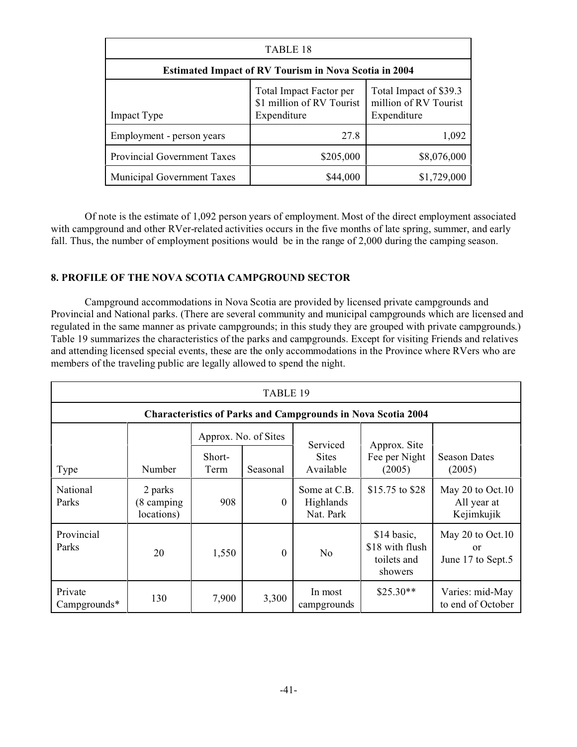| TABLE 18 | | |
|---|---|---|
| **Estimated Impact of RV Tourism in Nova Scotia in 2004** | | |
| Impact Type | Total Impact Factor per \$1 million of RV Tourist Expenditure | Total Impact of \$39.3 million of RV Tourist Expenditure |
| Employment - person years | 27.8 | 1,092 |
| Provincial Government Taxes | \$205,000 | \$8,076,000 |
| Municipal Government Taxes | \$44,000 | \$1,729,000 |

Of note is the estimate of 1,092 person years of employment. Most of the direct employment associated with campground and other RVer-related activities occurs in the five months of late spring, summer, and early fall. Thus, the number of employment positions would be in the range of 2,000 during the camping season.

## 8. PROFILE OF THE NOVA SCOTIA CAMPGROUND SECTOR

Campground accommodations in Nova Scotia are provided by licensed private campgrounds and Provincial and National parks. (There are several community and municipal campgrounds which are licensed and regulated in the same manner as private campgrounds; in this study they are grouped with private campgrounds.) Table 19 summarizes the characteristics of the parks and campgrounds. Except for visiting Friends and relatives and attending licensed special events, these are the only accommodations in the Province where RVers who are members of the traveling public are legally allowed to spend the night.

| TABLE 19 | | | | | | |
|---|---|---|---|---|---|---|
| **Characteristics of Parks and Campgrounds in Nova Scotia 2004** | | | | | | |
| | | Approx. No. of Sites | | | | |
| Type | Number | Short-Term | Seasonal | Serviced Sites Available | Approx. Site Fee per Night (2005) | Season Dates (2005) |
| National Parks | 2 parks (8 camping locations) | 908 | 0 | Some at C.B. Highlands Nat. Park | \$15.75 to \$28 | May 20 to Oct.10 All year at Kejimkujik |
| Provincial Parks | 20 | 1,550 | 0 | No | \$14 basic, \$18 with flush toilets and showers | May 20 to Oct.10 or June 17 to Sept.5 |
| Private Campgrounds* | 130 | 7,900 | 3,300 | In most campgrounds | \$25.30** | Varies: mid-May to end of October |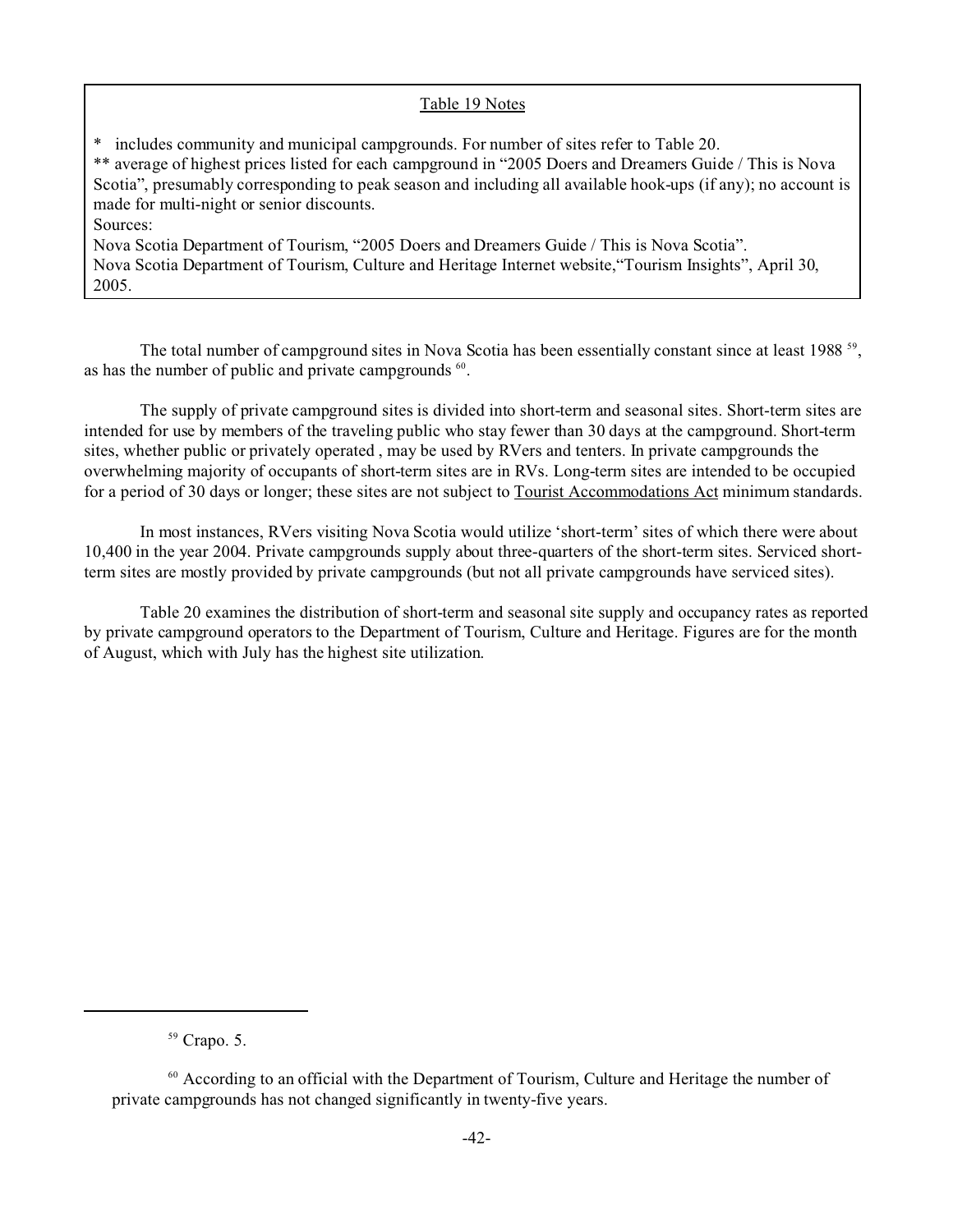Table 19 Notes

\* includes community and municipal campgrounds. For number of sites refer to Table 20.
\** average of highest prices listed for each campground in "2005 Doers and Dreamers Guide / This is Nova Scotia", presumably corresponding to peak season and including all available hook-ups (if any); no account is made for multi-night or senior discounts.
Sources:
Nova Scotia Department of Tourism, "2005 Doers and Dreamers Guide / This is Nova Scotia".
Nova Scotia Department of Tourism, Culture and Heritage Internet website,"Tourism Insights", April 30, 2005.

The total number of campground sites in Nova Scotia has been essentially constant since at least 1988 [59], as has the number of public and private campgrounds [60].

The supply of private campground sites is divided into short-term and seasonal sites. Short-term sites are intended for use by members of the traveling public who stay fewer than 30 days at the campground. Short-term sites, whether public or privately operated , may be used by RVers and tenters. In private campgrounds the overwhelming majority of occupants of short-term sites are in RVs. Long-term sites are intended to be occupied for a period of 30 days or longer; these sites are not subject to Tourist Accommodations Act minimum standards.

In most instances, RVers visiting Nova Scotia would utilize 'short-term' sites of which there were about 10,400 in the year 2004. Private campgrounds supply about three-quarters of the short-term sites. Serviced short-term sites are mostly provided by private campgrounds (but not all private campgrounds have serviced sites).

Table 20 examines the distribution of short-term and seasonal site supply and occupancy rates as reported by private campground operators to the Department of Tourism, Culture and Heritage. Figures are for the month of August, which with July has the highest site utilization.

[59] Crapo. 5.

[60] According to an official with the Department of Tourism, Culture and Heritage the number of private campgrounds has not changed significantly in twenty-five years.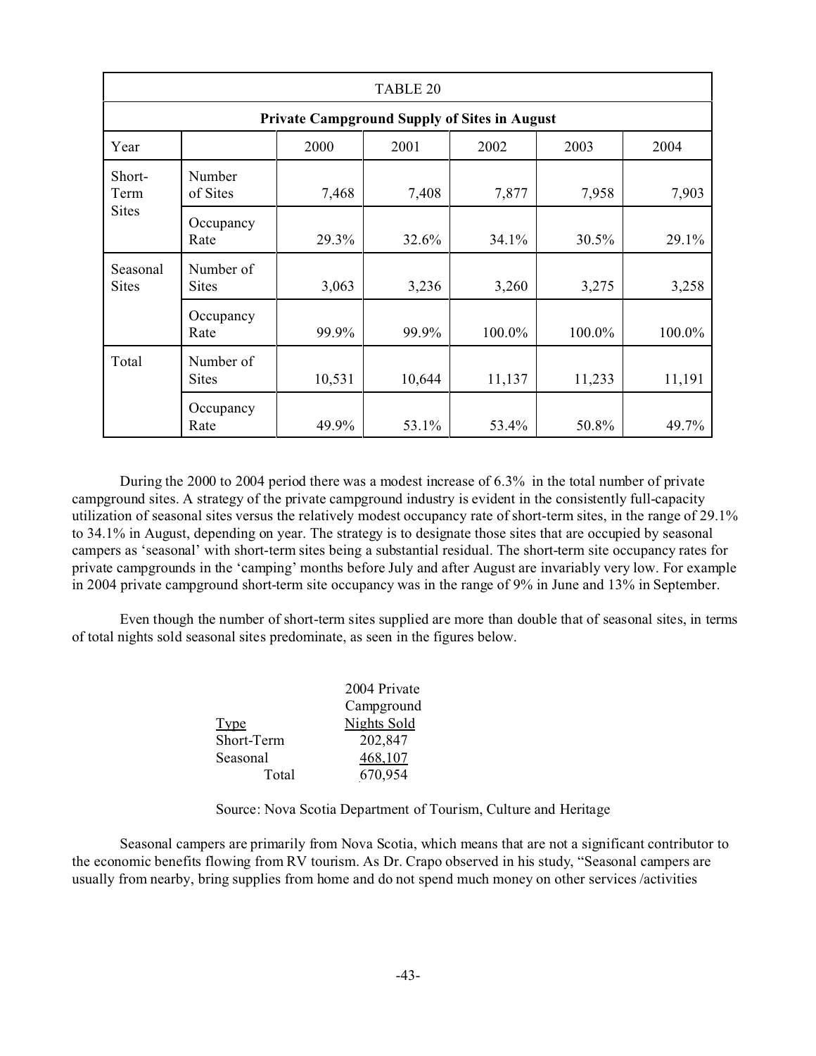| TABLE 20 | | | | | | |
|---|---|---|---|---|---|---|
| **Private Campground Supply of Sites in August** | | | | | | |
| Year | | 2000 | 2001 | 2002 | 2003 | 2004 |
| Short-Term Sites | Number of Sites | 7,468 | 7,408 | 7,877 | 7,958 | 7,903 |
| | Occupancy Rate | 29.3% | 32.6% | 34.1% | 30.5% | 29.1% |
| Seasonal Sites | Number of Sites | 3,063 | 3,236 | 3,260 | 3,275 | 3,258 |
| | Occupancy Rate | 99.9% | 99.9% | 100.0% | 100.0% | 100.0% |
| Total | Number of Sites | 10,531 | 10,644 | 11,137 | 11,233 | 11,191 |
| | Occupancy Rate | 49.9% | 53.1% | 53.4% | 50.8% | 49.7% |

During the 2000 to 2004 period there was a modest increase of 6.3% in the total number of private campground sites. A strategy of the private campground industry is evident in the consistently full-capacity utilization of seasonal sites versus the relatively modest occupancy rate of short-term sites, in the range of 29.1% to 34.1% in August, depending on year. The strategy is to designate those sites that are occupied by seasonal campers as 'seasonal' with short-term sites being a substantial residual. The short-term site occupancy rates for private campgrounds in the 'camping' months before July and after August are invariably very low. For example in 2004 private campground short-term site occupancy was in the range of 9% in June and 13% in September.

Even though the number of short-term sites supplied are more than double that of seasonal sites, in terms of total nights sold seasonal sites predominate, as seen in the figures below.

| Type | 2004 Private Campground Nights Sold |
|---|---|
| Short-Term | 202,847 |
| Seasonal | 468,107 |
| Total | 670,954 |

Source: Nova Scotia Department of Tourism, Culture and Heritage

Seasonal campers are primarily from Nova Scotia, which means that are not a significant contributor to the economic benefits flowing from RV tourism. As Dr. Crapo observed in his study, "Seasonal campers are usually from nearby, bring supplies from home and do not spend much money on other services /activities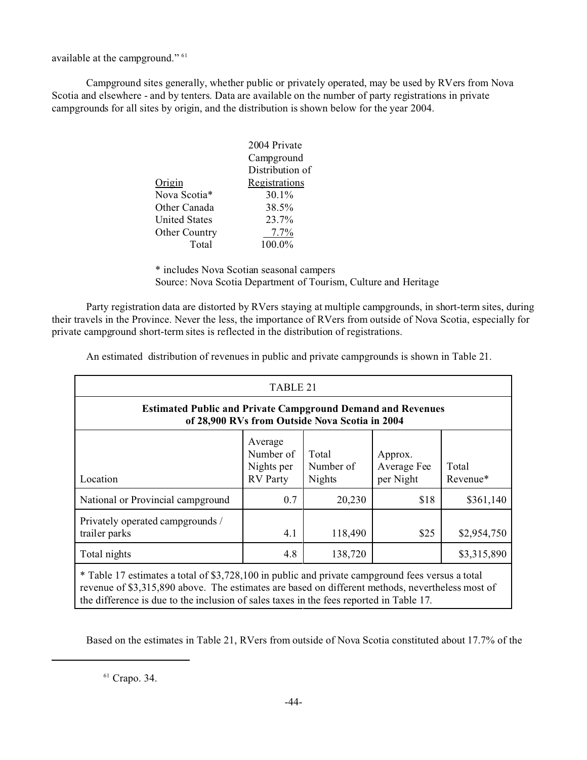available at the campground." [61]

Campground sites generally, whether public or privately operated, may be used by RVers from Nova Scotia and elsewhere - and by tenters. Data are available on the number of party registrations in private campgrounds for all sites by origin, and the distribution is shown below for the year 2004.

| Origin | 2004 Private Campground Distribution of Registrations |
|---|---|
| Nova Scotia* | 30.1% |
| Other Canada | 38.5% |
| United States | 23.7% |
| Other Country | 7.7% |
| Total | 100.0% |

\* includes Nova Scotian seasonal campers
Source: Nova Scotia Department of Tourism, Culture and Heritage

Party registration data are distorted by RVers staying at multiple campgrounds, in short-term sites, during their travels in the Province. Never the less, the importance of RVers from outside of Nova Scotia, especially for private campground short-term sites is reflected in the distribution of registrations.

An estimated distribution of revenues in public and private campgrounds is shown in Table 21.

TABLE 21

**Estimated Public and Private Campground Demand and Revenues of 28,900 RVs from Outside Nova Scotia in 2004**

| Location | Average Number of Nights per RV Party | Total Number of Nights | Approx. Average Fee per Night | Total Revenue* |
|---|---|---|---|---|
| National or Provincial campground | 0.7 | 20,230 | $18 | $361,140 |
| Privately operated campgrounds / trailer parks | 4.1 | 118,490 | $25 | $2,954,750 |
| Total nights | 4.8 | 138,720 | | $3,315,890 |

\* Table 17 estimates a total of $3,728,100 in public and private campground fees versus a total revenue of $3,315,890 above. The estimates are based on different methods, nevertheless most of the difference is due to the inclusion of sales taxes in the fees reported in Table 17.

Based on the estimates in Table 21, RVers from outside of Nova Scotia constituted about 17.7% of the

[61] Crapo. 34.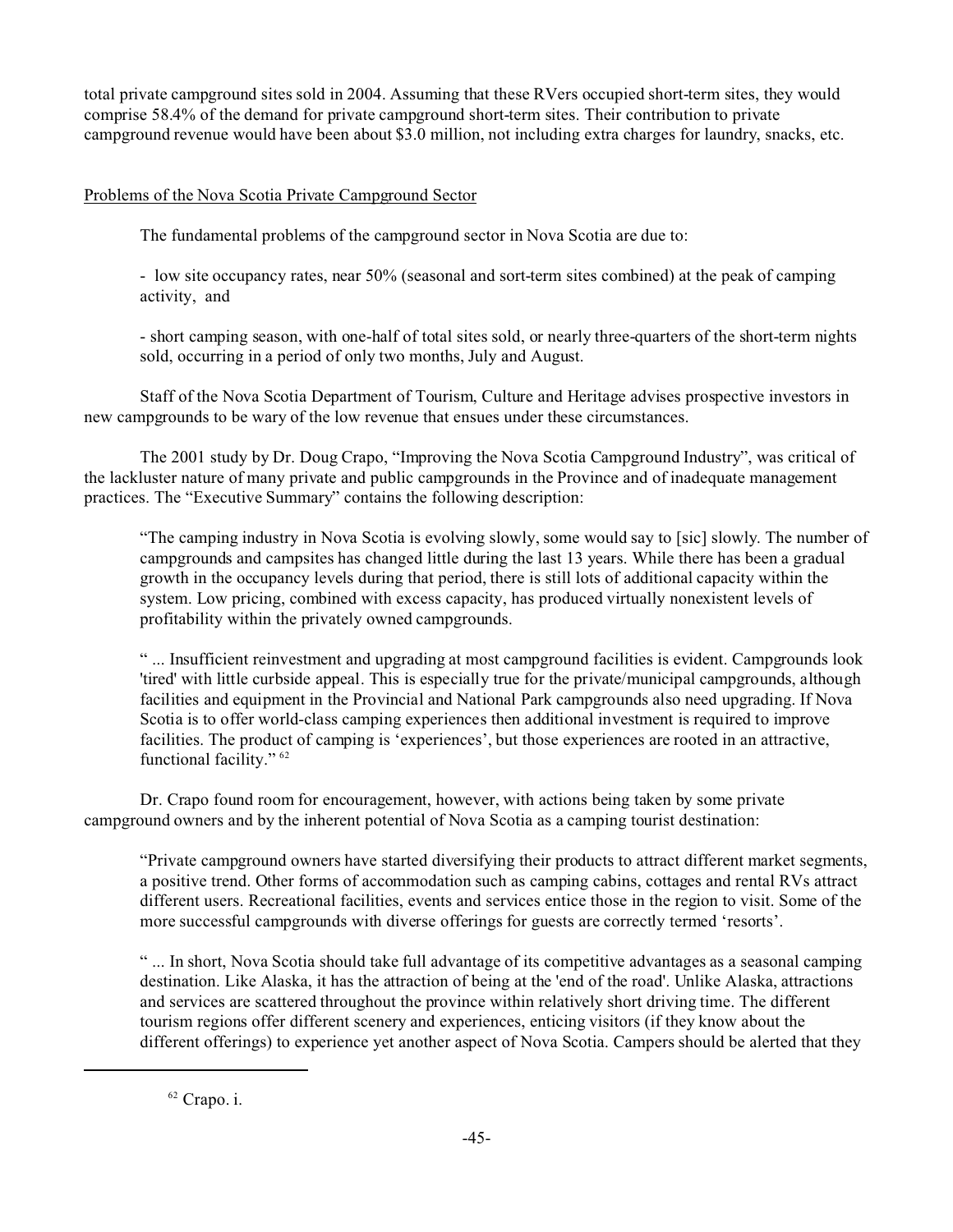total private campground sites sold in 2004. Assuming that these RVers occupied short-term sites, they would comprise 58.4% of the demand for private campground short-term sites. Their contribution to private campground revenue would have been about $3.0 million, not including extra charges for laundry, snacks, etc.

## Problems of the Nova Scotia Private Campground Sector

The fundamental problems of the campground sector in Nova Scotia are due to:

- low site occupancy rates, near 50% (seasonal and sort-term sites combined) at the peak of camping activity, and

- short camping season, with one-half of total sites sold, or nearly three-quarters of the short-term nights sold, occurring in a period of only two months, July and August.

Staff of the Nova Scotia Department of Tourism, Culture and Heritage advises prospective investors in new campgrounds to be wary of the low revenue that ensues under these circumstances.

The 2001 study by Dr. Doug Crapo, "Improving the Nova Scotia Campground Industry", was critical of the lackluster nature of many private and public campgrounds in the Province and of inadequate management practices. The "Executive Summary" contains the following description:

> "The camping industry in Nova Scotia is evolving slowly, some would say to [sic] slowly. The number of campgrounds and campsites has changed little during the last 13 years. While there has been a gradual growth in the occupancy levels during that period, there is still lots of additional capacity within the system. Low pricing, combined with excess capacity, has produced virtually nonexistent levels of profitability within the privately owned campgrounds.
>
> " ... Insufficient reinvestment and upgrading at most campground facilities is evident. Campgrounds look 'tired' with little curbside appeal. This is especially true for the private/municipal campgrounds, although facilities and equipment in the Provincial and National Park campgrounds also need upgrading. If Nova Scotia is to offer world-class camping experiences then additional investment is required to improve facilities. The product of camping is 'experiences', but those experiences are rooted in an attractive, functional facility." [62]

Dr. Crapo found room for encouragement, however, with actions being taken by some private campground owners and by the inherent potential of Nova Scotia as a camping tourist destination:

> "Private campground owners have started diversifying their products to attract different market segments, a positive trend. Other forms of accommodation such as camping cabins, cottages and rental RVs attract different users. Recreational facilities, events and services entice those in the region to visit. Some of the more successful campgrounds with diverse offerings for guests are correctly termed 'resorts'.
>
> " ... In short, Nova Scotia should take full advantage of its competitive advantages as a seasonal camping destination. Like Alaska, it has the attraction of being at the 'end of the road'. Unlike Alaska, attractions and services are scattered throughout the province within relatively short driving time. The different tourism regions offer different scenery and experiences, enticing visitors (if they know about the different offerings) to experience yet another aspect of Nova Scotia. Campers should be alerted that they

---

[62] Crapo. i.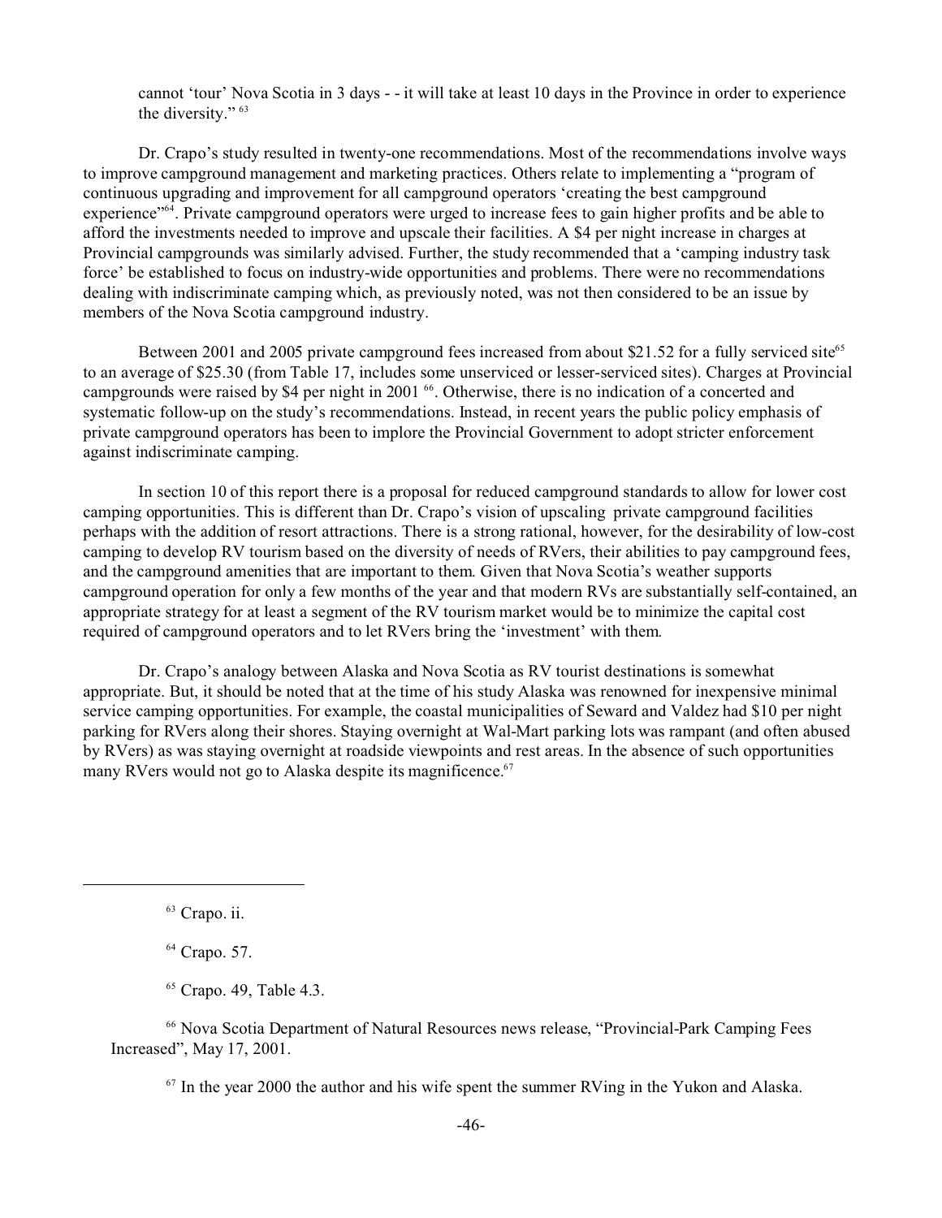cannot 'tour' Nova Scotia in 3 days - - it will take at least 10 days in the Province in order to experience the diversity." [63]

Dr. Crapo's study resulted in twenty-one recommendations. Most of the recommendations involve ways to improve campground management and marketing practices. Others relate to implementing a "program of continuous upgrading and improvement for all campground operators 'creating the best campground experience"[64]. Private campground operators were urged to increase fees to gain higher profits and be able to afford the investments needed to improve and upscale their facilities. A $4 per night increase in charges at Provincial campgrounds was similarly advised. Further, the study recommended that a 'camping industry task force' be established to focus on industry-wide opportunities and problems. There were no recommendations dealing with indiscriminate camping which, as previously noted, was not then considered to be an issue by members of the Nova Scotia campground industry.

Between 2001 and 2005 private campground fees increased from about $21.52 for a fully serviced site[65] to an average of $25.30 (from Table 17, includes some unserviced or lesser-serviced sites). Charges at Provincial campgrounds were raised by $4 per night in 2001 [66]. Otherwise, there is no indication of a concerted and systematic follow-up on the study's recommendations. Instead, in recent years the public policy emphasis of private campground operators has been to implore the Provincial Government to adopt stricter enforcement against indiscriminate camping.

In section 10 of this report there is a proposal for reduced campground standards to allow for lower cost camping opportunities. This is different than Dr. Crapo's vision of upscaling private campground facilities perhaps with the addition of resort attractions. There is a strong rational, however, for the desirability of low-cost camping to develop RV tourism based on the diversity of needs of RVers, their abilities to pay campground fees, and the campground amenities that are important to them. Given that Nova Scotia's weather supports campground operation for only a few months of the year and that modern RVs are substantially self-contained, an appropriate strategy for at least a segment of the RV tourism market would be to minimize the capital cost required of campground operators and to let RVers bring the 'investment' with them.

Dr. Crapo's analogy between Alaska and Nova Scotia as RV tourist destinations is somewhat appropriate. But, it should be noted that at the time of his study Alaska was renowned for inexpensive minimal service camping opportunities. For example, the coastal municipalities of Seward and Valdez had $10 per night parking for RVers along their shores. Staying overnight at Wal-Mart parking lots was rampant (and often abused by RVers) as was staying overnight at roadside viewpoints and rest areas. In the absence of such opportunities many RVers would not go to Alaska despite its magnificence.[67]

---

[63] Crapo. ii.

[64] Crapo. 57.

[65] Crapo. 49, Table 4.3.

[66] Nova Scotia Department of Natural Resources news release, "Provincial-Park Camping Fees Increased", May 17, 2001.

[67] In the year 2000 the author and his wife spent the summer RVing in the Yukon and Alaska.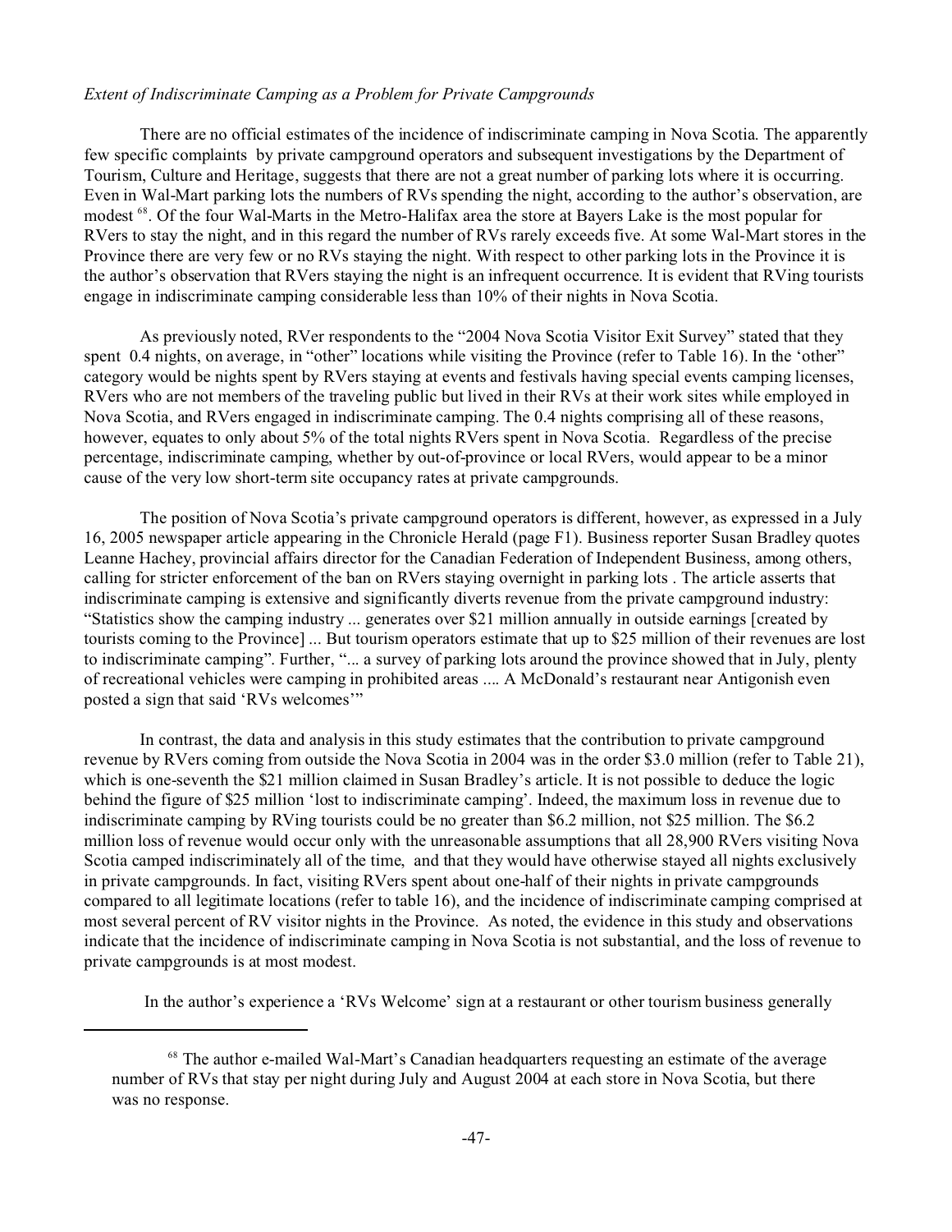*Extent of Indiscriminate Camping as a Problem for Private Campgrounds*

There are no official estimates of the incidence of indiscriminate camping in Nova Scotia. The apparently few specific complaints by private campground operators and subsequent investigations by the Department of Tourism, Culture and Heritage, suggests that there are not a great number of parking lots where it is occurring. Even in Wal-Mart parking lots the numbers of RVs spending the night, according to the author's observation, are modest [68]. Of the four Wal-Marts in the Metro-Halifax area the store at Bayers Lake is the most popular for RVers to stay the night, and in this regard the number of RVs rarely exceeds five. At some Wal-Mart stores in the Province there are very few or no RVs staying the night. With respect to other parking lots in the Province it is the author's observation that RVers staying the night is an infrequent occurrence. It is evident that RVing tourists engage in indiscriminate camping considerable less than 10% of their nights in Nova Scotia.

As previously noted, RVer respondents to the "2004 Nova Scotia Visitor Exit Survey" stated that they spent 0.4 nights, on average, in "other" locations while visiting the Province (refer to Table 16). In the 'other' category would be nights spent by RVers staying at events and festivals having special events camping licenses, RVers who are not members of the traveling public but lived in their RVs at their work sites while employed in Nova Scotia, and RVers engaged in indiscriminate camping. The 0.4 nights comprising all of these reasons, however, equates to only about 5% of the total nights RVers spent in Nova Scotia. Regardless of the precise percentage, indiscriminate camping, whether by out-of-province or local RVers, would appear to be a minor cause of the very low short-term site occupancy rates at private campgrounds.

The position of Nova Scotia's private campground operators is different, however, as expressed in a July 16, 2005 newspaper article appearing in the Chronicle Herald (page F1). Business reporter Susan Bradley quotes Leanne Hachey, provincial affairs director for the Canadian Federation of Independent Business, among others, calling for stricter enforcement of the ban on RVers staying overnight in parking lots . The article asserts that indiscriminate camping is extensive and significantly diverts revenue from the private campground industry: "Statistics show the camping industry ... generates over $21 million annually in outside earnings [created by tourists coming to the Province] ... But tourism operators estimate that up to $25 million of their revenues are lost to indiscriminate camping". Further, "... a survey of parking lots around the province showed that in July, plenty of recreational vehicles were camping in prohibited areas .... A McDonald's restaurant near Antigonish even posted a sign that said 'RVs welcomes'"

In contrast, the data and analysis in this study estimates that the contribution to private campground revenue by RVers coming from outside the Nova Scotia in 2004 was in the order $3.0 million (refer to Table 21), which is one-seventh the $21 million claimed in Susan Bradley's article. It is not possible to deduce the logic behind the figure of $25 million 'lost to indiscriminate camping'. Indeed, the maximum loss in revenue due to indiscriminate camping by RVing tourists could be no greater than $6.2 million, not $25 million. The $6.2 million loss of revenue would occur only with the unreasonable assumptions that all 28,900 RVers visiting Nova Scotia camped indiscriminately all of the time, and that they would have otherwise stayed all nights exclusively in private campgrounds. In fact, visiting RVers spent about one-half of their nights in private campgrounds compared to all legitimate locations (refer to table 16), and the incidence of indiscriminate camping comprised at most several percent of RV visitor nights in the Province. As noted, the evidence in this study and observations indicate that the incidence of indiscriminate camping in Nova Scotia is not substantial, and the loss of revenue to private campgrounds is at most modest.

In the author's experience a 'RVs Welcome' sign at a restaurant or other tourism business generally

[68] The author e-mailed Wal-Mart's Canadian headquarters requesting an estimate of the average number of RVs that stay per night during July and August 2004 at each store in Nova Scotia, but there was no response.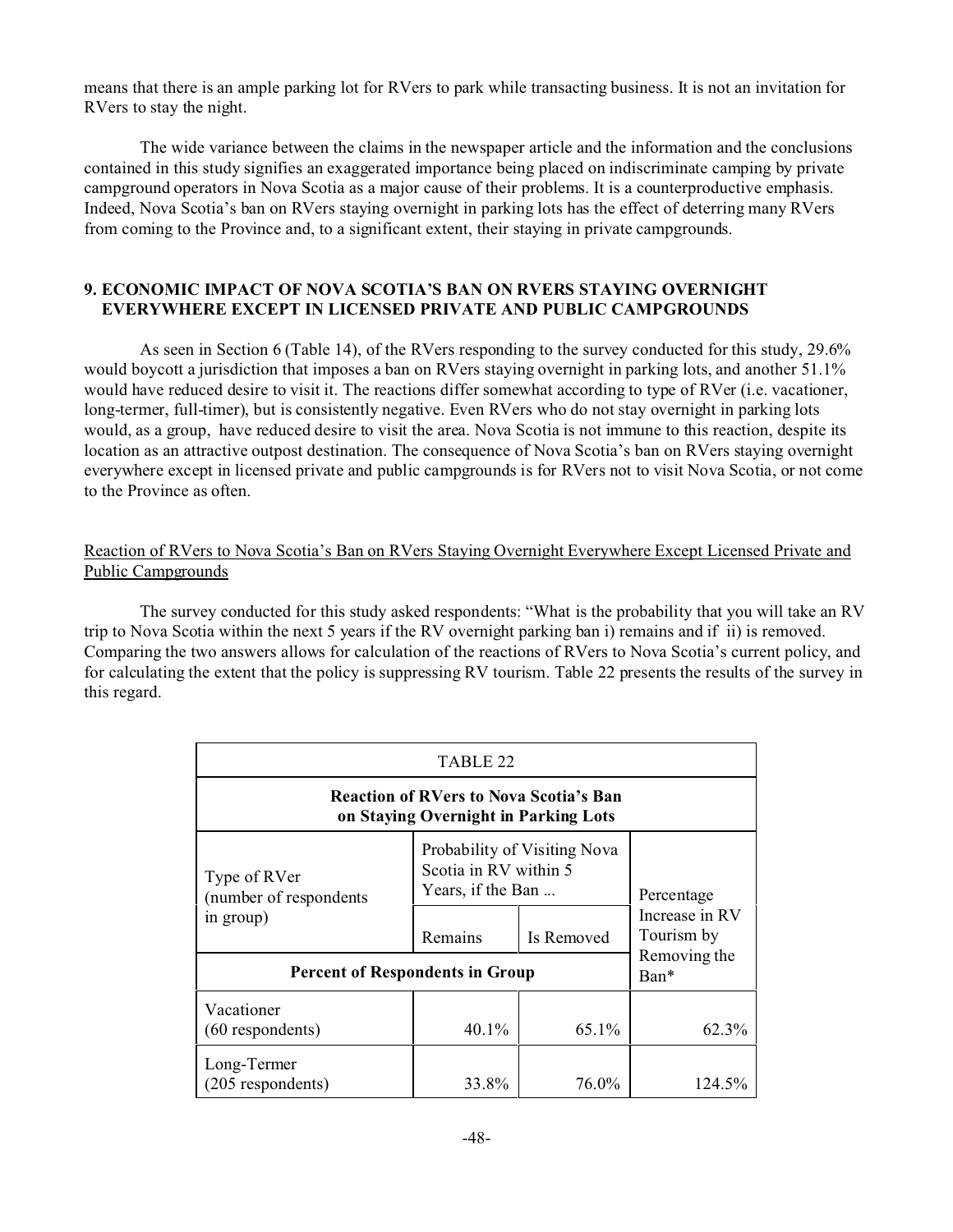means that there is an ample parking lot for RVers to park while transacting business. It is not an invitation for RVers to stay the night.

The wide variance between the claims in the newspaper article and the information and the conclusions contained in this study signifies an exaggerated importance being placed on indiscriminate camping by private campground operators in Nova Scotia as a major cause of their problems. It is a counterproductive emphasis. Indeed, Nova Scotia's ban on RVers staying overnight in parking lots has the effect of deterring many RVers from coming to the Province and, to a significant extent, their staying in private campgrounds.

## 9. ECONOMIC IMPACT OF NOVA SCOTIA'S BAN ON RVERS STAYING OVERNIGHT EVERYWHERE EXCEPT IN LICENSED PRIVATE AND PUBLIC CAMPGROUNDS

As seen in Section 6 (Table 14), of the RVers responding to the survey conducted for this study, 29.6% would boycott a jurisdiction that imposes a ban on RVers staying overnight in parking lots, and another 51.1% would have reduced desire to visit it. The reactions differ somewhat according to type of RVer (i.e. vacationer, long-termer, full-timer), but is consistently negative. Even RVers who do not stay overnight in parking lots would, as a group, have reduced desire to visit the area. Nova Scotia is not immune to this reaction, despite its location as an attractive outpost destination. The consequence of Nova Scotia's ban on RVers staying overnight everywhere except in licensed private and public campgrounds is for RVers not to visit Nova Scotia, or not come to the Province as often.

<u>Reaction of RVers to Nova Scotia's Ban on RVers Staying Overnight Everywhere Except Licensed Private and Public Campgrounds</u>

The survey conducted for this study asked respondents: "What is the probability that you will take an RV trip to Nova Scotia within the next 5 years if the RV overnight parking ban i) remains and if ii) is removed. Comparing the two answers allows for calculation of the reactions of RVers to Nova Scotia's current policy, and for calculating the extent that the policy is suppressing RV tourism. Table 22 presents the results of the survey in this regard.

TABLE 22

**Reaction of RVers to Nova Scotia's Ban on Staying Overnight in Parking Lots**

| Type of RVer (number of respondents in group) | Probability of Visiting Nova Scotia in RV within 5 Years, if the Ban ... | | Percentage Increase in RV Tourism by Removing the Ban* |
|---|---|---|---|
| | Remains | Is Removed | |
| **Percent of Respondents in Group** | | | |
| Vacationer (60 respondents) | 40.1% | 65.1% | 62.3% |
| Long-Termer (205 respondents) | 33.8% | 76.0% | 124.5% |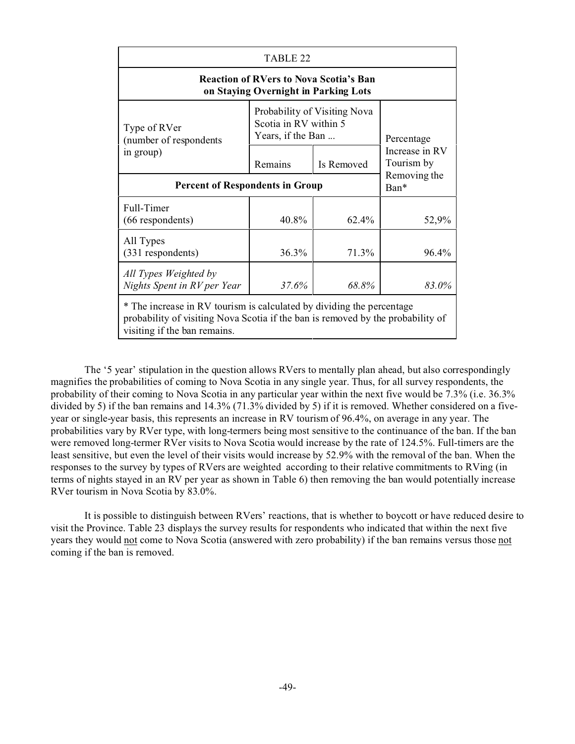| TABLE 22 | | | |
|---|---|---|---|
| **Reaction of RVers to Nova Scotia's Ban on Staying Overnight in Parking Lots** | | | |
| Type of RVer (number of respondents in group) | Probability of Visiting Nova Scotia in RV within 5 Years, if the Ban ... | | Percentage Increase in RV Tourism by Removing the Ban* |
| | Remains | Is Removed | |
| **Percent of Respondents in Group** | | | |
| Full-Timer (66 respondents) | 40.8% | 62.4% | 52,9% |
| All Types (331 respondents) | 36.3% | 71.3% | 96.4% |
| *All Types Weighted by Nights Spent in RV per Year* | *37.6%* | *68.8%* | *83.0%* |

\* The increase in RV tourism is calculated by dividing the percentage probability of visiting Nova Scotia if the ban is removed by the probability of visiting if the ban remains.

The '5 year' stipulation in the question allows RVers to mentally plan ahead, but also correspondingly magnifies the probabilities of coming to Nova Scotia in any single year. Thus, for all survey respondents, the probability of their coming to Nova Scotia in any particular year within the next five would be 7.3% (i.e. 36.3% divided by 5) if the ban remains and 14.3% (71.3% divided by 5) if it is removed. Whether considered on a five-year or single-year basis, this represents an increase in RV tourism of 96.4%, on average in any year. The probabilities vary by RVer type, with long-termers being most sensitive to the continuance of the ban. If the ban were removed long-termer RVer visits to Nova Scotia would increase by the rate of 124.5%. Full-timers are the least sensitive, but even the level of their visits would increase by 52.9% with the removal of the ban. When the responses to the survey by types of RVers are weighted according to their relative commitments to RVing (in terms of nights stayed in an RV per year as shown in Table 6) then removing the ban would potentially increase RVer tourism in Nova Scotia by 83.0%.

It is possible to distinguish between RVers' reactions, that is whether to boycott or have reduced desire to visit the Province. Table 23 displays the survey results for respondents who indicated that within the next five years they would not come to Nova Scotia (answered with zero probability) if the ban remains versus those not coming if the ban is removed.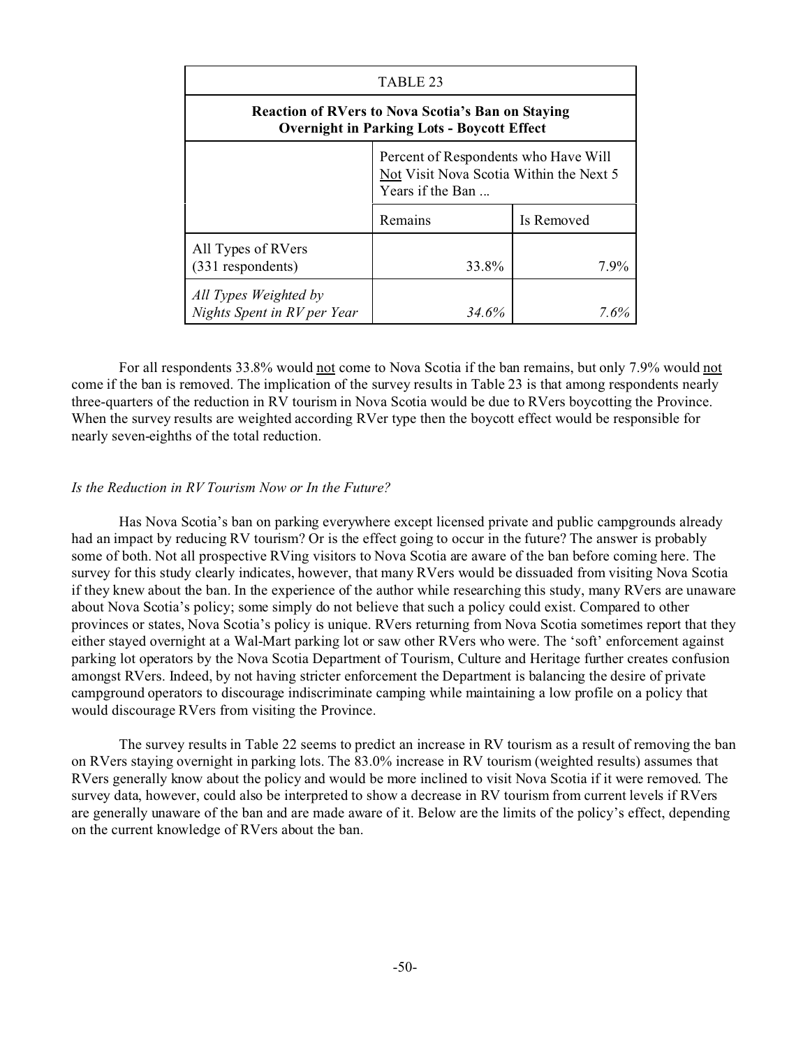| TABLE 23 | | |
|---|---|---|
| **Reaction of RVers to Nova Scotia's Ban on Staying Overnight in Parking Lots - Boycott Effect** | | |
| | Percent of Respondents who Have Will Not Visit Nova Scotia Within the Next 5 Years if the Ban ... | |
| | Remains | Is Removed |
| All Types of RVers (331 respondents) | 33.8% | 7.9% |
| *All Types Weighted by Nights Spent in RV per Year* | *34.6%* | *7.6%* |

For all respondents 33.8% would not come to Nova Scotia if the ban remains, but only 7.9% would not come if the ban is removed. The implication of the survey results in Table 23 is that among respondents nearly three-quarters of the reduction in RV tourism in Nova Scotia would be due to RVers boycotting the Province. When the survey results are weighted according RVer type then the boycott effect would be responsible for nearly seven-eighths of the total reduction.

*Is the Reduction in RV Tourism Now or In the Future?*

Has Nova Scotia's ban on parking everywhere except licensed private and public campgrounds already had an impact by reducing RV tourism? Or is the effect going to occur in the future? The answer is probably some of both. Not all prospective RVing visitors to Nova Scotia are aware of the ban before coming here. The survey for this study clearly indicates, however, that many RVers would be dissuaded from visiting Nova Scotia if they knew about the ban. In the experience of the author while researching this study, many RVers are unaware about Nova Scotia's policy; some simply do not believe that such a policy could exist. Compared to other provinces or states, Nova Scotia's policy is unique. RVers returning from Nova Scotia sometimes report that they either stayed overnight at a Wal-Mart parking lot or saw other RVers who were. The 'soft' enforcement against parking lot operators by the Nova Scotia Department of Tourism, Culture and Heritage further creates confusion amongst RVers. Indeed, by not having stricter enforcement the Department is balancing the desire of private campground operators to discourage indiscriminate camping while maintaining a low profile on a policy that would discourage RVers from visiting the Province.

The survey results in Table 22 seems to predict an increase in RV tourism as a result of removing the ban on RVers staying overnight in parking lots. The 83.0% increase in RV tourism (weighted results) assumes that RVers generally know about the policy and would be more inclined to visit Nova Scotia if it were removed. The survey data, however, could also be interpreted to show a decrease in RV tourism from current levels if RVers are generally unaware of the ban and are made aware of it. Below are the limits of the policy's effect, depending on the current knowledge of RVers about the ban.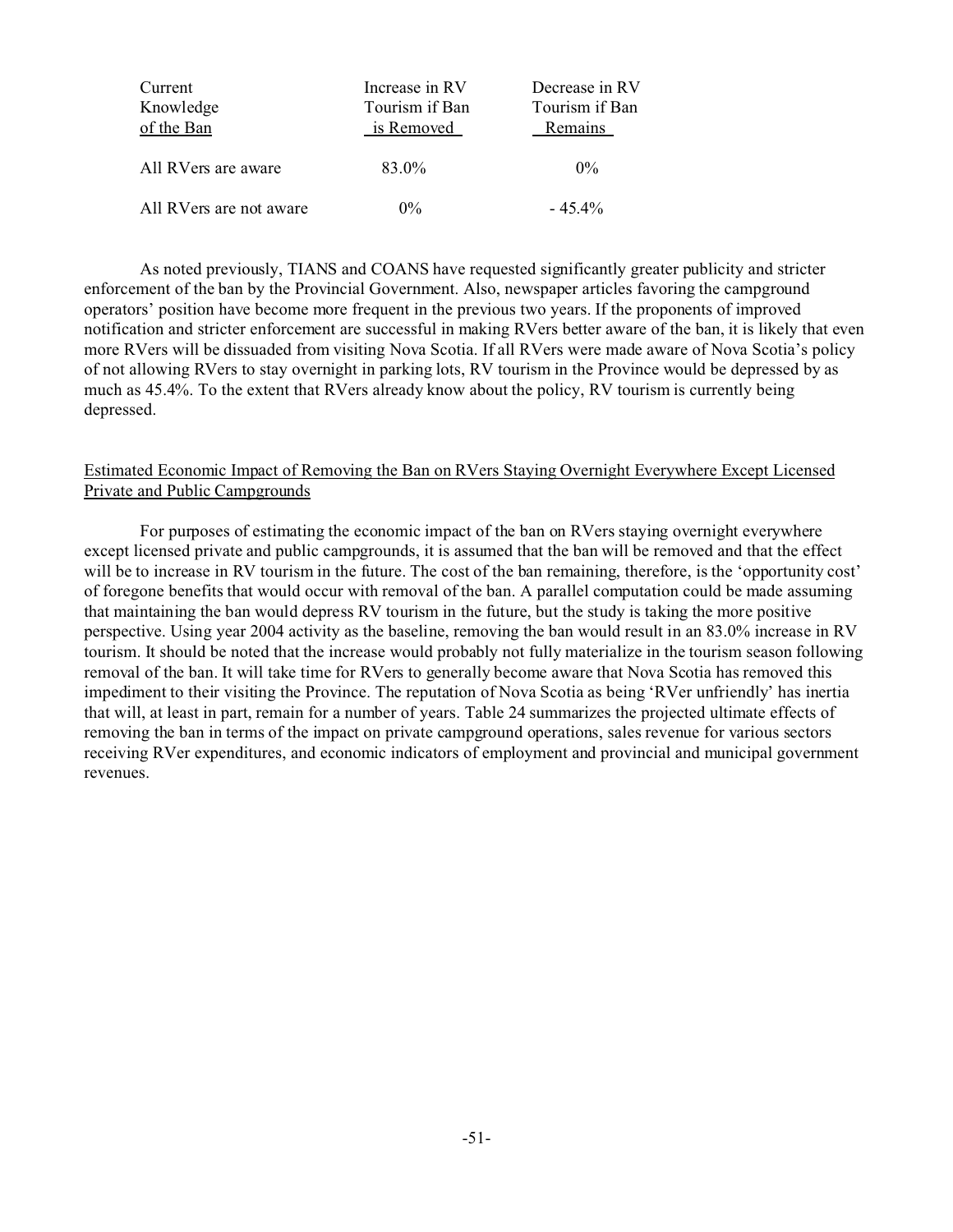| Current Knowledge of the Ban | Increase in RV Tourism if Ban is Removed | Decrease in RV Tourism if Ban Remains |
|---|---|---|
| All RVers are aware | 83.0% | 0% |
| All RVers are not aware | 0% | - 45.4% |

As noted previously, TIANS and COANS have requested significantly greater publicity and stricter enforcement of the ban by the Provincial Government. Also, newspaper articles favoring the campground operators' position have become more frequent in the previous two years. If the proponents of improved notification and stricter enforcement are successful in making RVers better aware of the ban, it is likely that even more RVers will be dissuaded from visiting Nova Scotia. If all RVers were made aware of Nova Scotia's policy of not allowing RVers to stay overnight in parking lots, RV tourism in the Province would be depressed by as much as 45.4%. To the extent that RVers already know about the policy, RV tourism is currently being depressed.

## Estimated Economic Impact of Removing the Ban on RVers Staying Overnight Everywhere Except Licensed Private and Public Campgrounds

For purposes of estimating the economic impact of the ban on RVers staying overnight everywhere except licensed private and public campgrounds, it is assumed that the ban will be removed and that the effect will be to increase in RV tourism in the future. The cost of the ban remaining, therefore, is the 'opportunity cost' of foregone benefits that would occur with removal of the ban. A parallel computation could be made assuming that maintaining the ban would depress RV tourism in the future, but the study is taking the more positive perspective. Using year 2004 activity as the baseline, removing the ban would result in an 83.0% increase in RV tourism. It should be noted that the increase would probably not fully materialize in the tourism season following removal of the ban. It will take time for RVers to generally become aware that Nova Scotia has removed this impediment to their visiting the Province. The reputation of Nova Scotia as being 'RVer unfriendly' has inertia that will, at least in part, remain for a number of years. Table 24 summarizes the projected ultimate effects of removing the ban in terms of the impact on private campground operations, sales revenue for various sectors receiving RVer expenditures, and economic indicators of employment and provincial and municipal government revenues.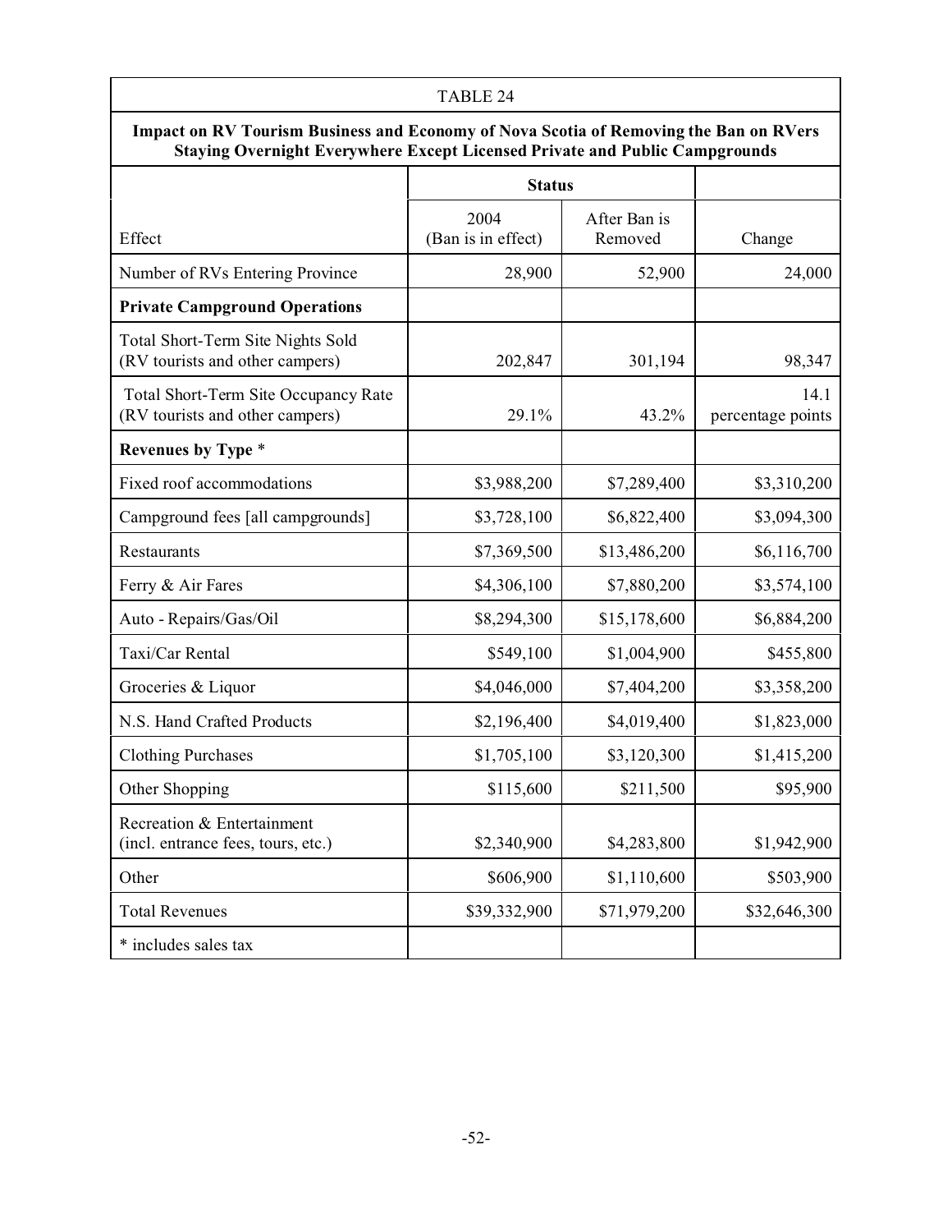| TABLE 24 | | | |
|---|---|---|---|
| **Impact on RV Tourism Business and Economy of Nova Scotia of Removing the Ban on RVers Staying Overnight Everywhere Except Licensed Private and Public Campgrounds** | | | |
| | **Status** | | |
| Effect | 2004 (Ban is in effect) | After Ban is Removed | Change |
| Number of RVs Entering Province | 28,900 | 52,900 | 24,000 |
| **Private Campground Operations** | | | |
| Total Short-Term Site Nights Sold (RV tourists and other campers) | 202,847 | 301,194 | 98,347 |
| Total Short-Term Site Occupancy Rate (RV tourists and other campers) | 29.1% | 43.2% | 14.1 percentage points |
| **Revenues by Type** * | | | |
| Fixed roof accommodations | $3,988,200 | $7,289,400 | $3,310,200 |
| Campground fees [all campgrounds] | $3,728,100 | $6,822,400 | $3,094,300 |
| Restaurants | $7,369,500 | $13,486,200 | $6,116,700 |
| Ferry & Air Fares | $4,306,100 | $7,880,200 | $3,574,100 |
| Auto - Repairs/Gas/Oil | $8,294,300 | $15,178,600 | $6,884,200 |
| Taxi/Car Rental | $549,100 | $1,004,900 | $455,800 |
| Groceries & Liquor | $4,046,000 | $7,404,200 | $3,358,200 |
| N.S. Hand Crafted Products | $2,196,400 | $4,019,400 | $1,823,000 |
| Clothing Purchases | $1,705,100 | $3,120,300 | $1,415,200 |
| Other Shopping | $115,600 | $211,500 | $95,900 |
| Recreation & Entertainment (incl. entrance fees, tours, etc.) | $2,340,900 | $4,283,800 | $1,942,900 |
| Other | $606,900 | $1,110,600 | $503,900 |
| Total Revenues | $39,332,900 | $71,979,200 | $32,646,300 |
| * includes sales tax | | | |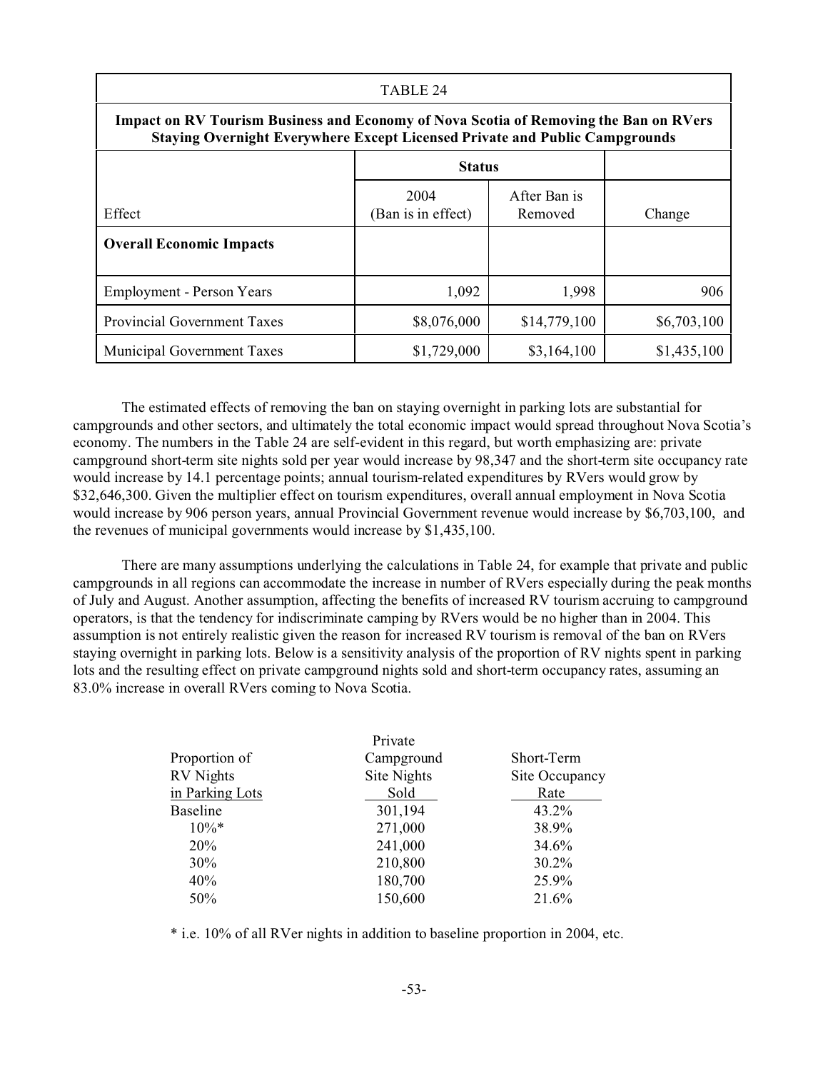| TABLE 24 | | | |
|---|---|---|---|
| **Impact on RV Tourism Business and Economy of Nova Scotia of Removing the Ban on RVers Staying Overnight Everywhere Except Licensed Private and Public Campgrounds** | | | |
| | **Status** | | |
| Effect | 2004 (Ban is in effect) | After Ban is Removed | Change |
| **Overall Economic Impacts** | | | |
| Employment - Person Years | 1,092 | 1,998 | 906 |
| Provincial Government Taxes | $8,076,000 | $14,779,100 | $6,703,100 |
| Municipal Government Taxes | $1,729,000 | $3,164,100 | $1,435,100 |

The estimated effects of removing the ban on staying overnight in parking lots are substantial for campgrounds and other sectors, and ultimately the total economic impact would spread throughout Nova Scotia's economy. The numbers in the Table 24 are self-evident in this regard, but worth emphasizing are: private campground short-term site nights sold per year would increase by 98,347 and the short-term site occupancy rate would increase by 14.1 percentage points; annual tourism-related expenditures by RVers would grow by $32,646,300. Given the multiplier effect on tourism expenditures, overall annual employment in Nova Scotia would increase by 906 person years, annual Provincial Government revenue would increase by $6,703,100, and the revenues of municipal governments would increase by $1,435,100.

There are many assumptions underlying the calculations in Table 24, for example that private and public campgrounds in all regions can accommodate the increase in number of RVers especially during the peak months of July and August. Another assumption, affecting the benefits of increased RV tourism accruing to campground operators, is that the tendency for indiscriminate camping by RVers would be no higher than in 2004. This assumption is not entirely realistic given the reason for increased RV tourism is removal of the ban on RVers staying overnight in parking lots. Below is a sensitivity analysis of the proportion of RV nights spent in parking lots and the resulting effect on private campground nights sold and short-term occupancy rates, assuming an 83.0% increase in overall RVers coming to Nova Scotia.

| Proportion of RV Nights in Parking Lots | Private Campground Site Nights Sold | Short-Term Site Occupancy Rate |
|---|---|---|
| Baseline | 301,194 | 43.2% |
| 10%* | 271,000 | 38.9% |
| 20% | 241,000 | 34.6% |
| 30% | 210,800 | 30.2% |
| 40% | 180,700 | 25.9% |
| 50% | 150,600 | 21.6% |

* i.e. 10% of all RVer nights in addition to baseline proportion in 2004, etc.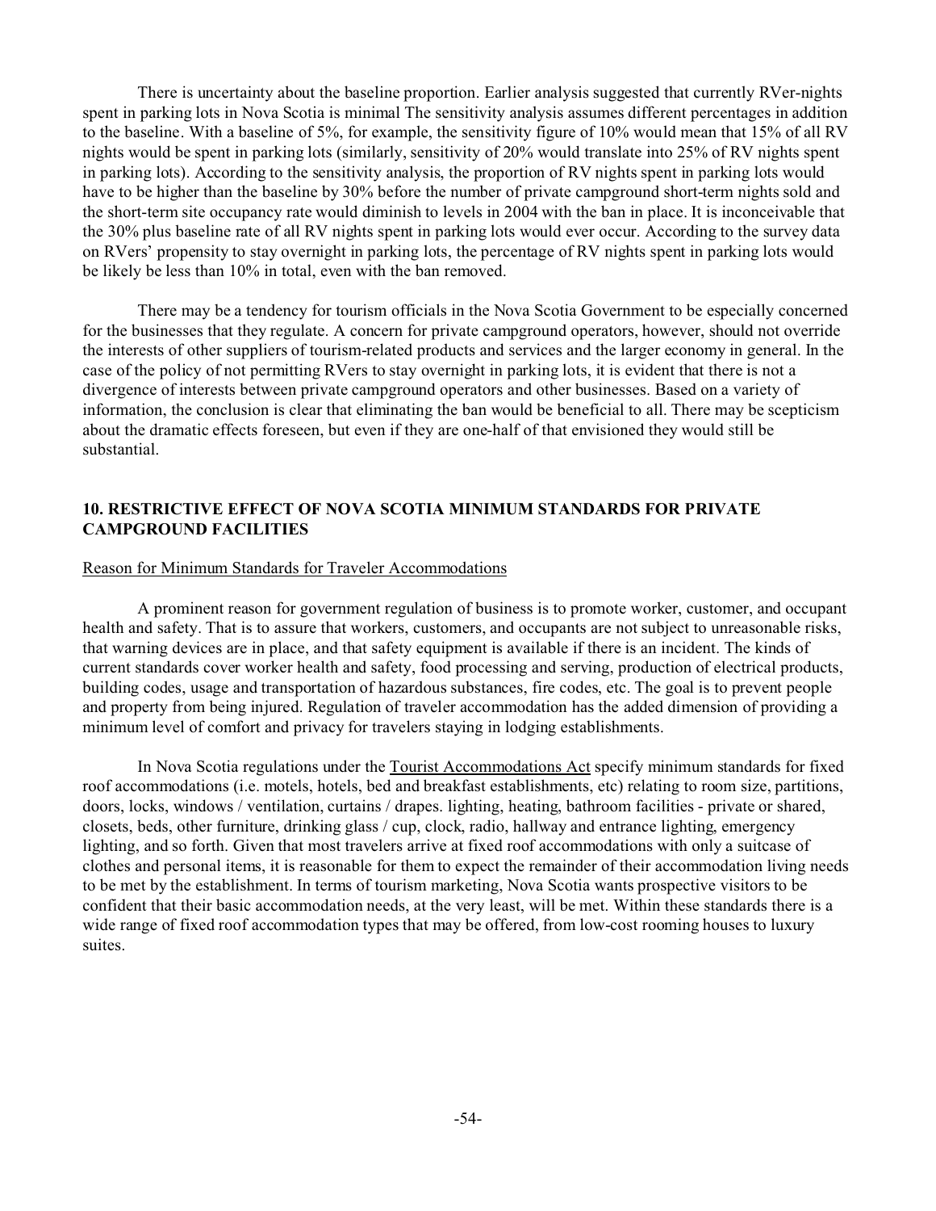There is uncertainty about the baseline proportion. Earlier analysis suggested that currently RVer-nights spent in parking lots in Nova Scotia is minimal The sensitivity analysis assumes different percentages in addition to the baseline. With a baseline of 5%, for example, the sensitivity figure of 10% would mean that 15% of all RV nights would be spent in parking lots (similarly, sensitivity of 20% would translate into 25% of RV nights spent in parking lots). According to the sensitivity analysis, the proportion of RV nights spent in parking lots would have to be higher than the baseline by 30% before the number of private campground short-term nights sold and the short-term site occupancy rate would diminish to levels in 2004 with the ban in place. It is inconceivable that the 30% plus baseline rate of all RV nights spent in parking lots would ever occur. According to the survey data on RVers' propensity to stay overnight in parking lots, the percentage of RV nights spent in parking lots would be likely be less than 10% in total, even with the ban removed.

There may be a tendency for tourism officials in the Nova Scotia Government to be especially concerned for the businesses that they regulate. A concern for private campground operators, however, should not override the interests of other suppliers of tourism-related products and services and the larger economy in general. In the case of the policy of not permitting RVers to stay overnight in parking lots, it is evident that there is not a divergence of interests between private campground operators and other businesses. Based on a variety of information, the conclusion is clear that eliminating the ban would be beneficial to all. There may be scepticism about the dramatic effects foreseen, but even if they are one-half of that envisioned they would still be substantial.

## 10. RESTRICTIVE EFFECT OF NOVA SCOTIA MINIMUM STANDARDS FOR PRIVATE CAMPGROUND FACILITIES

### Reason for Minimum Standards for Traveler Accommodations

A prominent reason for government regulation of business is to promote worker, customer, and occupant health and safety. That is to assure that workers, customers, and occupants are not subject to unreasonable risks, that warning devices are in place, and that safety equipment is available if there is an incident. The kinds of current standards cover worker health and safety, food processing and serving, production of electrical products, building codes, usage and transportation of hazardous substances, fire codes, etc. The goal is to prevent people and property from being injured. Regulation of traveler accommodation has the added dimension of providing a minimum level of comfort and privacy for travelers staying in lodging establishments.

In Nova Scotia regulations under the Tourist Accommodations Act specify minimum standards for fixed roof accommodations (i.e. motels, hotels, bed and breakfast establishments, etc) relating to room size, partitions, doors, locks, windows / ventilation, curtains / drapes. lighting, heating, bathroom facilities - private or shared, closets, beds, other furniture, drinking glass / cup, clock, radio, hallway and entrance lighting, emergency lighting, and so forth. Given that most travelers arrive at fixed roof accommodations with only a suitcase of clothes and personal items, it is reasonable for them to expect the remainder of their accommodation living needs to be met by the establishment. In terms of tourism marketing, Nova Scotia wants prospective visitors to be confident that their basic accommodation needs, at the very least, will be met. Within these standards there is a wide range of fixed roof accommodation types that may be offered, from low-cost rooming houses to luxury suites.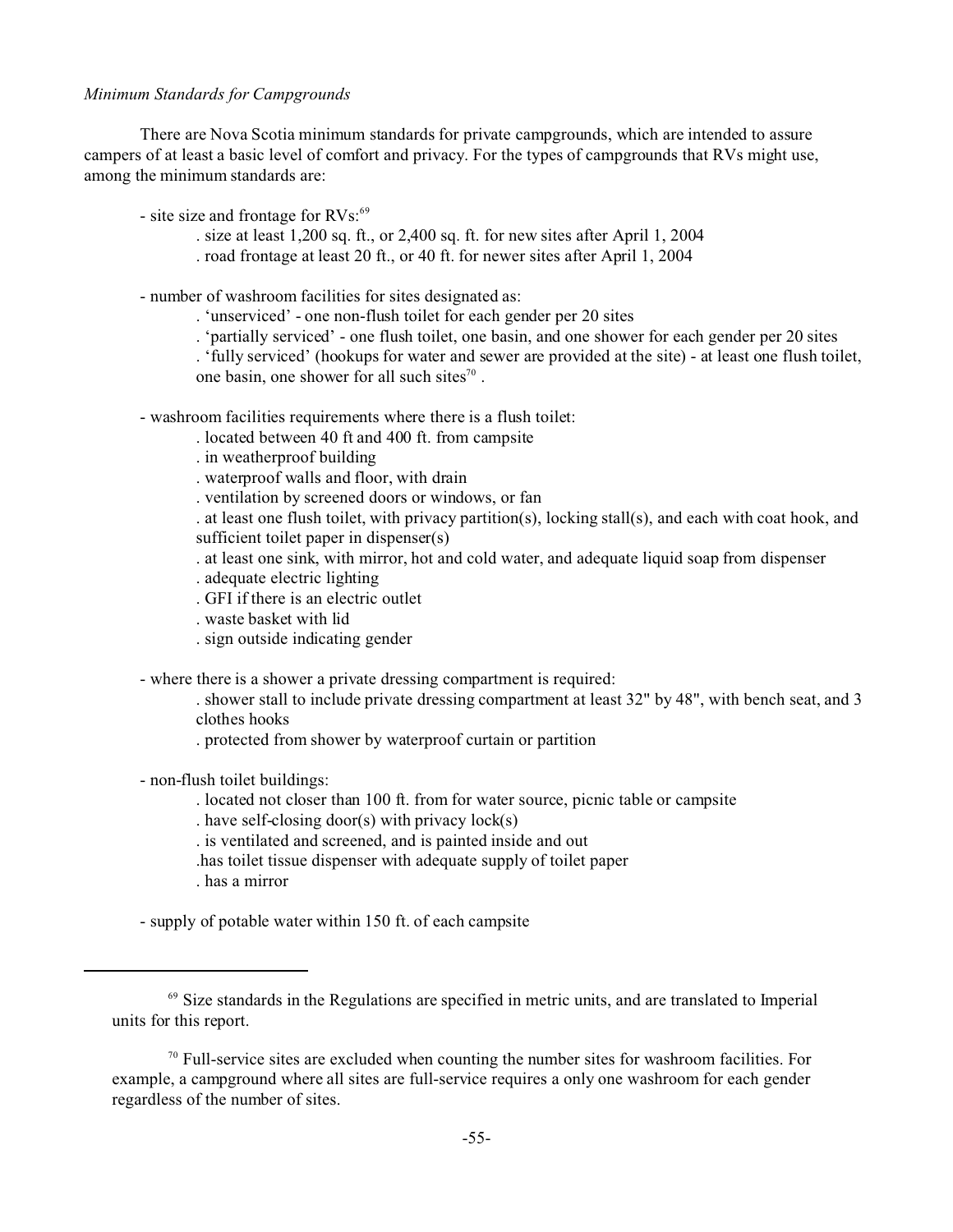*Minimum Standards for Campgrounds*

There are Nova Scotia minimum standards for private campgrounds, which are intended to assure campers of at least a basic level of comfort and privacy. For the types of campgrounds that RVs might use, among the minimum standards are:

- site size and frontage for RVs:[69]
  - . size at least 1,200 sq. ft., or 2,400 sq. ft. for new sites after April 1, 2004
  - . road frontage at least 20 ft., or 40 ft. for newer sites after April 1, 2004

- number of washroom facilities for sites designated as:
  - . 'unserviced' - one non-flush toilet for each gender per 20 sites
  - . 'partially serviced' - one flush toilet, one basin, and one shower for each gender per 20 sites
  - . 'fully serviced' (hookups for water and sewer are provided at the site) - at least one flush toilet, one basin, one shower for all such sites[70] .

- washroom facilities requirements where there is a flush toilet:
  - . located between 40 ft and 400 ft. from campsite
  - . in weatherproof building
  - . waterproof walls and floor, with drain
  - . ventilation by screened doors or windows, or fan
  - . at least one flush toilet, with privacy partition(s), locking stall(s), and each with coat hook, and sufficient toilet paper in dispenser(s)
  - . at least one sink, with mirror, hot and cold water, and adequate liquid soap from dispenser
  - . adequate electric lighting
  - . GFI if there is an electric outlet
  - . waste basket with lid
  - . sign outside indicating gender

- where there is a shower a private dressing compartment is required:
  - . shower stall to include private dressing compartment at least 32" by 48", with bench seat, and 3 clothes hooks
  - . protected from shower by waterproof curtain or partition

- non-flush toilet buildings:
  - . located not closer than 100 ft. from for water source, picnic table or campsite
  - . have self-closing door(s) with privacy lock(s)
  - . is ventilated and screened, and is painted inside and out
  - .has toilet tissue dispenser with adequate supply of toilet paper
  - . has a mirror

- supply of potable water within 150 ft. of each campsite

---

[69] Size standards in the Regulations are specified in metric units, and are translated to Imperial units for this report.

[70] Full-service sites are excluded when counting the number sites for washroom facilities. For example, a campground where all sites are full-service requires a only one washroom for each gender regardless of the number of sites.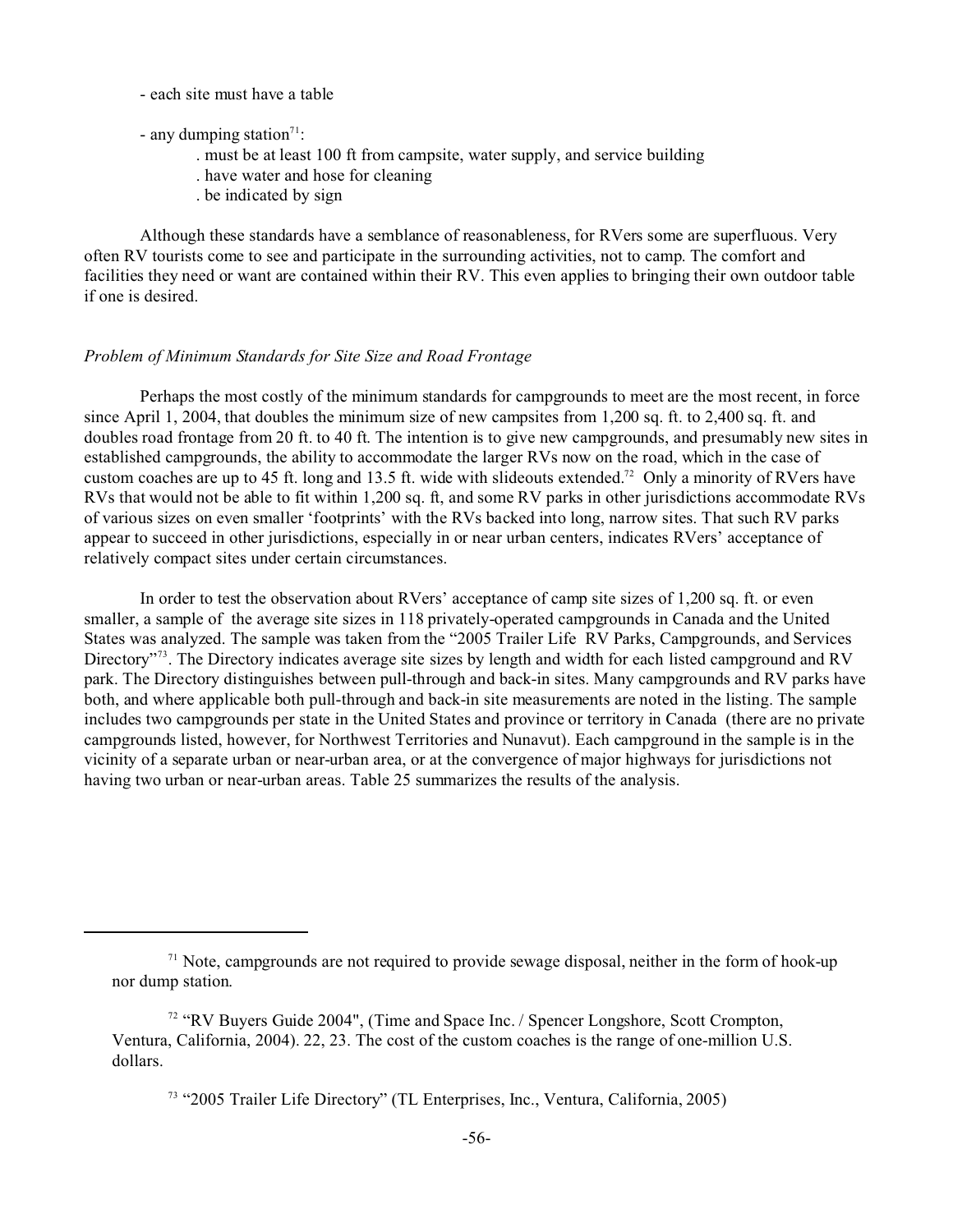- each site must have a table

- any dumping station[71]:
  . must be at least 100 ft from campsite, water supply, and service building
  . have water and hose for cleaning
  . be indicated by sign

Although these standards have a semblance of reasonableness, for RVers some are superfluous. Very often RV tourists come to see and participate in the surrounding activities, not to camp. The comfort and facilities they need or want are contained within their RV. This even applies to bringing their own outdoor table if one is desired.

*Problem of Minimum Standards for Site Size and Road Frontage*

Perhaps the most costly of the minimum standards for campgrounds to meet are the most recent, in force since April 1, 2004, that doubles the minimum size of new campsites from 1,200 sq. ft. to 2,400 sq. ft. and doubles road frontage from 20 ft. to 40 ft. The intention is to give new campgrounds, and presumably new sites in established campgrounds, the ability to accommodate the larger RVs now on the road, which in the case of custom coaches are up to 45 ft. long and 13.5 ft. wide with slideouts extended.[72] Only a minority of RVers have RVs that would not be able to fit within 1,200 sq. ft, and some RV parks in other jurisdictions accommodate RVs of various sizes on even smaller 'footprints' with the RVs backed into long, narrow sites. That such RV parks appear to succeed in other jurisdictions, especially in or near urban centers, indicates RVers' acceptance of relatively compact sites under certain circumstances.

In order to test the observation about RVers' acceptance of camp site sizes of 1,200 sq. ft. or even smaller, a sample of the average site sizes in 118 privately-operated campgrounds in Canada and the United States was analyzed. The sample was taken from the "2005 Trailer Life RV Parks, Campgrounds, and Services Directory"[73]. The Directory indicates average site sizes by length and width for each listed campground and RV park. The Directory distinguishes between pull-through and back-in sites. Many campgrounds and RV parks have both, and where applicable both pull-through and back-in site measurements are noted in the listing. The sample includes two campgrounds per state in the United States and province or territory in Canada (there are no private campgrounds listed, however, for Northwest Territories and Nunavut). Each campground in the sample is in the vicinity of a separate urban or near-urban area, or at the convergence of major highways for jurisdictions not having two urban or near-urban areas. Table 25 summarizes the results of the analysis.

---

[71] Note, campgrounds are not required to provide sewage disposal, neither in the form of hook-up nor dump station.

[72] "RV Buyers Guide 2004", (Time and Space Inc. / Spencer Longshore, Scott Crompton, Ventura, California, 2004). 22, 23. The cost of the custom coaches is the range of one-million U.S. dollars.

[73] "2005 Trailer Life Directory" (TL Enterprises, Inc., Ventura, California, 2005)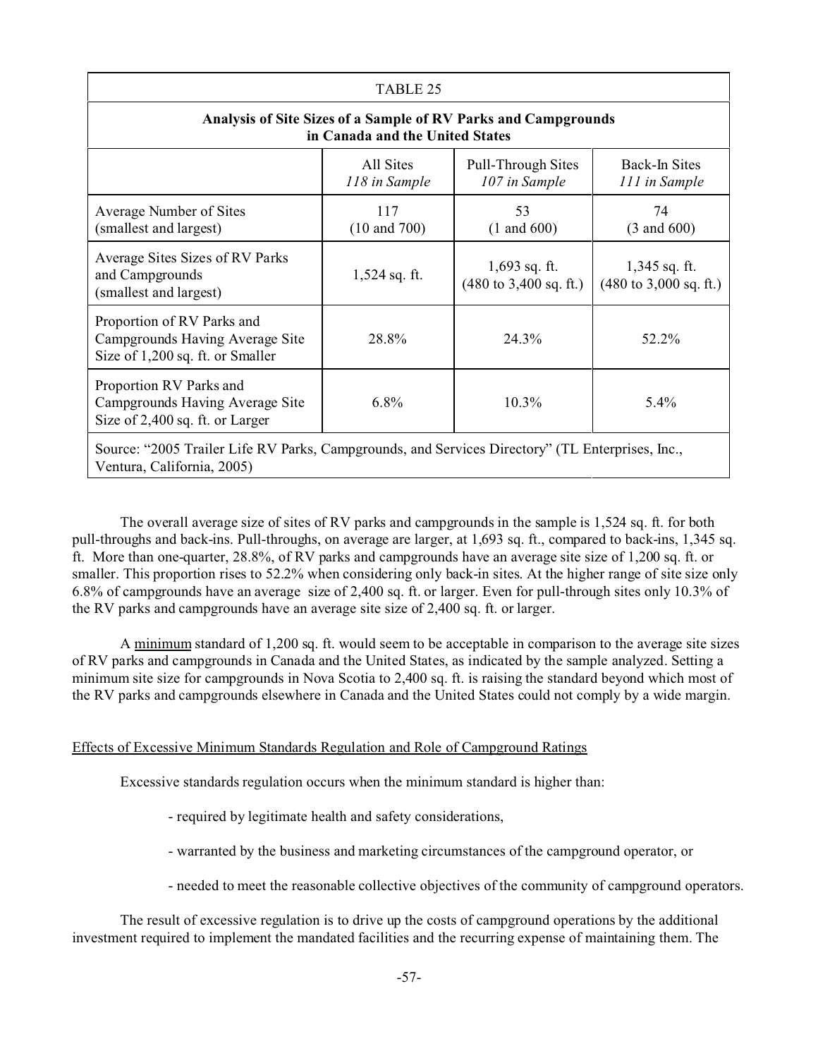| TABLE 25 | | | |
|---|---|---|---|
| **Analysis of Site Sizes of a Sample of RV Parks and Campgrounds in Canada and the United States** | | | |
| | All Sites *118 in Sample* | Pull-Through Sites *107 in Sample* | Back-In Sites *111 in Sample* |
| Average Number of Sites (smallest and largest) | 117 (10 and 700) | 53 (1 and 600) | 74 (3 and 600) |
| Average Sites Sizes of RV Parks and Campgrounds (smallest and largest) | 1,524 sq. ft. | 1,693 sq. ft. (480 to 3,400 sq. ft.) | 1,345 sq. ft. (480 to 3,000 sq. ft.) |
| Proportion of RV Parks and Campgrounds Having Average Site Size of 1,200 sq. ft. or Smaller | 28.8% | 24.3% | 52.2% |
| Proportion RV Parks and Campgrounds Having Average Site Size of 2,400 sq. ft. or Larger | 6.8% | 10.3% | 5.4% |
| Source: "2005 Trailer Life RV Parks, Campgrounds, and Services Directory" (TL Enterprises, Inc., Ventura, California, 2005) | | | |

The overall average size of sites of RV parks and campgrounds in the sample is 1,524 sq. ft. for both pull-throughs and back-ins. Pull-throughs, on average are larger, at 1,693 sq. ft., compared to back-ins, 1,345 sq. ft. More than one-quarter, 28.8%, of RV parks and campgrounds have an average site size of 1,200 sq. ft. or smaller. This proportion rises to 52.2% when considering only back-in sites. At the higher range of site size only 6.8% of campgrounds have an average size of 2,400 sq. ft. or larger. Even for pull-through sites only 10.3% of the RV parks and campgrounds have an average site size of 2,400 sq. ft. or larger.

A minimum standard of 1,200 sq. ft. would seem to be acceptable in comparison to the average site sizes of RV parks and campgrounds in Canada and the United States, as indicated by the sample analyzed. Setting a minimum site size for campgrounds in Nova Scotia to 2,400 sq. ft. is raising the standard beyond which most of the RV parks and campgrounds elsewhere in Canada and the United States could not comply by a wide margin.

Effects of Excessive Minimum Standards Regulation and Role of Campground Ratings

Excessive standards regulation occurs when the minimum standard is higher than:

- required by legitimate health and safety considerations,
- warranted by the business and marketing circumstances of the campground operator, or
- needed to meet the reasonable collective objectives of the community of campground operators.

The result of excessive regulation is to drive up the costs of campground operations by the additional investment required to implement the mandated facilities and the recurring expense of maintaining them. The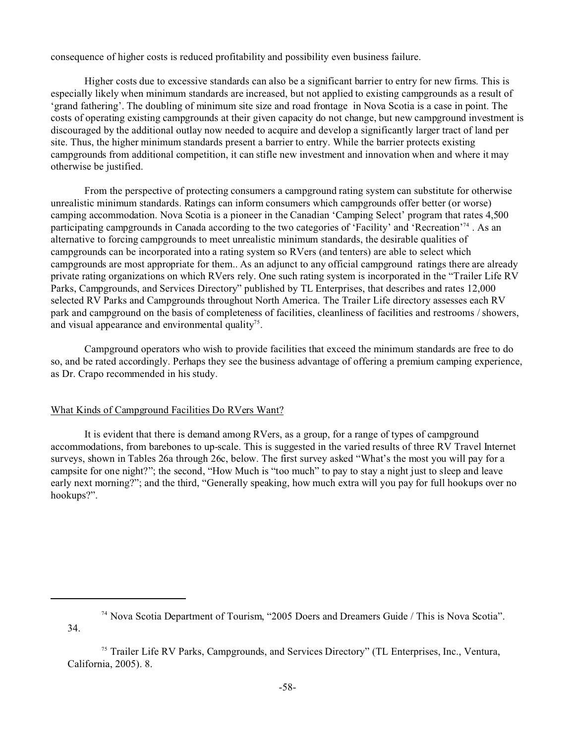consequence of higher costs is reduced profitability and possibility even business failure.

Higher costs due to excessive standards can also be a significant barrier to entry for new firms. This is especially likely when minimum standards are increased, but not applied to existing campgrounds as a result of 'grand fathering'. The doubling of minimum site size and road frontage in Nova Scotia is a case in point. The costs of operating existing campgrounds at their given capacity do not change, but new campground investment is discouraged by the additional outlay now needed to acquire and develop a significantly larger tract of land per site. Thus, the higher minimum standards present a barrier to entry. While the barrier protects existing campgrounds from additional competition, it can stifle new investment and innovation when and where it may otherwise be justified.

From the perspective of protecting consumers a campground rating system can substitute for otherwise unrealistic minimum standards. Ratings can inform consumers which campgrounds offer better (or worse) camping accommodation. Nova Scotia is a pioneer in the Canadian 'Camping Select' program that rates 4,500 participating campgrounds in Canada according to the two categories of 'Facility' and 'Recreation'[74] . As an alternative to forcing campgrounds to meet unrealistic minimum standards, the desirable qualities of campgrounds can be incorporated into a rating system so RVers (and tenters) are able to select which campgrounds are most appropriate for them.. As an adjunct to any official campground ratings there are already private rating organizations on which RVers rely. One such rating system is incorporated in the "Trailer Life RV Parks, Campgrounds, and Services Directory" published by TL Enterprises, that describes and rates 12,000 selected RV Parks and Campgrounds throughout North America. The Trailer Life directory assesses each RV park and campground on the basis of completeness of facilities, cleanliness of facilities and restrooms / showers, and visual appearance and environmental quality[75].

Campground operators who wish to provide facilities that exceed the minimum standards are free to do so, and be rated accordingly. Perhaps they see the business advantage of offering a premium camping experience, as Dr. Crapo recommended in his study.

## What Kinds of Campground Facilities Do RVers Want?

It is evident that there is demand among RVers, as a group, for a range of types of campground accommodations, from barebones to up-scale. This is suggested in the varied results of three RV Travel Internet surveys, shown in Tables 26a through 26c, below. The first survey asked "What's the most you will pay for a campsite for one night?"; the second, "How Much is "too much" to pay to stay a night just to sleep and leave early next morning?"; and the third, "Generally speaking, how much extra will you pay for full hookups over no hookups?".

---

[74] Nova Scotia Department of Tourism, "2005 Doers and Dreamers Guide / This is Nova Scotia". 34.

[75] Trailer Life RV Parks, Campgrounds, and Services Directory" (TL Enterprises, Inc., Ventura, California, 2005). 8.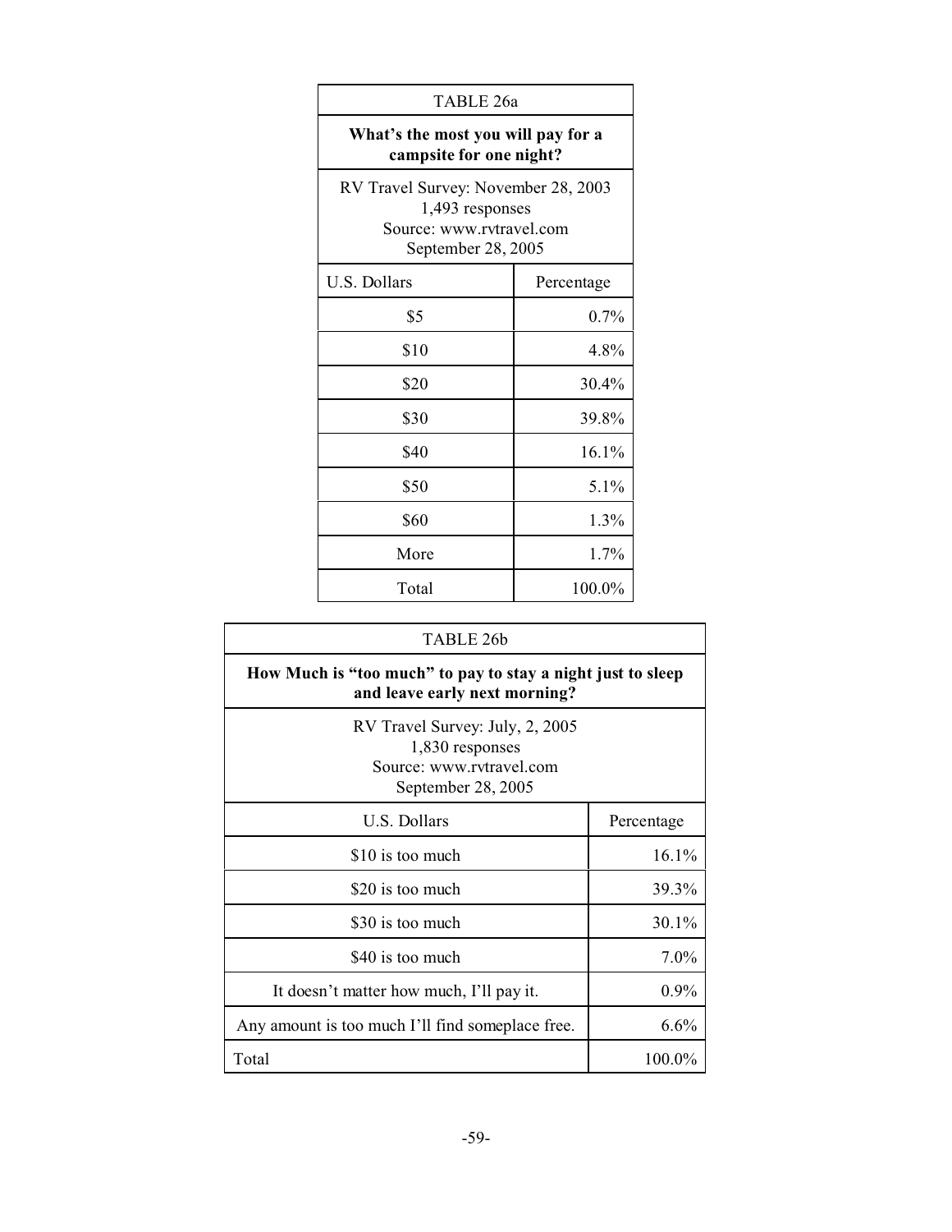| TABLE 26a | |
|---|---|
| **What's the most you will pay for a campsite for one night?** | |
| RV Travel Survey: November 28, 2003<br>1,493 responses<br>Source: www.rvtravel.com<br>September 28, 2005 | |
| U.S. Dollars | Percentage |
| $5 | 0.7% |
| $10 | 4.8% |
| $20 | 30.4% |
| $30 | 39.8% |
| $40 | 16.1% |
| $50 | 5.1% |
| $60 | 1.3% |
| More | 1.7% |
| Total | 100.0% |

| TABLE 26b | |
|---|---|
| **How Much is "too much" to pay to stay a night just to sleep and leave early next morning?** | |
| RV Travel Survey: July, 2, 2005<br>1,830 responses<br>Source: www.rvtravel.com<br>September 28, 2005 | |
| U.S. Dollars | Percentage |
| $10 is too much | 16.1% |
| $20 is too much | 39.3% |
| $30 is too much | 30.1% |
| $40 is too much | 7.0% |
| It doesn't matter how much, I'll pay it. | 0.9% |
| Any amount is too much I'll find someplace free. | 6.6% |
| Total | 100.0% |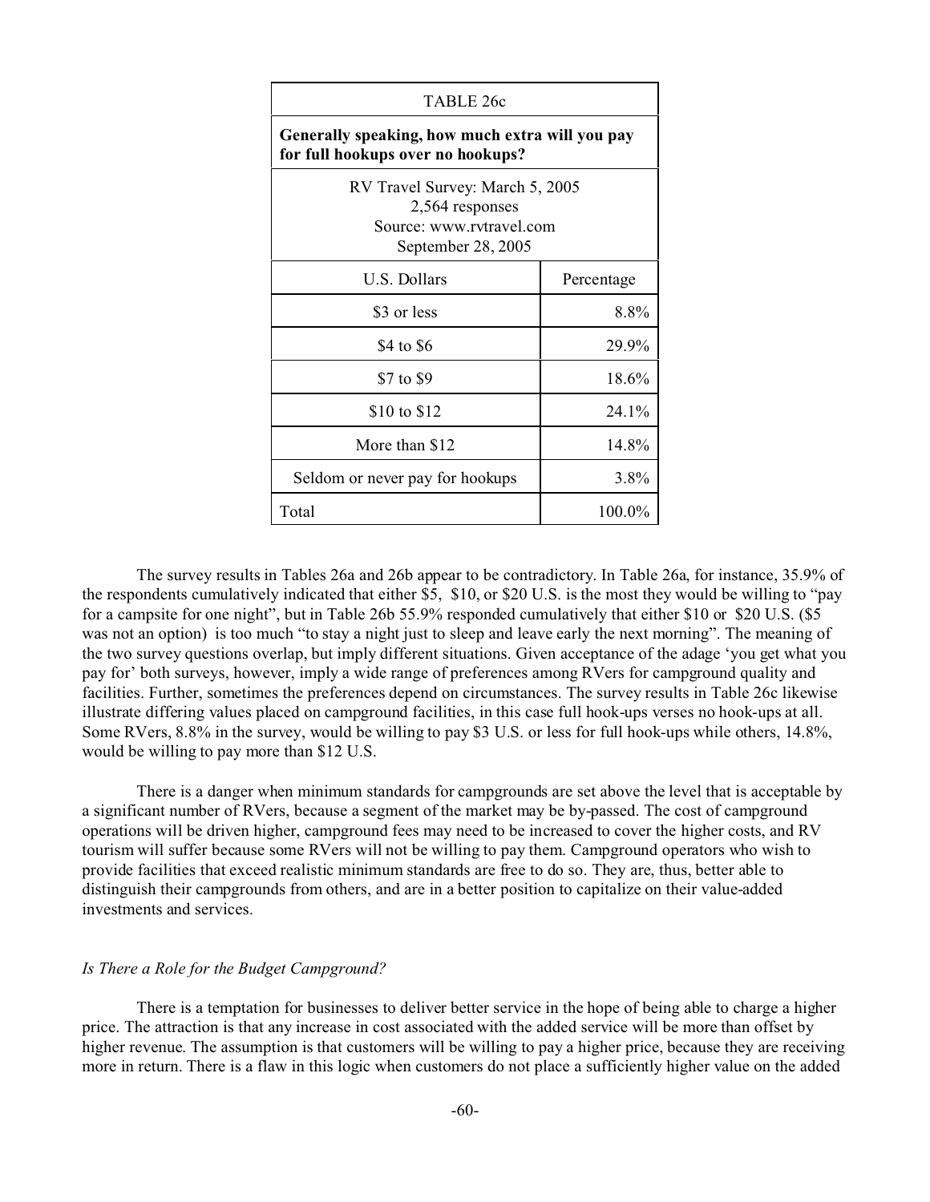| TABLE 26c | |
|---|---|
| **Generally speaking, how much extra will you pay for full hookups over no hookups?** | |
| RV Travel Survey: March 5, 2005<br>2,564 responses<br>Source: www.rvtravel.com<br>September 28, 2005 | |
| U.S. Dollars | Percentage |
| $3 or less | 8.8% |
| $4 to $6 | 29.9% |
| $7 to $9 | 18.6% |
| $10 to $12 | 24.1% |
| More than $12 | 14.8% |
| Seldom or never pay for hookups | 3.8% |
| Total | 100.0% |

The survey results in Tables 26a and 26b appear to be contradictory. In Table 26a, for instance, 35.9% of the respondents cumulatively indicated that either $5, $10, or $20 U.S. is the most they would be willing to "pay for a campsite for one night", but in Table 26b 55.9% responded cumulatively that either $10 or $20 U.S. ($5 was not an option) is too much "to stay a night just to sleep and leave early the next morning". The meaning of the two survey questions overlap, but imply different situations. Given acceptance of the adage 'you get what you pay for' both surveys, however, imply a wide range of preferences among RVers for campground quality and facilities. Further, sometimes the preferences depend on circumstances. The survey results in Table 26c likewise illustrate differing values placed on campground facilities, in this case full hook-ups verses no hook-ups at all. Some RVers, 8.8% in the survey, would be willing to pay $3 U.S. or less for full hook-ups while others, 14.8%, would be willing to pay more than $12 U.S.

There is a danger when minimum standards for campgrounds are set above the level that is acceptable by a significant number of RVers, because a segment of the market may be by-passed. The cost of campground operations will be driven higher, campground fees may need to be increased to cover the higher costs, and RV tourism will suffer because some RVers will not be willing to pay them. Campground operators who wish to provide facilities that exceed realistic minimum standards are free to do so. They are, thus, better able to distinguish their campgrounds from others, and are in a better position to capitalize on their value-added investments and services.

*Is There a Role for the Budget Campground?*

There is a temptation for businesses to deliver better service in the hope of being able to charge a higher price. The attraction is that any increase in cost associated with the added service will be more than offset by higher revenue. The assumption is that customers will be willing to pay a higher price, because they are receiving more in return. There is a flaw in this logic when customers do not place a sufficiently higher value on the added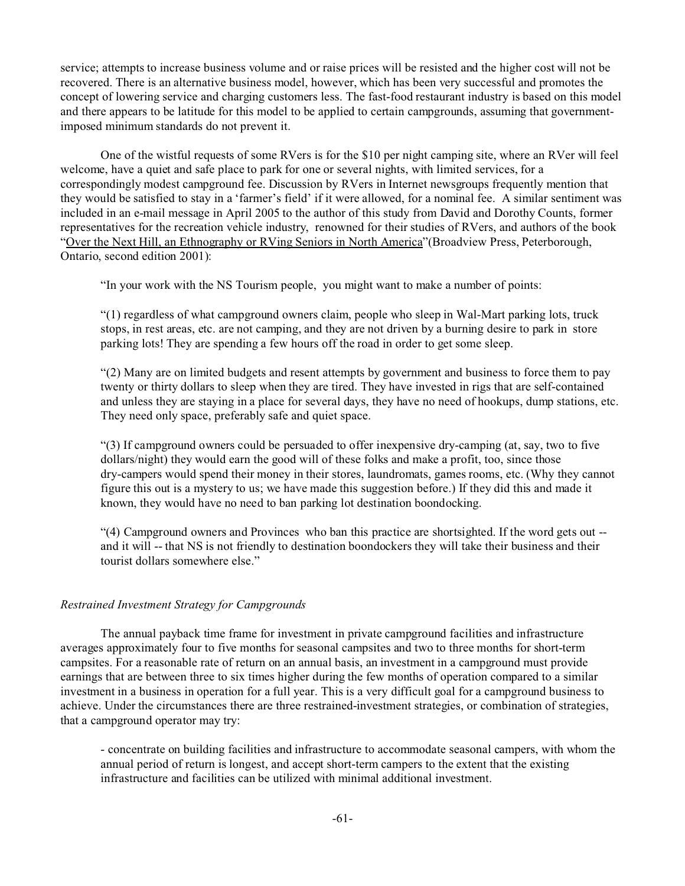service; attempts to increase business volume and or raise prices will be resisted and the higher cost will not be recovered. There is an alternative business model, however, which has been very successful and promotes the concept of lowering service and charging customers less. The fast-food restaurant industry is based on this model and there appears to be latitude for this model to be applied to certain campgrounds, assuming that government-imposed minimum standards do not prevent it.

One of the wistful requests of some RVers is for the $10 per night camping site, where an RVer will feel welcome, have a quiet and safe place to park for one or several nights, with limited services, for a correspondingly modest campground fee. Discussion by RVers in Internet newsgroups frequently mention that they would be satisfied to stay in a 'farmer's field' if it were allowed, for a nominal fee. A similar sentiment was included in an e-mail message in April 2005 to the author of this study from David and Dorothy Counts, former representatives for the recreation vehicle industry, renowned for their studies of RVers, and authors of the book "Over the Next Hill, an Ethnography or RVing Seniors in North America"(Broadview Press, Peterborough, Ontario, second edition 2001):

"In your work with the NS Tourism people, you might want to make a number of points:

"(1) regardless of what campground owners claim, people who sleep in Wal-Mart parking lots, truck stops, in rest areas, etc. are not camping, and they are not driven by a burning desire to park in store parking lots! They are spending a few hours off the road in order to get some sleep.

"(2) Many are on limited budgets and resent attempts by government and business to force them to pay twenty or thirty dollars to sleep when they are tired. They have invested in rigs that are self-contained and unless they are staying in a place for several days, they have no need of hookups, dump stations, etc. They need only space, preferably safe and quiet space.

"(3) If campground owners could be persuaded to offer inexpensive dry-camping (at, say, two to five dollars/night) they would earn the good will of these folks and make a profit, too, since those dry-campers would spend their money in their stores, laundromats, games rooms, etc. (Why they cannot figure this out is a mystery to us; we have made this suggestion before.) If they did this and made it known, they would have no need to ban parking lot destination boondocking.

"(4) Campground owners and Provinces who ban this practice are shortsighted. If the word gets out -- and it will -- that NS is not friendly to destination boondockers they will take their business and their tourist dollars somewhere else."

*Restrained Investment Strategy for Campgrounds*

The annual payback time frame for investment in private campground facilities and infrastructure averages approximately four to five months for seasonal campsites and two to three months for short-term campsites. For a reasonable rate of return on an annual basis, an investment in a campground must provide earnings that are between three to six times higher during the few months of operation compared to a similar investment in a business in operation for a full year. This is a very difficult goal for a campground business to achieve. Under the circumstances there are three restrained-investment strategies, or combination of strategies, that a campground operator may try:

- concentrate on building facilities and infrastructure to accommodate seasonal campers, with whom the annual period of return is longest, and accept short-term campers to the extent that the existing infrastructure and facilities can be utilized with minimal additional investment.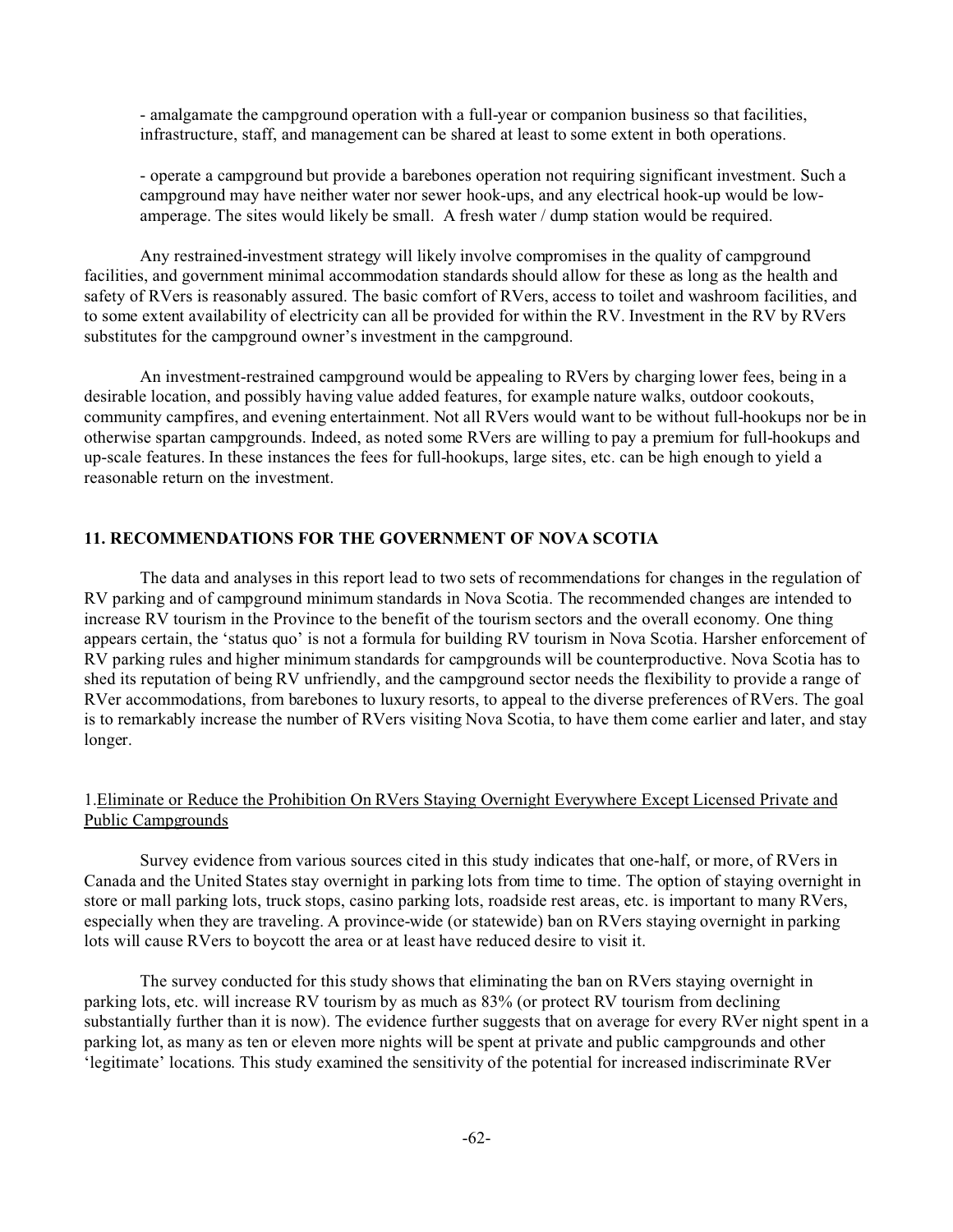- amalgamate the campground operation with a full-year or companion business so that facilities, infrastructure, staff, and management can be shared at least to some extent in both operations.

- operate a campground but provide a barebones operation not requiring significant investment. Such a campground may have neither water nor sewer hook-ups, and any electrical hook-up would be low-amperage. The sites would likely be small. A fresh water / dump station would be required.

Any restrained-investment strategy will likely involve compromises in the quality of campground facilities, and government minimal accommodation standards should allow for these as long as the health and safety of RVers is reasonably assured. The basic comfort of RVers, access to toilet and washroom facilities, and to some extent availability of electricity can all be provided for within the RV. Investment in the RV by RVers substitutes for the campground owner's investment in the campground.

An investment-restrained campground would be appealing to RVers by charging lower fees, being in a desirable location, and possibly having value added features, for example nature walks, outdoor cookouts, community campfires, and evening entertainment. Not all RVers would want to be without full-hookups nor be in otherwise spartan campgrounds. Indeed, as noted some RVers are willing to pay a premium for full-hookups and up-scale features. In these instances the fees for full-hookups, large sites, etc. can be high enough to yield a reasonable return on the investment.

## 11. RECOMMENDATIONS FOR THE GOVERNMENT OF NOVA SCOTIA

The data and analyses in this report lead to two sets of recommendations for changes in the regulation of RV parking and of campground minimum standards in Nova Scotia. The recommended changes are intended to increase RV tourism in the Province to the benefit of the tourism sectors and the overall economy. One thing appears certain, the 'status quo' is not a formula for building RV tourism in Nova Scotia. Harsher enforcement of RV parking rules and higher minimum standards for campgrounds will be counterproductive. Nova Scotia has to shed its reputation of being RV unfriendly, and the campground sector needs the flexibility to provide a range of RVer accommodations, from barebones to luxury resorts, to appeal to the diverse preferences of RVers. The goal is to remarkably increase the number of RVers visiting Nova Scotia, to have them come earlier and later, and stay longer.

1. <u>Eliminate or Reduce the Prohibition On RVers Staying Overnight Everywhere Except Licensed Private and Public Campgrounds</u>

Survey evidence from various sources cited in this study indicates that one-half, or more, of RVers in Canada and the United States stay overnight in parking lots from time to time. The option of staying overnight in store or mall parking lots, truck stops, casino parking lots, roadside rest areas, etc. is important to many RVers, especially when they are traveling. A province-wide (or statewide) ban on RVers staying overnight in parking lots will cause RVers to boycott the area or at least have reduced desire to visit it.

The survey conducted for this study shows that eliminating the ban on RVers staying overnight in parking lots, etc. will increase RV tourism by as much as 83% (or protect RV tourism from declining substantially further than it is now). The evidence further suggests that on average for every RVer night spent in a parking lot, as many as ten or eleven more nights will be spent at private and public campgrounds and other 'legitimate' locations. This study examined the sensitivity of the potential for increased indiscriminate RVer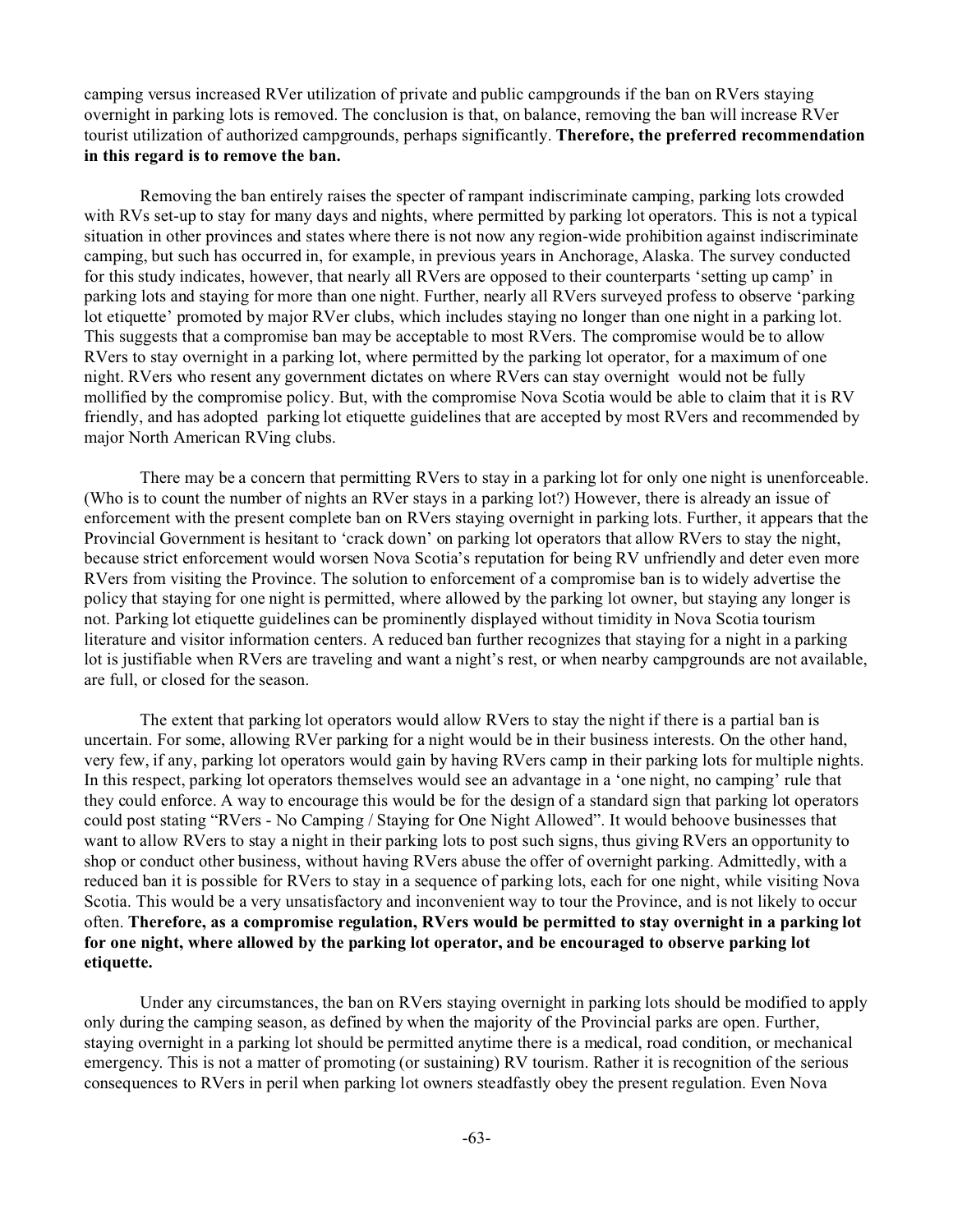camping versus increased RVer utilization of private and public campgrounds if the ban on RVers staying overnight in parking lots is removed. The conclusion is that, on balance, removing the ban will increase RVer tourist utilization of authorized campgrounds, perhaps significantly. **Therefore, the preferred recommendation in this regard is to remove the ban.**

Removing the ban entirely raises the specter of rampant indiscriminate camping, parking lots crowded with RVs set-up to stay for many days and nights, where permitted by parking lot operators. This is not a typical situation in other provinces and states where there is not now any region-wide prohibition against indiscriminate camping, but such has occurred in, for example, in previous years in Anchorage, Alaska. The survey conducted for this study indicates, however, that nearly all RVers are opposed to their counterparts 'setting up camp' in parking lots and staying for more than one night. Further, nearly all RVers surveyed profess to observe 'parking lot etiquette' promoted by major RVer clubs, which includes staying no longer than one night in a parking lot. This suggests that a compromise ban may be acceptable to most RVers. The compromise would be to allow RVers to stay overnight in a parking lot, where permitted by the parking lot operator, for a maximum of one night. RVers who resent any government dictates on where RVers can stay overnight would not be fully mollified by the compromise policy. But, with the compromise Nova Scotia would be able to claim that it is RV friendly, and has adopted parking lot etiquette guidelines that are accepted by most RVers and recommended by major North American RVing clubs.

There may be a concern that permitting RVers to stay in a parking lot for only one night is unenforceable. (Who is to count the number of nights an RVer stays in a parking lot?) However, there is already an issue of enforcement with the present complete ban on RVers staying overnight in parking lots. Further, it appears that the Provincial Government is hesitant to 'crack down' on parking lot operators that allow RVers to stay the night, because strict enforcement would worsen Nova Scotia's reputation for being RV unfriendly and deter even more RVers from visiting the Province. The solution to enforcement of a compromise ban is to widely advertise the policy that staying for one night is permitted, where allowed by the parking lot owner, but staying any longer is not. Parking lot etiquette guidelines can be prominently displayed without timidity in Nova Scotia tourism literature and visitor information centers. A reduced ban further recognizes that staying for a night in a parking lot is justifiable when RVers are traveling and want a night's rest, or when nearby campgrounds are not available, are full, or closed for the season.

The extent that parking lot operators would allow RVers to stay the night if there is a partial ban is uncertain. For some, allowing RVer parking for a night would be in their business interests. On the other hand, very few, if any, parking lot operators would gain by having RVers camp in their parking lots for multiple nights. In this respect, parking lot operators themselves would see an advantage in a 'one night, no camping' rule that they could enforce. A way to encourage this would be for the design of a standard sign that parking lot operators could post stating "RVers - No Camping / Staying for One Night Allowed". It would behoove businesses that want to allow RVers to stay a night in their parking lots to post such signs, thus giving RVers an opportunity to shop or conduct other business, without having RVers abuse the offer of overnight parking. Admittedly, with a reduced ban it is possible for RVers to stay in a sequence of parking lots, each for one night, while visiting Nova Scotia. This would be a very unsatisfactory and inconvenient way to tour the Province, and is not likely to occur often. **Therefore, as a compromise regulation, RVers would be permitted to stay overnight in a parking lot for one night, where allowed by the parking lot operator, and be encouraged to observe parking lot etiquette.**

Under any circumstances, the ban on RVers staying overnight in parking lots should be modified to apply only during the camping season, as defined by when the majority of the Provincial parks are open. Further, staying overnight in a parking lot should be permitted anytime there is a medical, road condition, or mechanical emergency. This is not a matter of promoting (or sustaining) RV tourism. Rather it is recognition of the serious consequences to RVers in peril when parking lot owners steadfastly obey the present regulation. Even Nova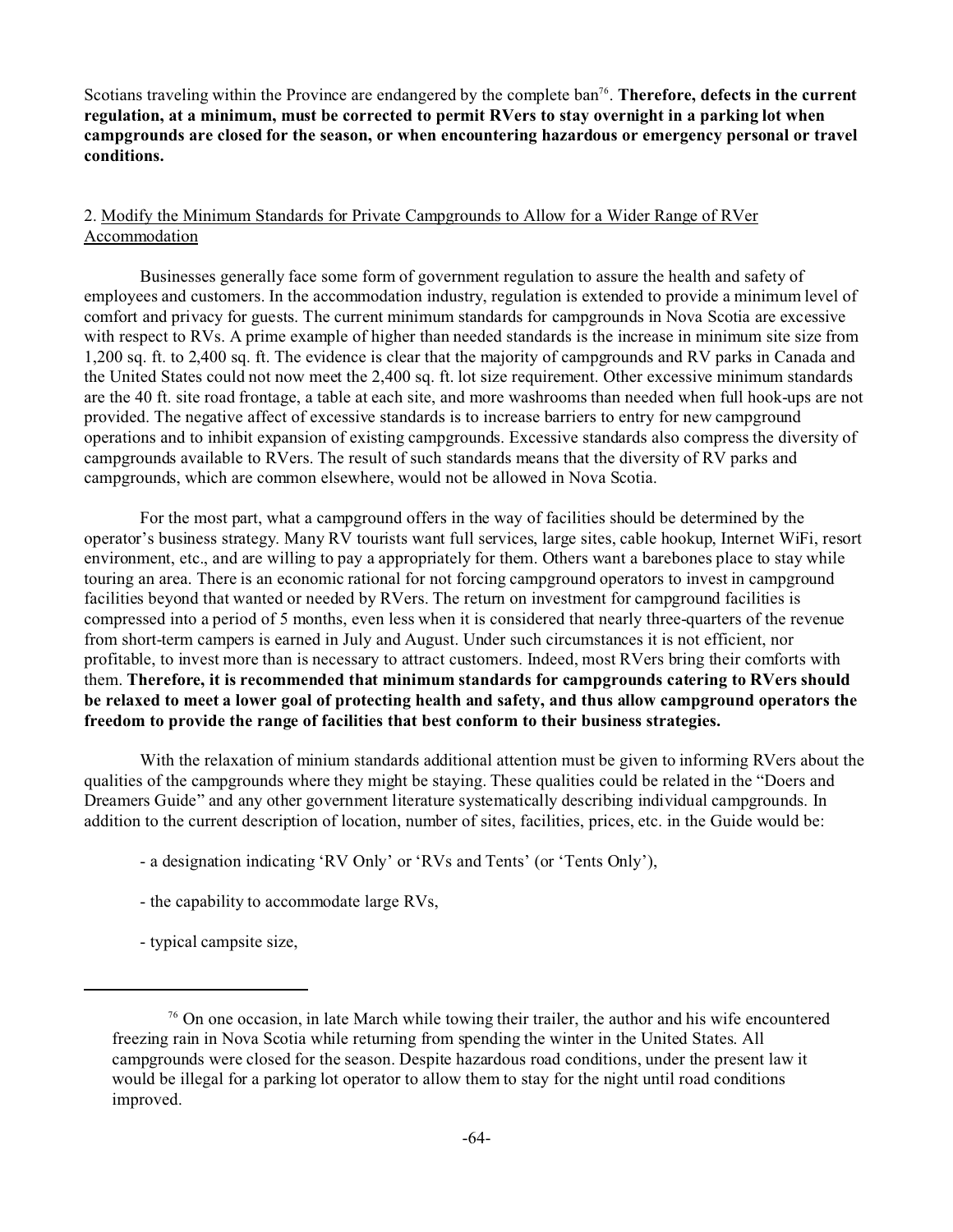Scotians traveling within the Province are endangered by the complete ban[76]. **Therefore, defects in the current regulation, at a minimum, must be corrected to permit RVers to stay overnight in a parking lot when campgrounds are closed for the season, or when encountering hazardous or emergency personal or travel conditions.**

2. Modify the Minimum Standards for Private Campgrounds to Allow for a Wider Range of RVer Accommodation

Businesses generally face some form of government regulation to assure the health and safety of employees and customers. In the accommodation industry, regulation is extended to provide a minimum level of comfort and privacy for guests. The current minimum standards for campgrounds in Nova Scotia are excessive with respect to RVs. A prime example of higher than needed standards is the increase in minimum site size from 1,200 sq. ft. to 2,400 sq. ft. The evidence is clear that the majority of campgrounds and RV parks in Canada and the United States could not now meet the 2,400 sq. ft. lot size requirement. Other excessive minimum standards are the 40 ft. site road frontage, a table at each site, and more washrooms than needed when full hook-ups are not provided. The negative affect of excessive standards is to increase barriers to entry for new campground operations and to inhibit expansion of existing campgrounds. Excessive standards also compress the diversity of campgrounds available to RVers. The result of such standards means that the diversity of RV parks and campgrounds, which are common elsewhere, would not be allowed in Nova Scotia.

For the most part, what a campground offers in the way of facilities should be determined by the operator's business strategy. Many RV tourists want full services, large sites, cable hookup, Internet WiFi, resort environment, etc., and are willing to pay a appropriately for them. Others want a barebones place to stay while touring an area. There is an economic rational for not forcing campground operators to invest in campground facilities beyond that wanted or needed by RVers. The return on investment for campground facilities is compressed into a period of 5 months, even less when it is considered that nearly three-quarters of the revenue from short-term campers is earned in July and August. Under such circumstances it is not efficient, nor profitable, to invest more than is necessary to attract customers. Indeed, most RVers bring their comforts with them. **Therefore, it is recommended that minimum standards for campgrounds catering to RVers should be relaxed to meet a lower goal of protecting health and safety, and thus allow campground operators the freedom to provide the range of facilities that best conform to their business strategies.**

With the relaxation of minium standards additional attention must be given to informing RVers about the qualities of the campgrounds where they might be staying. These qualities could be related in the "Doers and Dreamers Guide" and any other government literature systematically describing individual campgrounds. In addition to the current description of location, number of sites, facilities, prices, etc. in the Guide would be:

- a designation indicating 'RV Only' or 'RVs and Tents' (or 'Tents Only'),

- the capability to accommodate large RVs,

- typical campsite size,

[76] On one occasion, in late March while towing their trailer, the author and his wife encountered freezing rain in Nova Scotia while returning from spending the winter in the United States. All campgrounds were closed for the season. Despite hazardous road conditions, under the present law it would be illegal for a parking lot operator to allow them to stay for the night until road conditions improved.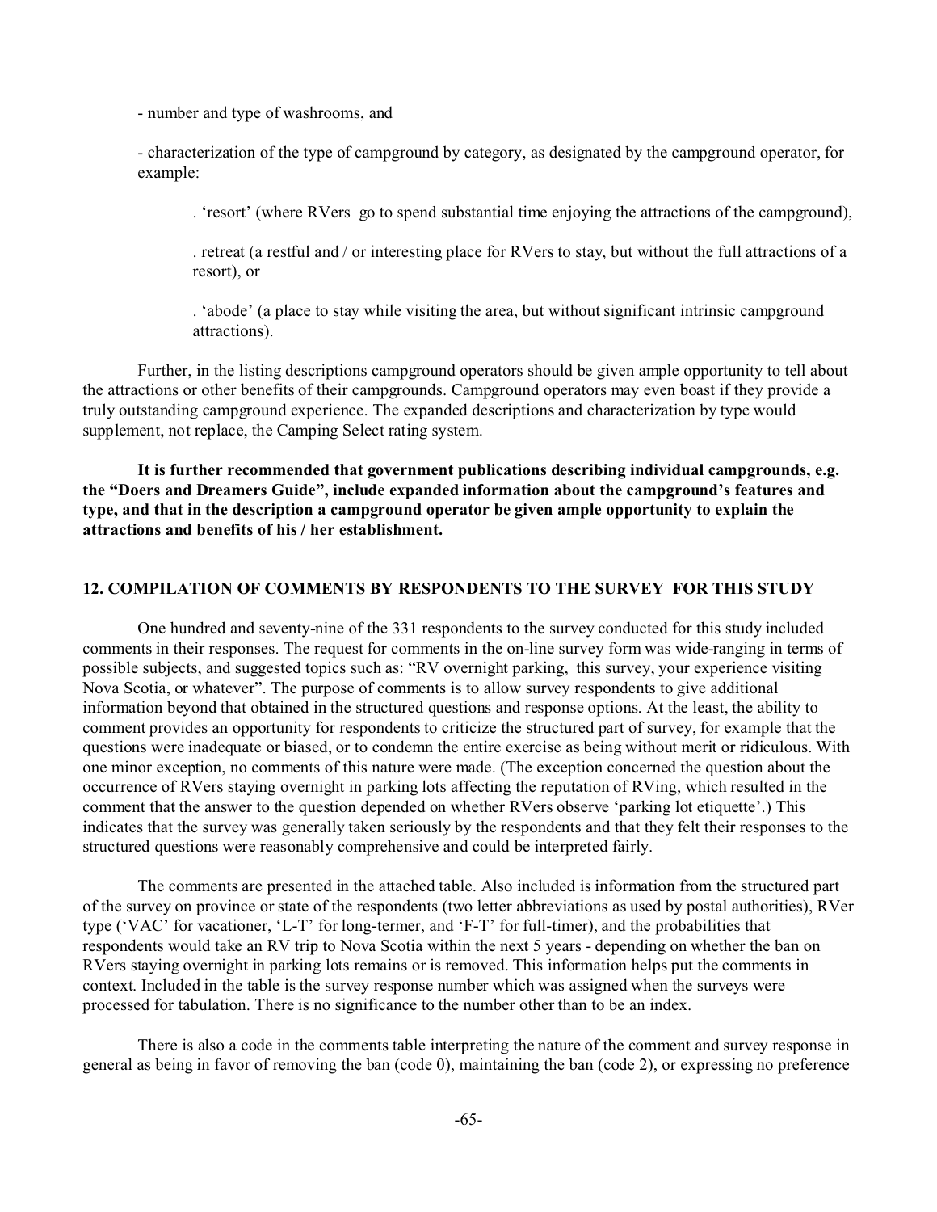- number and type of washrooms, and

- characterization of the type of campground by category, as designated by the campground operator, for example:

. 'resort' (where RVers go to spend substantial time enjoying the attractions of the campground),

. retreat (a restful and / or interesting place for RVers to stay, but without the full attractions of a resort), or

. 'abode' (a place to stay while visiting the area, but without significant intrinsic campground attractions).

Further, in the listing descriptions campground operators should be given ample opportunity to tell about the attractions or other benefits of their campgrounds. Campground operators may even boast if they provide a truly outstanding campground experience. The expanded descriptions and characterization by type would supplement, not replace, the Camping Select rating system.

**It is further recommended that government publications describing individual campgrounds, e.g. the "Doers and Dreamers Guide", include expanded information about the campground's features and type, and that in the description a campground operator be given ample opportunity to explain the attractions and benefits of his / her establishment.**

## 12. COMPILATION OF COMMENTS BY RESPONDENTS TO THE SURVEY FOR THIS STUDY

One hundred and seventy-nine of the 331 respondents to the survey conducted for this study included comments in their responses. The request for comments in the on-line survey form was wide-ranging in terms of possible subjects, and suggested topics such as: "RV overnight parking, this survey, your experience visiting Nova Scotia, or whatever". The purpose of comments is to allow survey respondents to give additional information beyond that obtained in the structured questions and response options. At the least, the ability to comment provides an opportunity for respondents to criticize the structured part of survey, for example that the questions were inadequate or biased, or to condemn the entire exercise as being without merit or ridiculous. With one minor exception, no comments of this nature were made. (The exception concerned the question about the occurrence of RVers staying overnight in parking lots affecting the reputation of RVing, which resulted in the comment that the answer to the question depended on whether RVers observe 'parking lot etiquette'.) This indicates that the survey was generally taken seriously by the respondents and that they felt their responses to the structured questions were reasonably comprehensive and could be interpreted fairly.

The comments are presented in the attached table. Also included is information from the structured part of the survey on province or state of the respondents (two letter abbreviations as used by postal authorities), RVer type ('VAC' for vacationer, 'L-T' for long-termer, and 'F-T' for full-timer), and the probabilities that respondents would take an RV trip to Nova Scotia within the next 5 years - depending on whether the ban on RVers staying overnight in parking lots remains or is removed. This information helps put the comments in context. Included in the table is the survey response number which was assigned when the surveys were processed for tabulation. There is no significance to the number other than to be an index.

There is also a code in the comments table interpreting the nature of the comment and survey response in general as being in favor of removing the ban (code 0), maintaining the ban (code 2), or expressing no preference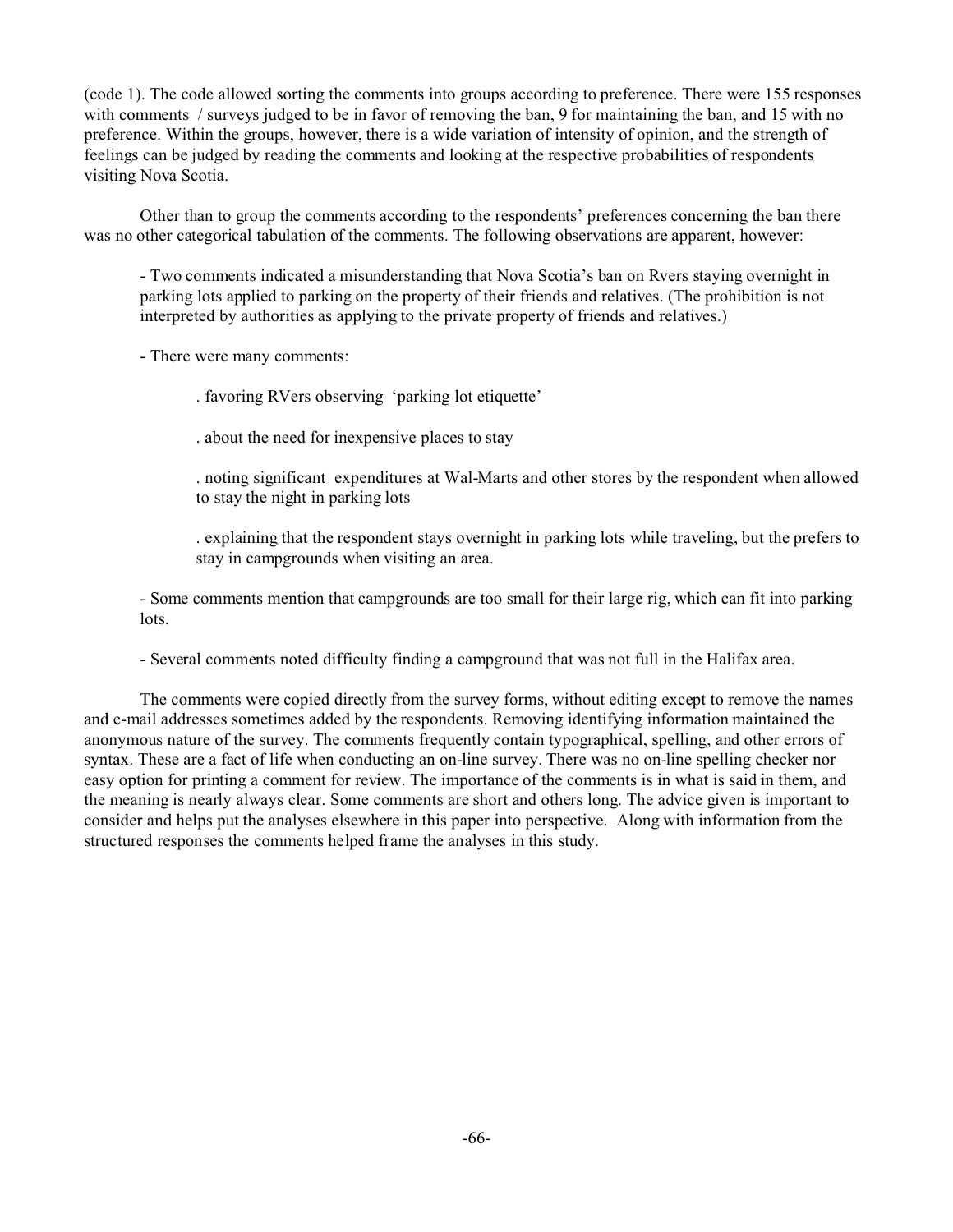(code 1). The code allowed sorting the comments into groups according to preference. There were 155 responses with comments / surveys judged to be in favor of removing the ban, 9 for maintaining the ban, and 15 with no preference. Within the groups, however, there is a wide variation of intensity of opinion, and the strength of feelings can be judged by reading the comments and looking at the respective probabilities of respondents visiting Nova Scotia.

Other than to group the comments according to the respondents' preferences concerning the ban there was no other categorical tabulation of the comments. The following observations are apparent, however:

- Two comments indicated a misunderstanding that Nova Scotia's ban on Rvers staying overnight in parking lots applied to parking on the property of their friends and relatives. (The prohibition is not interpreted by authorities as applying to the private property of friends and relatives.)

- There were many comments:

  . favoring RVers observing 'parking lot etiquette'

  . about the need for inexpensive places to stay

  . noting significant expenditures at Wal-Marts and other stores by the respondent when allowed to stay the night in parking lots

  . explaining that the respondent stays overnight in parking lots while traveling, but the prefers to stay in campgrounds when visiting an area.

- Some comments mention that campgrounds are too small for their large rig, which can fit into parking lots.

- Several comments noted difficulty finding a campground that was not full in the Halifax area.

The comments were copied directly from the survey forms, without editing except to remove the names and e-mail addresses sometimes added by the respondents. Removing identifying information maintained the anonymous nature of the survey. The comments frequently contain typographical, spelling, and other errors of syntax. These are a fact of life when conducting an on-line survey. There was no on-line spelling checker nor easy option for printing a comment for review. The importance of the comments is in what is said in them, and the meaning is nearly always clear. Some comments are short and others long. The advice given is important to consider and helps put the analyses elsewhere in this paper into perspective. Along with information from the structured responses the comments helped frame the analyses in this study.